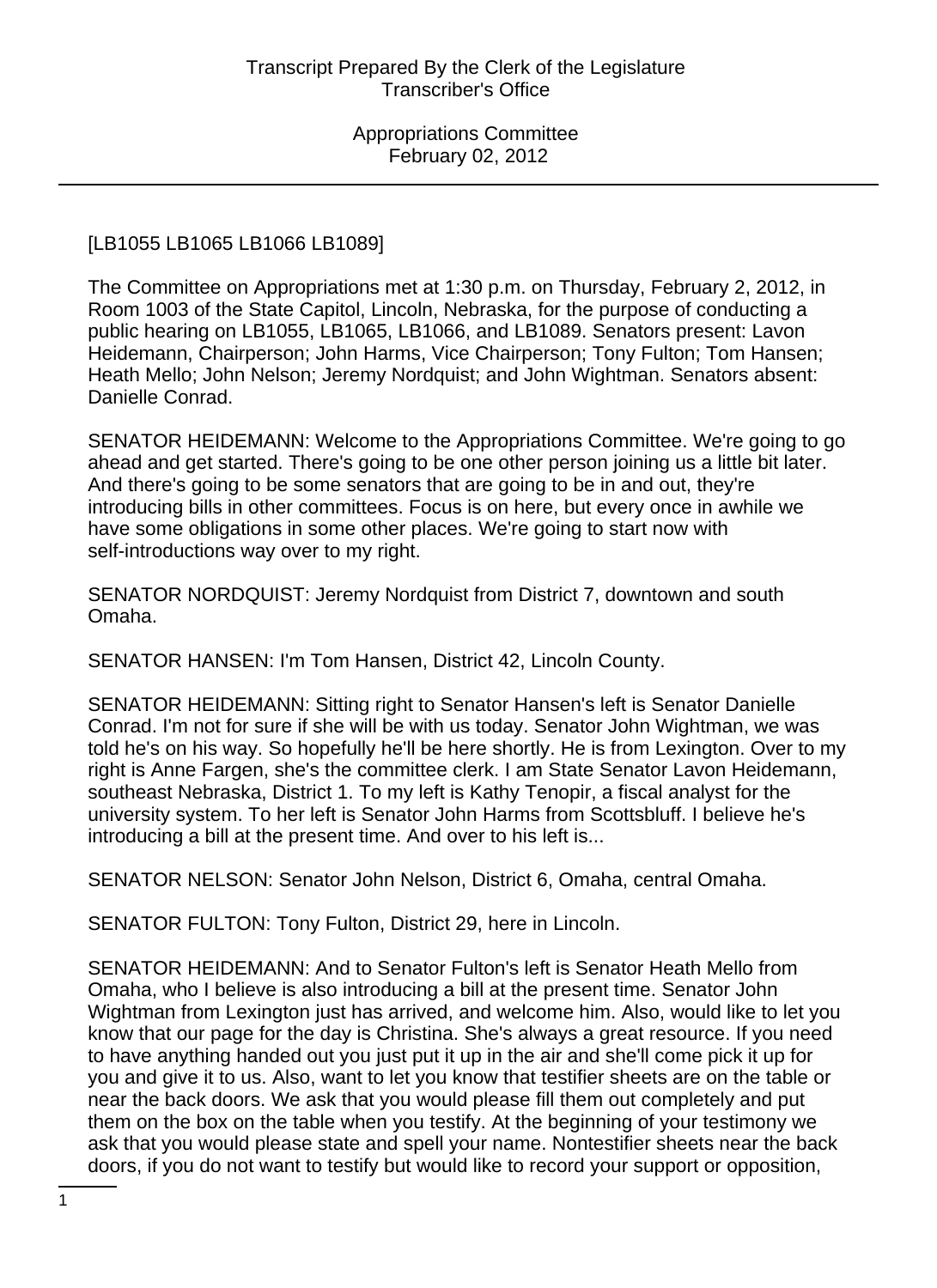[LB1055 LB1065 LB1066 LB1089]

The Committee on Appropriations met at 1:30 p.m. on Thursday, February 2, 2012, in Room 1003 of the State Capitol, Lincoln, Nebraska, for the purpose of conducting a public hearing on LB1055, LB1065, LB1066, and LB1089. Senators present: Lavon Heidemann, Chairperson; John Harms, Vice Chairperson; Tony Fulton; Tom Hansen; Heath Mello; John Nelson; Jeremy Nordquist; and John Wightman. Senators absent: Danielle Conrad.

SENATOR HEIDEMANN: Welcome to the Appropriations Committee. We're going to go ahead and get started. There's going to be one other person joining us a little bit later. And there's going to be some senators that are going to be in and out, they're introducing bills in other committees. Focus is on here, but every once in awhile we have some obligations in some other places. We're going to start now with self-introductions way over to my right.

SENATOR NORDQUIST: Jeremy Nordquist from District 7, downtown and south Omaha.

SENATOR HANSEN: I'm Tom Hansen, District 42, Lincoln County.

SENATOR HEIDEMANN: Sitting right to Senator Hansen's left is Senator Danielle Conrad. I'm not for sure if she will be with us today. Senator John Wightman, we was told he's on his way. So hopefully he'll be here shortly. He is from Lexington. Over to my right is Anne Fargen, she's the committee clerk. I am State Senator Lavon Heidemann, southeast Nebraska, District 1. To my left is Kathy Tenopir, a fiscal analyst for the university system. To her left is Senator John Harms from Scottsbluff. I believe he's introducing a bill at the present time. And over to his left is...

SENATOR NELSON: Senator John Nelson, District 6, Omaha, central Omaha.

SENATOR FULTON: Tony Fulton, District 29, here in Lincoln.

SENATOR HEIDEMANN: And to Senator Fulton's left is Senator Heath Mello from Omaha, who I believe is also introducing a bill at the present time. Senator John Wightman from Lexington just has arrived, and welcome him. Also, would like to let you know that our page for the day is Christina. She's always a great resource. If you need to have anything handed out you just put it up in the air and she'll come pick it up for you and give it to us. Also, want to let you know that testifier sheets are on the table or near the back doors. We ask that you would please fill them out completely and put them on the box on the table when you testify. At the beginning of your testimony we ask that you would please state and spell your name. Nontestifier sheets near the back doors, if you do not want to testify but would like to record your support or opposition,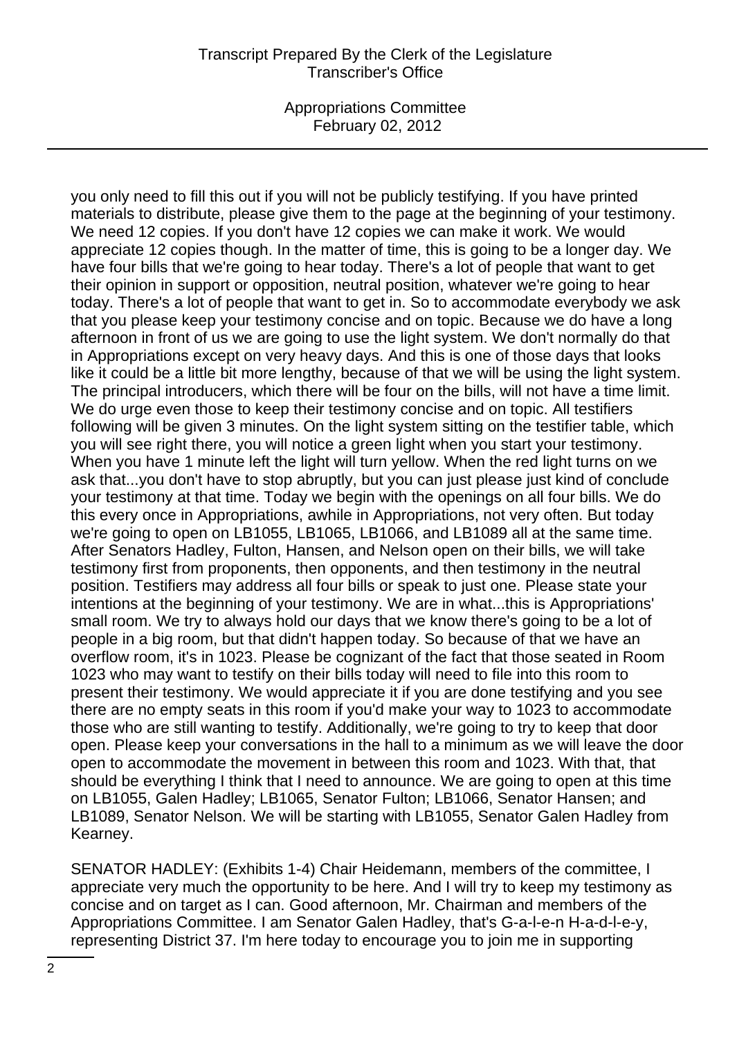you only need to fill this out if you will not be publicly testifying. If you have printed materials to distribute, please give them to the page at the beginning of your testimony. We need 12 copies. If you don't have 12 copies we can make it work. We would appreciate 12 copies though. In the matter of time, this is going to be a longer day. We have four bills that we're going to hear today. There's a lot of people that want to get their opinion in support or opposition, neutral position, whatever we're going to hear today. There's a lot of people that want to get in. So to accommodate everybody we ask that you please keep your testimony concise and on topic. Because we do have a long afternoon in front of us we are going to use the light system. We don't normally do that in Appropriations except on very heavy days. And this is one of those days that looks like it could be a little bit more lengthy, because of that we will be using the light system. The principal introducers, which there will be four on the bills, will not have a time limit. We do urge even those to keep their testimony concise and on topic. All testifiers following will be given 3 minutes. On the light system sitting on the testifier table, which you will see right there, you will notice a green light when you start your testimony. When you have 1 minute left the light will turn yellow. When the red light turns on we ask that...you don't have to stop abruptly, but you can just please just kind of conclude your testimony at that time. Today we begin with the openings on all four bills. We do this every once in Appropriations, awhile in Appropriations, not very often. But today we're going to open on LB1055, LB1065, LB1066, and LB1089 all at the same time. After Senators Hadley, Fulton, Hansen, and Nelson open on their bills, we will take testimony first from proponents, then opponents, and then testimony in the neutral position. Testifiers may address all four bills or speak to just one. Please state your intentions at the beginning of your testimony. We are in what...this is Appropriations' small room. We try to always hold our days that we know there's going to be a lot of people in a big room, but that didn't happen today. So because of that we have an overflow room, it's in 1023. Please be cognizant of the fact that those seated in Room 1023 who may want to testify on their bills today will need to file into this room to present their testimony. We would appreciate it if you are done testifying and you see there are no empty seats in this room if you'd make your way to 1023 to accommodate those who are still wanting to testify. Additionally, we're going to try to keep that door open. Please keep your conversations in the hall to a minimum as we will leave the door open to accommodate the movement in between this room and 1023. With that, that should be everything I think that I need to announce. We are going to open at this time on LB1055, Galen Hadley; LB1065, Senator Fulton; LB1066, Senator Hansen; and LB1089, Senator Nelson. We will be starting with LB1055, Senator Galen Hadley from Kearney.

SENATOR HADLEY: (Exhibits 1-4) Chair Heidemann, members of the committee, I appreciate very much the opportunity to be here. And I will try to keep my testimony as concise and on target as I can. Good afternoon, Mr. Chairman and members of the Appropriations Committee. I am Senator Galen Hadley, that's G-a-l-e-n H-a-d-l-e-y, representing District 37. I'm here today to encourage you to join me in supporting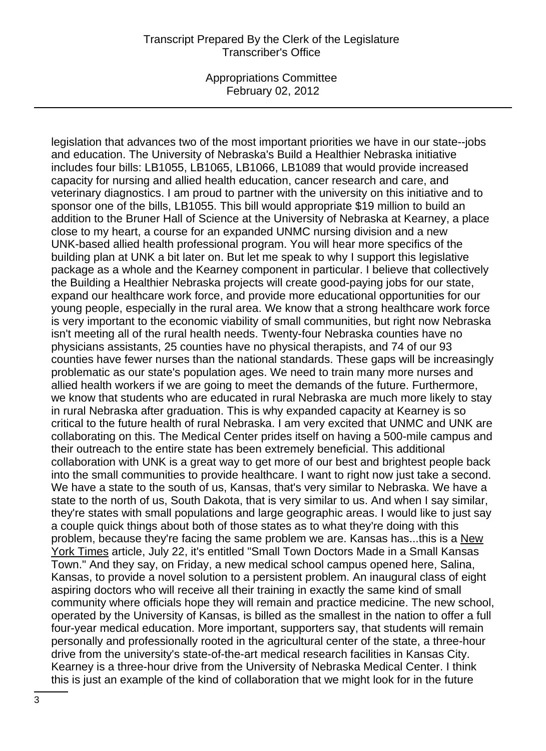legislation that advances two of the most important priorities we have in our state--jobs and education. The University of Nebraska's Build a Healthier Nebraska initiative includes four bills: LB1055, LB1065, LB1066, LB1089 that would provide increased capacity for nursing and allied health education, cancer research and care, and veterinary diagnostics. I am proud to partner with the university on this initiative and to sponsor one of the bills, LB1055. This bill would appropriate $19 million to build an addition to the Bruner Hall of Science at the University of Nebraska at Kearney, a place close to my heart, a course for an expanded UNMC nursing division and a new UNK-based allied health professional program. You will hear more specifics of the building plan at UNK a bit later on. But let me speak to why I support this legislative package as a whole and the Kearney component in particular. I believe that collectively the Building a Healthier Nebraska projects will create good-paying jobs for our state, expand our healthcare work force, and provide more educational opportunities for our young people, especially in the rural area. We know that a strong healthcare work force is very important to the economic viability of small communities, but right now Nebraska isn't meeting all of the rural health needs. Twenty-four Nebraska counties have no physicians assistants, 25 counties have no physical therapists, and 74 of our 93 counties have fewer nurses than the national standards. These gaps will be increasingly problematic as our state's population ages. We need to train many more nurses and allied health workers if we are going to meet the demands of the future. Furthermore, we know that students who are educated in rural Nebraska are much more likely to stay in rural Nebraska after graduation. This is why expanded capacity at Kearney is so critical to the future health of rural Nebraska. I am very excited that UNMC and UNK are collaborating on this. The Medical Center prides itself on having a 500-mile campus and their outreach to the entire state has been extremely beneficial. This additional collaboration with UNK is a great way to get more of our best and brightest people back into the small communities to provide healthcare. I want to right now just take a second. We have a state to the south of us, Kansas, that's very similar to Nebraska. We have a state to the north of us, South Dakota, that is very similar to us. And when I say similar, they're states with small populations and large geographic areas. I would like to just say a couple quick things about both of those states as to what they're doing with this problem, because they're facing the same problem we are. Kansas has...this is a New York Times article, July 22, it's entitled "Small Town Doctors Made in a Small Kansas Town." And they say, on Friday, a new medical school campus opened here, Salina, Kansas, to provide a novel solution to a persistent problem. An inaugural class of eight aspiring doctors who will receive all their training in exactly the same kind of small community where officials hope they will remain and practice medicine. The new school, operated by the University of Kansas, is billed as the smallest in the nation to offer a full four-year medical education. More important, supporters say, that students will remain personally and professionally rooted in the agricultural center of the state, a three-hour drive from the university's state-of-the-art medical research facilities in Kansas City. Kearney is a three-hour drive from the University of Nebraska Medical Center. I think this is just an example of the kind of collaboration that we might look for in the future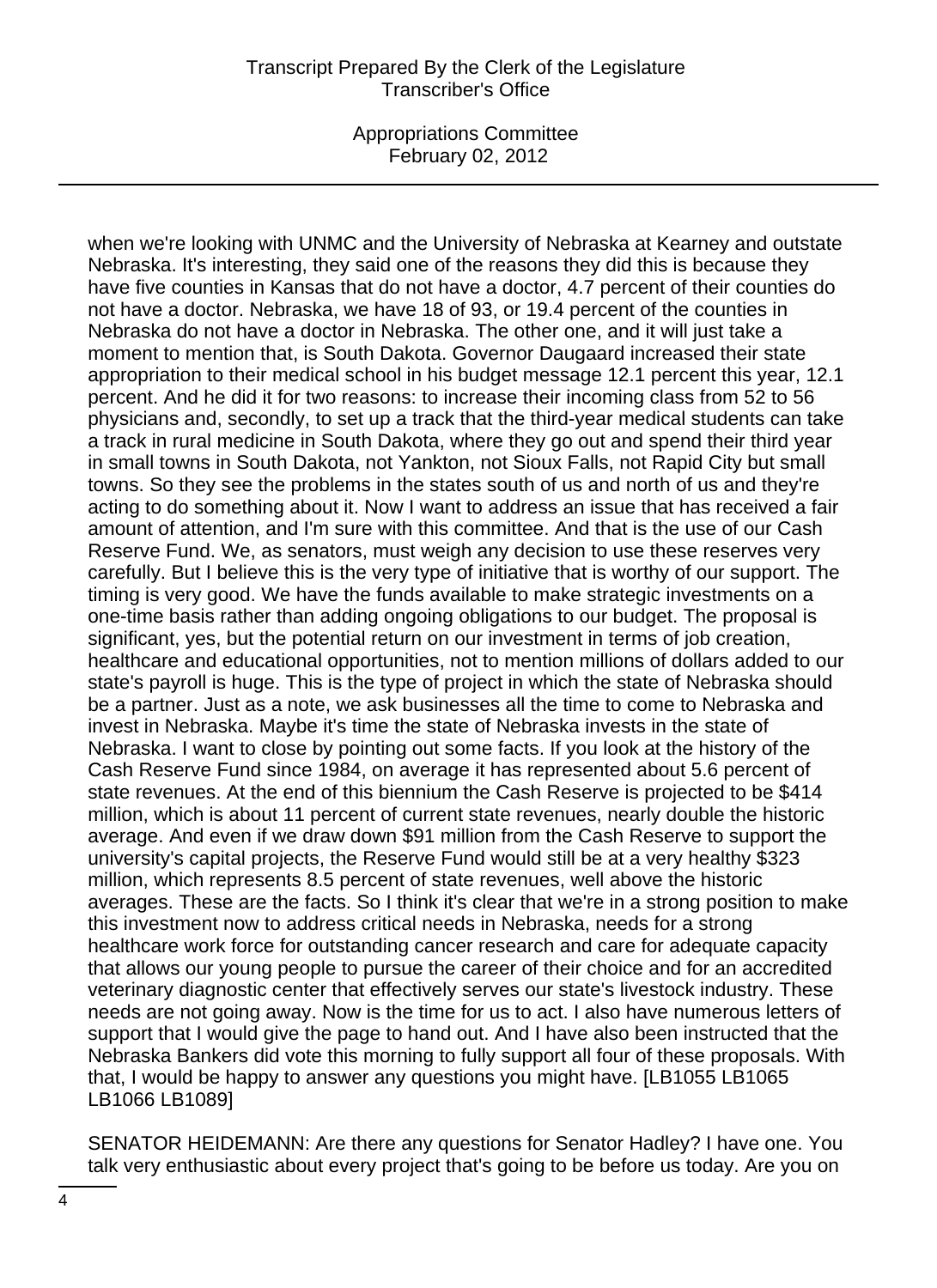when we're looking with UNMC and the University of Nebraska at Kearney and outstate Nebraska. It's interesting, they said one of the reasons they did this is because they have five counties in Kansas that do not have a doctor, 4.7 percent of their counties do not have a doctor. Nebraska, we have 18 of 93, or 19.4 percent of the counties in Nebraska do not have a doctor in Nebraska. The other one, and it will just take a moment to mention that, is South Dakota. Governor Daugaard increased their state appropriation to their medical school in his budget message 12.1 percent this year, 12.1 percent. And he did it for two reasons: to increase their incoming class from 52 to 56 physicians and, secondly, to set up a track that the third-year medical students can take a track in rural medicine in South Dakota, where they go out and spend their third year in small towns in South Dakota, not Yankton, not Sioux Falls, not Rapid City but small towns. So they see the problems in the states south of us and north of us and they're acting to do something about it. Now I want to address an issue that has received a fair amount of attention, and I'm sure with this committee. And that is the use of our Cash Reserve Fund. We, as senators, must weigh any decision to use these reserves very carefully. But I believe this is the very type of initiative that is worthy of our support. The timing is very good. We have the funds available to make strategic investments on a one-time basis rather than adding ongoing obligations to our budget. The proposal is significant, yes, but the potential return on our investment in terms of job creation, healthcare and educational opportunities, not to mention millions of dollars added to our state's payroll is huge. This is the type of project in which the state of Nebraska should be a partner. Just as a note, we ask businesses all the time to come to Nebraska and invest in Nebraska. Maybe it's time the state of Nebraska invests in the state of Nebraska. I want to close by pointing out some facts. If you look at the history of the Cash Reserve Fund since 1984, on average it has represented about 5.6 percent of state revenues. At the end of this biennium the Cash Reserve is projected to be $414 million, which is about 11 percent of current state revenues, nearly double the historic average. And even if we draw down $91 million from the Cash Reserve to support the university's capital projects, the Reserve Fund would still be at a very healthy $323 million, which represents 8.5 percent of state revenues, well above the historic averages. These are the facts. So I think it's clear that we're in a strong position to make this investment now to address critical needs in Nebraska, needs for a strong healthcare work force for outstanding cancer research and care for adequate capacity that allows our young people to pursue the career of their choice and for an accredited veterinary diagnostic center that effectively serves our state's livestock industry. These needs are not going away. Now is the time for us to act. I also have numerous letters of support that I would give the page to hand out. And I have also been instructed that the Nebraska Bankers did vote this morning to fully support all four of these proposals. With that, I would be happy to answer any questions you might have. [LB1055 LB1065 LB1066 LB1089]

SENATOR HEIDEMANN: Are there any questions for Senator Hadley? I have one. You talk very enthusiastic about every project that's going to be before us today. Are you on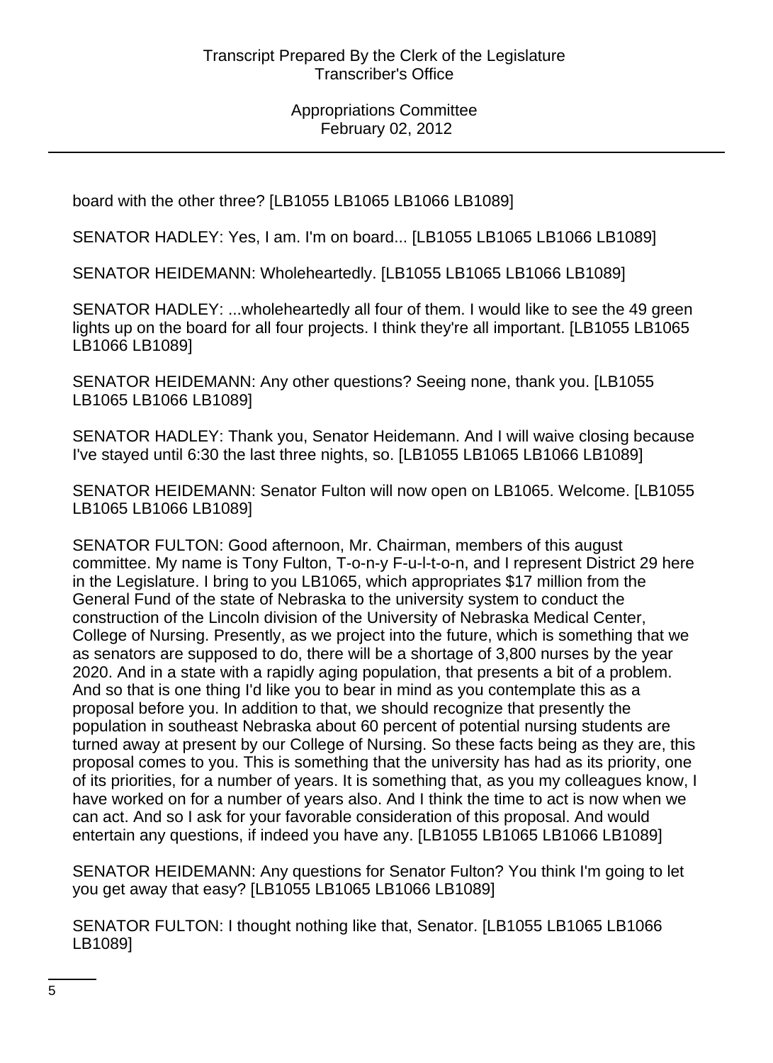board with the other three? [LB1055 LB1065 LB1066 LB1089]

SENATOR HADLEY: Yes, I am. I'm on board... [LB1055 LB1065 LB1066 LB1089]

SENATOR HEIDEMANN: Wholeheartedly. [LB1055 LB1065 LB1066 LB1089]

SENATOR HADLEY: ...wholeheartedly all four of them. I would like to see the 49 green lights up on the board for all four projects. I think they're all important. [LB1055 LB1065 LB1066 LB1089]

SENATOR HEIDEMANN: Any other questions? Seeing none, thank you. [LB1055 LB1065 LB1066 LB1089]

SENATOR HADLEY: Thank you, Senator Heidemann. And I will waive closing because I've stayed until 6:30 the last three nights, so. [LB1055 LB1065 LB1066 LB1089]

SENATOR HEIDEMANN: Senator Fulton will now open on LB1065. Welcome. [LB1055 LB1065 LB1066 LB1089]

SENATOR FULTON: Good afternoon, Mr. Chairman, members of this august committee. My name is Tony Fulton, T-o-n-y F-u-l-t-o-n, and I represent District 29 here in the Legislature. I bring to you LB1065, which appropriates $17 million from the General Fund of the state of Nebraska to the university system to conduct the construction of the Lincoln division of the University of Nebraska Medical Center, College of Nursing. Presently, as we project into the future, which is something that we as senators are supposed to do, there will be a shortage of 3,800 nurses by the year 2020. And in a state with a rapidly aging population, that presents a bit of a problem. And so that is one thing I'd like you to bear in mind as you contemplate this as a proposal before you. In addition to that, we should recognize that presently the population in southeast Nebraska about 60 percent of potential nursing students are turned away at present by our College of Nursing. So these facts being as they are, this proposal comes to you. This is something that the university has had as its priority, one of its priorities, for a number of years. It is something that, as you my colleagues know, I have worked on for a number of years also. And I think the time to act is now when we can act. And so I ask for your favorable consideration of this proposal. And would entertain any questions, if indeed you have any. [LB1055 LB1065 LB1066 LB1089]

SENATOR HEIDEMANN: Any questions for Senator Fulton? You think I'm going to let you get away that easy? [LB1055 LB1065 LB1066 LB1089]

SENATOR FULTON: I thought nothing like that, Senator. [LB1055 LB1065 LB1066 LB1089]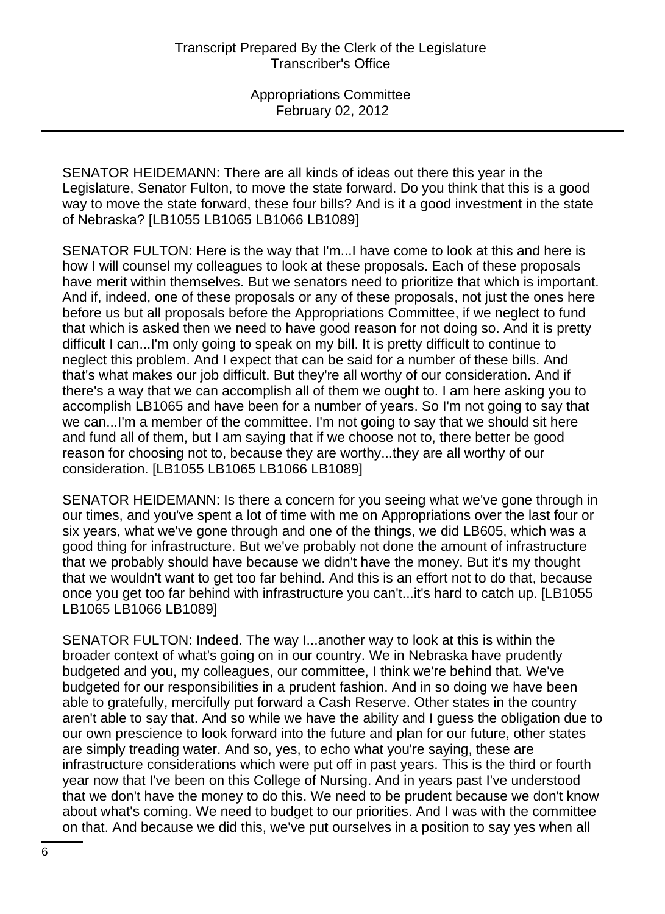SENATOR HEIDEMANN: There are all kinds of ideas out there this year in the Legislature, Senator Fulton, to move the state forward. Do you think that this is a good way to move the state forward, these four bills? And is it a good investment in the state of Nebraska? [LB1055 LB1065 LB1066 LB1089]

SENATOR FULTON: Here is the way that I'm...I have come to look at this and here is how I will counsel my colleagues to look at these proposals. Each of these proposals have merit within themselves. But we senators need to prioritize that which is important. And if, indeed, one of these proposals or any of these proposals, not just the ones here before us but all proposals before the Appropriations Committee, if we neglect to fund that which is asked then we need to have good reason for not doing so. And it is pretty difficult I can...I'm only going to speak on my bill. It is pretty difficult to continue to neglect this problem. And I expect that can be said for a number of these bills. And that's what makes our job difficult. But they're all worthy of our consideration. And if there's a way that we can accomplish all of them we ought to. I am here asking you to accomplish LB1065 and have been for a number of years. So I'm not going to say that we can...I'm a member of the committee. I'm not going to say that we should sit here and fund all of them, but I am saying that if we choose not to, there better be good reason for choosing not to, because they are worthy...they are all worthy of our consideration. [LB1055 LB1065 LB1066 LB1089]

SENATOR HEIDEMANN: Is there a concern for you seeing what we've gone through in our times, and you've spent a lot of time with me on Appropriations over the last four or six years, what we've gone through and one of the things, we did LB605, which was a good thing for infrastructure. But we've probably not done the amount of infrastructure that we probably should have because we didn't have the money. But it's my thought that we wouldn't want to get too far behind. And this is an effort not to do that, because once you get too far behind with infrastructure you can't...it's hard to catch up. [LB1055 LB1065 LB1066 LB1089]

SENATOR FULTON: Indeed. The way I...another way to look at this is within the broader context of what's going on in our country. We in Nebraska have prudently budgeted and you, my colleagues, our committee, I think we're behind that. We've budgeted for our responsibilities in a prudent fashion. And in so doing we have been able to gratefully, mercifully put forward a Cash Reserve. Other states in the country aren't able to say that. And so while we have the ability and I guess the obligation due to our own prescience to look forward into the future and plan for our future, other states are simply treading water. And so, yes, to echo what you're saying, these are infrastructure considerations which were put off in past years. This is the third or fourth year now that I've been on this College of Nursing. And in years past I've understood that we don't have the money to do this. We need to be prudent because we don't know about what's coming. We need to budget to our priorities. And I was with the committee on that. And because we did this, we've put ourselves in a position to say yes when all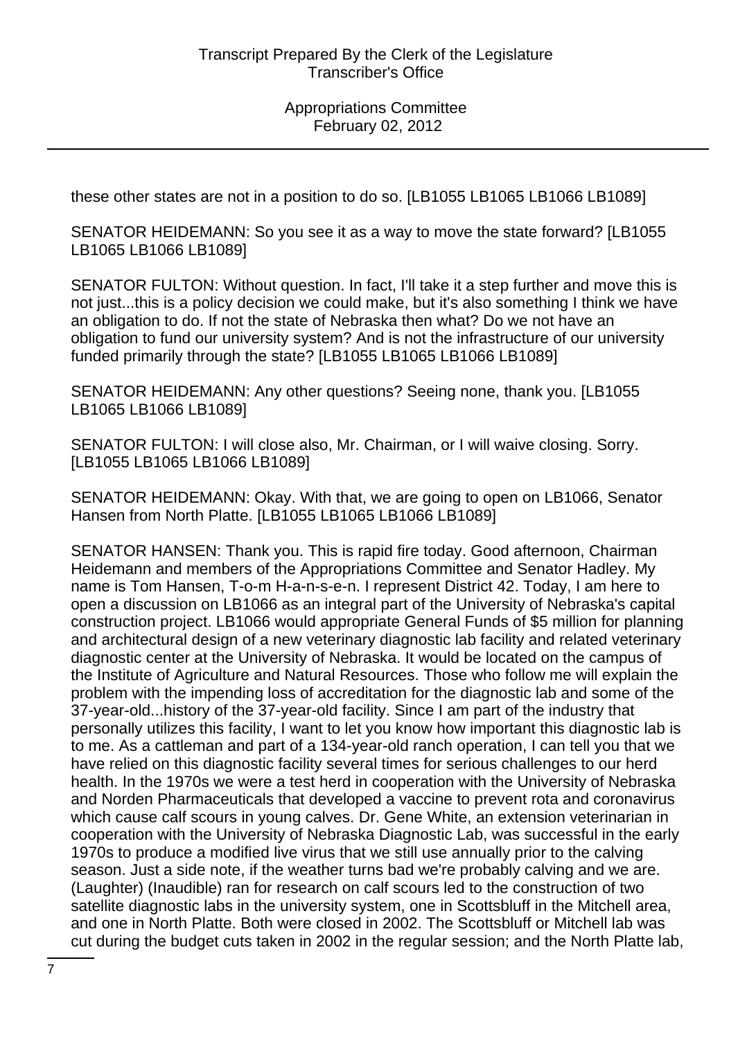these other states are not in a position to do so. [LB1055 LB1065 LB1066 LB1089]

SENATOR HEIDEMANN: So you see it as a way to move the state forward? [LB1055 LB1065 LB1066 LB1089]

SENATOR FULTON: Without question. In fact, I'll take it a step further and move this is not just...this is a policy decision we could make, but it's also something I think we have an obligation to do. If not the state of Nebraska then what? Do we not have an obligation to fund our university system? And is not the infrastructure of our university funded primarily through the state? [LB1055 LB1065 LB1066 LB1089]

SENATOR HEIDEMANN: Any other questions? Seeing none, thank you. [LB1055 LB1065 LB1066 LB1089]

SENATOR FULTON: I will close also, Mr. Chairman, or I will waive closing. Sorry. [LB1055 LB1065 LB1066 LB1089]

SENATOR HEIDEMANN: Okay. With that, we are going to open on LB1066, Senator Hansen from North Platte. [LB1055 LB1065 LB1066 LB1089]

SENATOR HANSEN: Thank you. This is rapid fire today. Good afternoon, Chairman Heidemann and members of the Appropriations Committee and Senator Hadley. My name is Tom Hansen, T-o-m H-a-n-s-e-n. I represent District 42. Today, I am here to open a discussion on LB1066 as an integral part of the University of Nebraska's capital construction project. LB1066 would appropriate General Funds of $5 million for planning and architectural design of a new veterinary diagnostic lab facility and related veterinary diagnostic center at the University of Nebraska. It would be located on the campus of the Institute of Agriculture and Natural Resources. Those who follow me will explain the problem with the impending loss of accreditation for the diagnostic lab and some of the 37-year-old...history of the 37-year-old facility. Since I am part of the industry that personally utilizes this facility, I want to let you know how important this diagnostic lab is to me. As a cattleman and part of a 134-year-old ranch operation, I can tell you that we have relied on this diagnostic facility several times for serious challenges to our herd health. In the 1970s we were a test herd in cooperation with the University of Nebraska and Norden Pharmaceuticals that developed a vaccine to prevent rota and coronavirus which cause calf scours in young calves. Dr. Gene White, an extension veterinarian in cooperation with the University of Nebraska Diagnostic Lab, was successful in the early 1970s to produce a modified live virus that we still use annually prior to the calving season. Just a side note, if the weather turns bad we're probably calving and we are. (Laughter) (Inaudible) ran for research on calf scours led to the construction of two satellite diagnostic labs in the university system, one in Scottsbluff in the Mitchell area, and one in North Platte. Both were closed in 2002. The Scottsbluff or Mitchell lab was cut during the budget cuts taken in 2002 in the regular session; and the North Platte lab,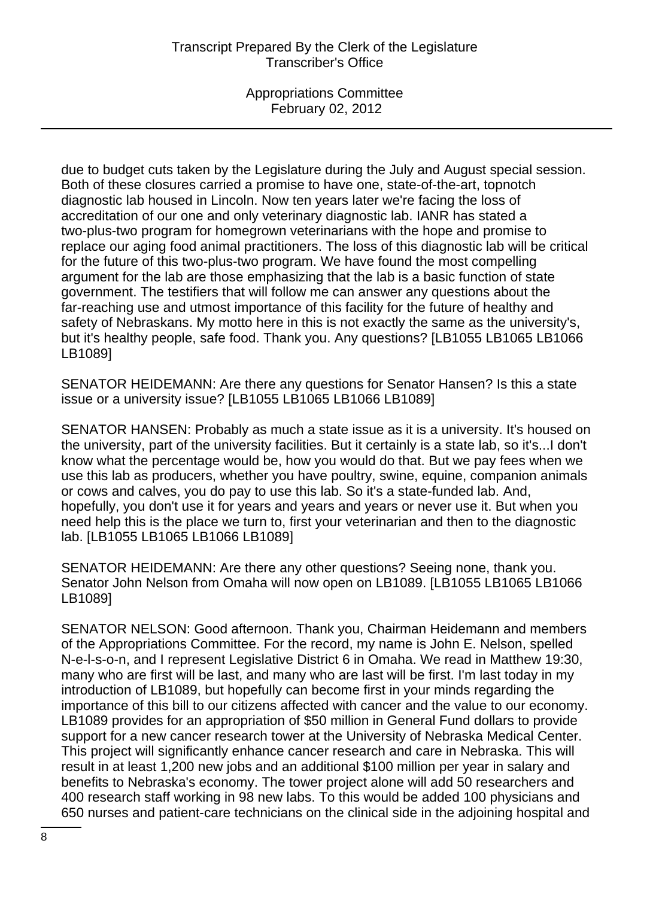due to budget cuts taken by the Legislature during the July and August special session. Both of these closures carried a promise to have one, state-of-the-art, topnotch diagnostic lab housed in Lincoln. Now ten years later we're facing the loss of accreditation of our one and only veterinary diagnostic lab. IANR has stated a two-plus-two program for homegrown veterinarians with the hope and promise to replace our aging food animal practitioners. The loss of this diagnostic lab will be critical for the future of this two-plus-two program. We have found the most compelling argument for the lab are those emphasizing that the lab is a basic function of state government. The testifiers that will follow me can answer any questions about the far-reaching use and utmost importance of this facility for the future of healthy and safety of Nebraskans. My motto here in this is not exactly the same as the university's, but it's healthy people, safe food. Thank you. Any questions? [LB1055 LB1065 LB1066 LB1089]

SENATOR HEIDEMANN: Are there any questions for Senator Hansen? Is this a state issue or a university issue? [LB1055 LB1065 LB1066 LB1089]

SENATOR HANSEN: Probably as much a state issue as it is a university. It's housed on the university, part of the university facilities. But it certainly is a state lab, so it's...I don't know what the percentage would be, how you would do that. But we pay fees when we use this lab as producers, whether you have poultry, swine, equine, companion animals or cows and calves, you do pay to use this lab. So it's a state-funded lab. And, hopefully, you don't use it for years and years and years or never use it. But when you need help this is the place we turn to, first your veterinarian and then to the diagnostic lab. [LB1055 LB1065 LB1066 LB1089]

SENATOR HEIDEMANN: Are there any other questions? Seeing none, thank you. Senator John Nelson from Omaha will now open on LB1089. [LB1055 LB1065 LB1066 LB1089]

SENATOR NELSON: Good afternoon. Thank you, Chairman Heidemann and members of the Appropriations Committee. For the record, my name is John E. Nelson, spelled N-e-l-s-o-n, and I represent Legislative District 6 in Omaha. We read in Matthew 19:30, many who are first will be last, and many who are last will be first. I'm last today in my introduction of LB1089, but hopefully can become first in your minds regarding the importance of this bill to our citizens affected with cancer and the value to our economy. LB1089 provides for an appropriation of $50 million in General Fund dollars to provide support for a new cancer research tower at the University of Nebraska Medical Center. This project will significantly enhance cancer research and care in Nebraska. This will result in at least 1,200 new jobs and an additional $100 million per year in salary and benefits to Nebraska's economy. The tower project alone will add 50 researchers and 400 research staff working in 98 new labs. To this would be added 100 physicians and 650 nurses and patient-care technicians on the clinical side in the adjoining hospital and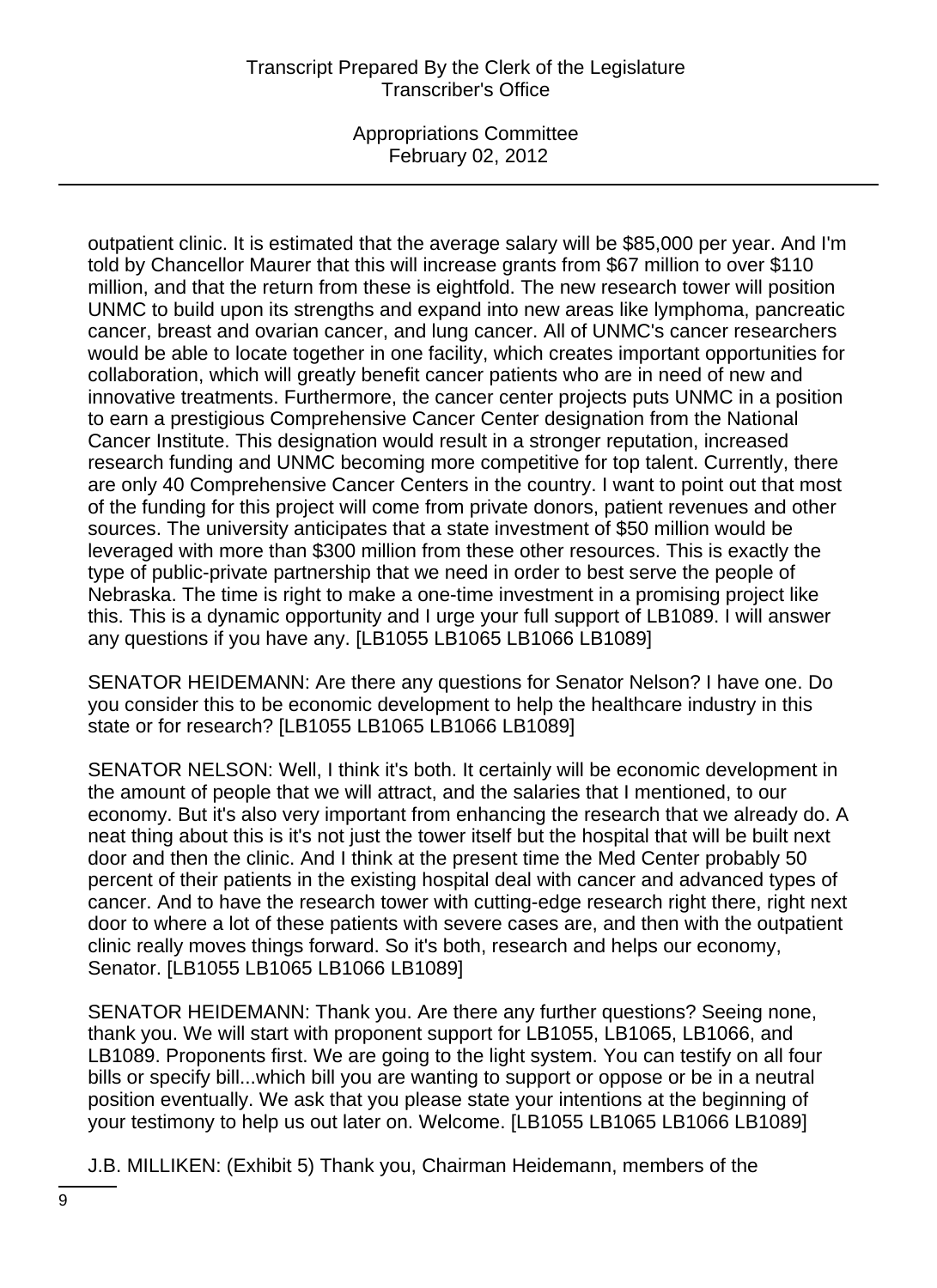outpatient clinic. It is estimated that the average salary will be $85,000 per year. And I'm told by Chancellor Maurer that this will increase grants from $67 million to over $110 million, and that the return from these is eightfold. The new research tower will position UNMC to build upon its strengths and expand into new areas like lymphoma, pancreatic cancer, breast and ovarian cancer, and lung cancer. All of UNMC's cancer researchers would be able to locate together in one facility, which creates important opportunities for collaboration, which will greatly benefit cancer patients who are in need of new and innovative treatments. Furthermore, the cancer center projects puts UNMC in a position to earn a prestigious Comprehensive Cancer Center designation from the National Cancer Institute. This designation would result in a stronger reputation, increased research funding and UNMC becoming more competitive for top talent. Currently, there are only 40 Comprehensive Cancer Centers in the country. I want to point out that most of the funding for this project will come from private donors, patient revenues and other sources. The university anticipates that a state investment of $50 million would be leveraged with more than $300 million from these other resources. This is exactly the type of public-private partnership that we need in order to best serve the people of Nebraska. The time is right to make a one-time investment in a promising project like this. This is a dynamic opportunity and I urge your full support of LB1089. I will answer any questions if you have any. [LB1055 LB1065 LB1066 LB1089]

SENATOR HEIDEMANN: Are there any questions for Senator Nelson? I have one. Do you consider this to be economic development to help the healthcare industry in this state or for research? [LB1055 LB1065 LB1066 LB1089]

SENATOR NELSON: Well, I think it's both. It certainly will be economic development in the amount of people that we will attract, and the salaries that I mentioned, to our economy. But it's also very important from enhancing the research that we already do. A neat thing about this is it's not just the tower itself but the hospital that will be built next door and then the clinic. And I think at the present time the Med Center probably 50 percent of their patients in the existing hospital deal with cancer and advanced types of cancer. And to have the research tower with cutting-edge research right there, right next door to where a lot of these patients with severe cases are, and then with the outpatient clinic really moves things forward. So it's both, research and helps our economy, Senator. [LB1055 LB1065 LB1066 LB1089]

SENATOR HEIDEMANN: Thank you. Are there any further questions? Seeing none, thank you. We will start with proponent support for LB1055, LB1065, LB1066, and LB1089. Proponents first. We are going to the light system. You can testify on all four bills or specify bill...which bill you are wanting to support or oppose or be in a neutral position eventually. We ask that you please state your intentions at the beginning of your testimony to help us out later on. Welcome. [LB1055 LB1065 LB1066 LB1089]

J.B. MILLIKEN: (Exhibit 5) Thank you, Chairman Heidemann, members of the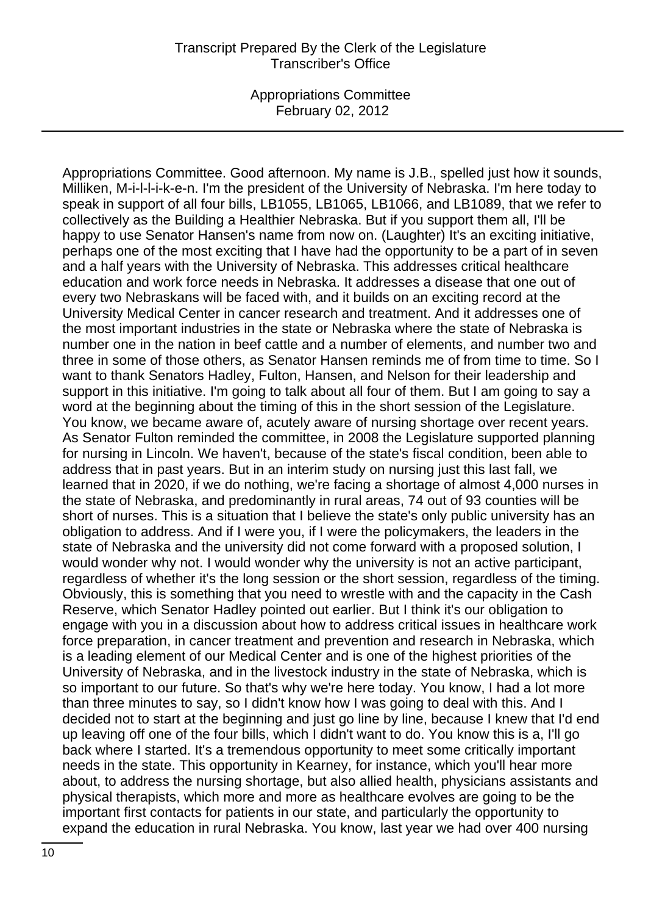Appropriations Committee. Good afternoon. My name is J.B., spelled just how it sounds, Milliken, M-i-l-l-i-k-e-n. I'm the president of the University of Nebraska. I'm here today to speak in support of all four bills, LB1055, LB1065, LB1066, and LB1089, that we refer to collectively as the Building a Healthier Nebraska. But if you support them all, I'll be happy to use Senator Hansen's name from now on. (Laughter) It's an exciting initiative, perhaps one of the most exciting that I have had the opportunity to be a part of in seven and a half years with the University of Nebraska. This addresses critical healthcare education and work force needs in Nebraska. It addresses a disease that one out of every two Nebraskans will be faced with, and it builds on an exciting record at the University Medical Center in cancer research and treatment. And it addresses one of the most important industries in the state or Nebraska where the state of Nebraska is number one in the nation in beef cattle and a number of elements, and number two and three in some of those others, as Senator Hansen reminds me of from time to time. So I want to thank Senators Hadley, Fulton, Hansen, and Nelson for their leadership and support in this initiative. I'm going to talk about all four of them. But I am going to say a word at the beginning about the timing of this in the short session of the Legislature. You know, we became aware of, acutely aware of nursing shortage over recent years. As Senator Fulton reminded the committee, in 2008 the Legislature supported planning for nursing in Lincoln. We haven't, because of the state's fiscal condition, been able to address that in past years. But in an interim study on nursing just this last fall, we learned that in 2020, if we do nothing, we're facing a shortage of almost 4,000 nurses in the state of Nebraska, and predominantly in rural areas, 74 out of 93 counties will be short of nurses. This is a situation that I believe the state's only public university has an obligation to address. And if I were you, if I were the policymakers, the leaders in the state of Nebraska and the university did not come forward with a proposed solution, I would wonder why not. I would wonder why the university is not an active participant, regardless of whether it's the long session or the short session, regardless of the timing. Obviously, this is something that you need to wrestle with and the capacity in the Cash Reserve, which Senator Hadley pointed out earlier. But I think it's our obligation to engage with you in a discussion about how to address critical issues in healthcare work force preparation, in cancer treatment and prevention and research in Nebraska, which is a leading element of our Medical Center and is one of the highest priorities of the University of Nebraska, and in the livestock industry in the state of Nebraska, which is so important to our future. So that's why we're here today. You know, I had a lot more than three minutes to say, so I didn't know how I was going to deal with this. And I decided not to start at the beginning and just go line by line, because I knew that I'd end up leaving off one of the four bills, which I didn't want to do. You know this is a, I'll go back where I started. It's a tremendous opportunity to meet some critically important needs in the state. This opportunity in Kearney, for instance, which you'll hear more about, to address the nursing shortage, but also allied health, physicians assistants and physical therapists, which more and more as healthcare evolves are going to be the important first contacts for patients in our state, and particularly the opportunity to expand the education in rural Nebraska. You know, last year we had over 400 nursing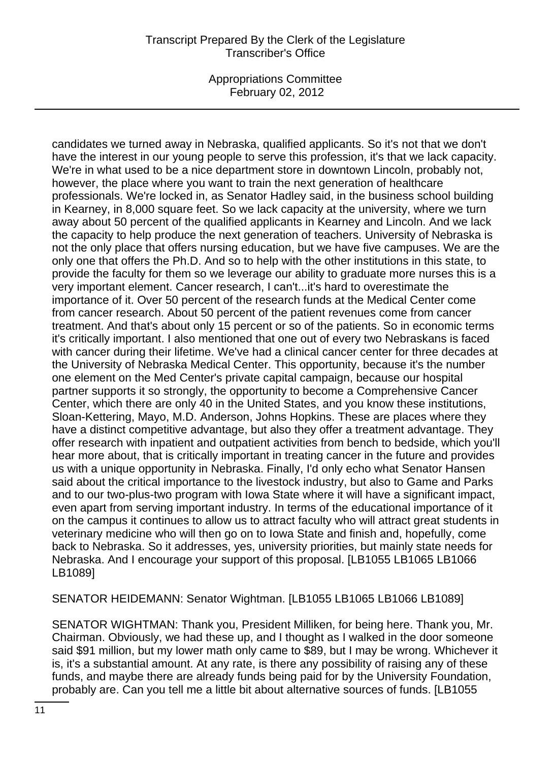candidates we turned away in Nebraska, qualified applicants. So it's not that we don't have the interest in our young people to serve this profession, it's that we lack capacity. We're in what used to be a nice department store in downtown Lincoln, probably not, however, the place where you want to train the next generation of healthcare professionals. We're locked in, as Senator Hadley said, in the business school building in Kearney, in 8,000 square feet. So we lack capacity at the university, where we turn away about 50 percent of the qualified applicants in Kearney and Lincoln. And we lack the capacity to help produce the next generation of teachers. University of Nebraska is not the only place that offers nursing education, but we have five campuses. We are the only one that offers the Ph.D. And so to help with the other institutions in this state, to provide the faculty for them so we leverage our ability to graduate more nurses this is a very important element. Cancer research, I can't...it's hard to overestimate the importance of it. Over 50 percent of the research funds at the Medical Center come from cancer research. About 50 percent of the patient revenues come from cancer treatment. And that's about only 15 percent or so of the patients. So in economic terms it's critically important. I also mentioned that one out of every two Nebraskans is faced with cancer during their lifetime. We've had a clinical cancer center for three decades at the University of Nebraska Medical Center. This opportunity, because it's the number one element on the Med Center's private capital campaign, because our hospital partner supports it so strongly, the opportunity to become a Comprehensive Cancer Center, which there are only 40 in the United States, and you know these institutions, Sloan-Kettering, Mayo, M.D. Anderson, Johns Hopkins. These are places where they have a distinct competitive advantage, but also they offer a treatment advantage. They offer research with inpatient and outpatient activities from bench to bedside, which you'll hear more about, that is critically important in treating cancer in the future and provides us with a unique opportunity in Nebraska. Finally, I'd only echo what Senator Hansen said about the critical importance to the livestock industry, but also to Game and Parks and to our two-plus-two program with Iowa State where it will have a significant impact, even apart from serving important industry. In terms of the educational importance of it on the campus it continues to allow us to attract faculty who will attract great students in veterinary medicine who will then go on to Iowa State and finish and, hopefully, come back to Nebraska. So it addresses, yes, university priorities, but mainly state needs for Nebraska. And I encourage your support of this proposal. [LB1055 LB1065 LB1066 LB1089]

SENATOR HEIDEMANN: Senator Wightman. [LB1055 LB1065 LB1066 LB1089]

SENATOR WIGHTMAN: Thank you, President Milliken, for being here. Thank you, Mr. Chairman. Obviously, we had these up, and I thought as I walked in the door someone said $91 million, but my lower math only came to $89, but I may be wrong. Whichever it is, it's a substantial amount. At any rate, is there any possibility of raising any of these funds, and maybe there are already funds being paid for by the University Foundation, probably are. Can you tell me a little bit about alternative sources of funds. [LB1055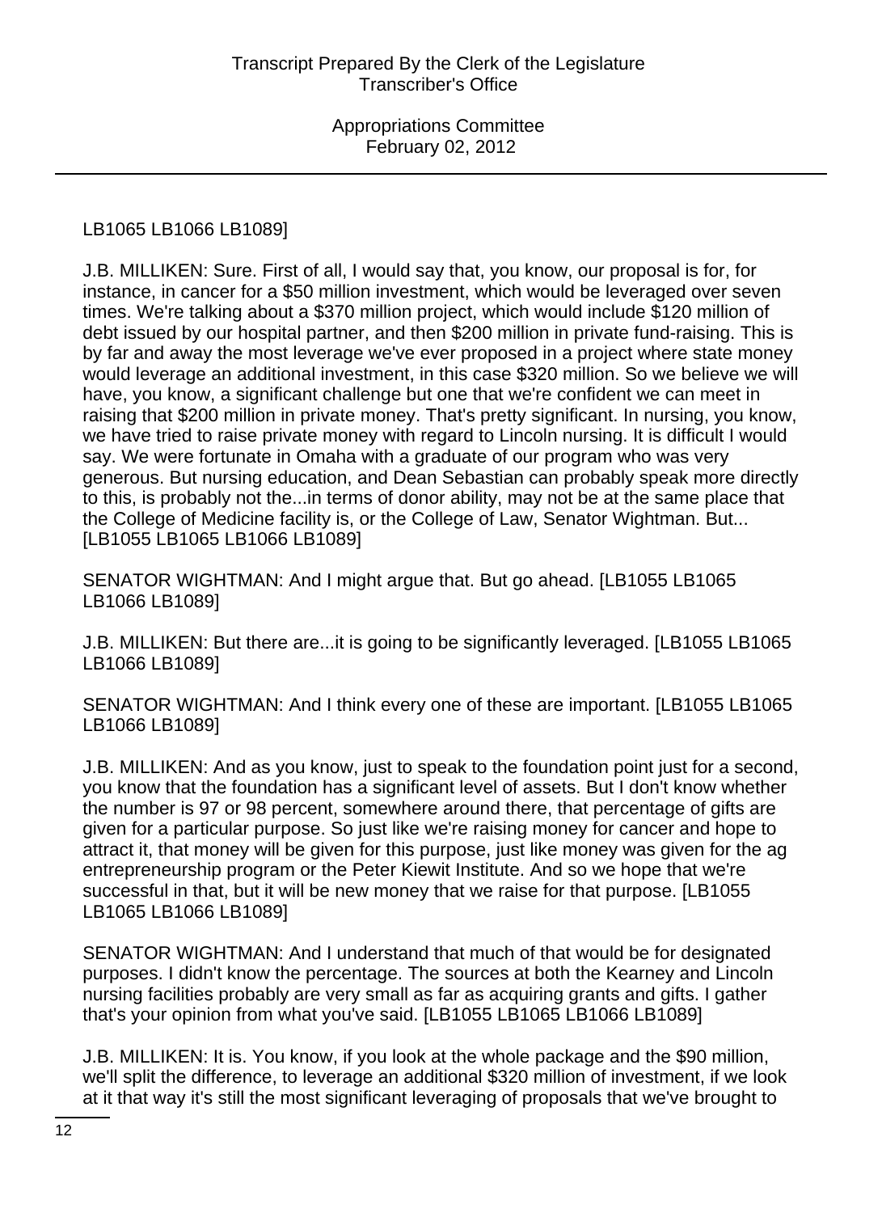LB1065 LB1066 LB1089]

J.B. MILLIKEN: Sure. First of all, I would say that, you know, our proposal is for, for instance, in cancer for a $50 million investment, which would be leveraged over seven times. We're talking about a $370 million project, which would include $120 million of debt issued by our hospital partner, and then $200 million in private fund-raising. This is by far and away the most leverage we've ever proposed in a project where state money would leverage an additional investment, in this case $320 million. So we believe we will have, you know, a significant challenge but one that we're confident we can meet in raising that $200 million in private money. That's pretty significant. In nursing, you know, we have tried to raise private money with regard to Lincoln nursing. It is difficult I would say. We were fortunate in Omaha with a graduate of our program who was very generous. But nursing education, and Dean Sebastian can probably speak more directly to this, is probably not the...in terms of donor ability, may not be at the same place that the College of Medicine facility is, or the College of Law, Senator Wightman. But... [LB1055 LB1065 LB1066 LB1089]

SENATOR WIGHTMAN: And I might argue that. But go ahead. [LB1055 LB1065 LB1066 LB1089]

J.B. MILLIKEN: But there are...it is going to be significantly leveraged. [LB1055 LB1065 LB1066 LB1089]

SENATOR WIGHTMAN: And I think every one of these are important. [LB1055 LB1065 LB1066 LB1089]

J.B. MILLIKEN: And as you know, just to speak to the foundation point just for a second, you know that the foundation has a significant level of assets. But I don't know whether the number is 97 or 98 percent, somewhere around there, that percentage of gifts are given for a particular purpose. So just like we're raising money for cancer and hope to attract it, that money will be given for this purpose, just like money was given for the ag entrepreneurship program or the Peter Kiewit Institute. And so we hope that we're successful in that, but it will be new money that we raise for that purpose. [LB1055 LB1065 LB1066 LB1089]

SENATOR WIGHTMAN: And I understand that much of that would be for designated purposes. I didn't know the percentage. The sources at both the Kearney and Lincoln nursing facilities probably are very small as far as acquiring grants and gifts. I gather that's your opinion from what you've said. [LB1055 LB1065 LB1066 LB1089]

J.B. MILLIKEN: It is. You know, if you look at the whole package and the $90 million, we'll split the difference, to leverage an additional $320 million of investment, if we look at it that way it's still the most significant leveraging of proposals that we've brought to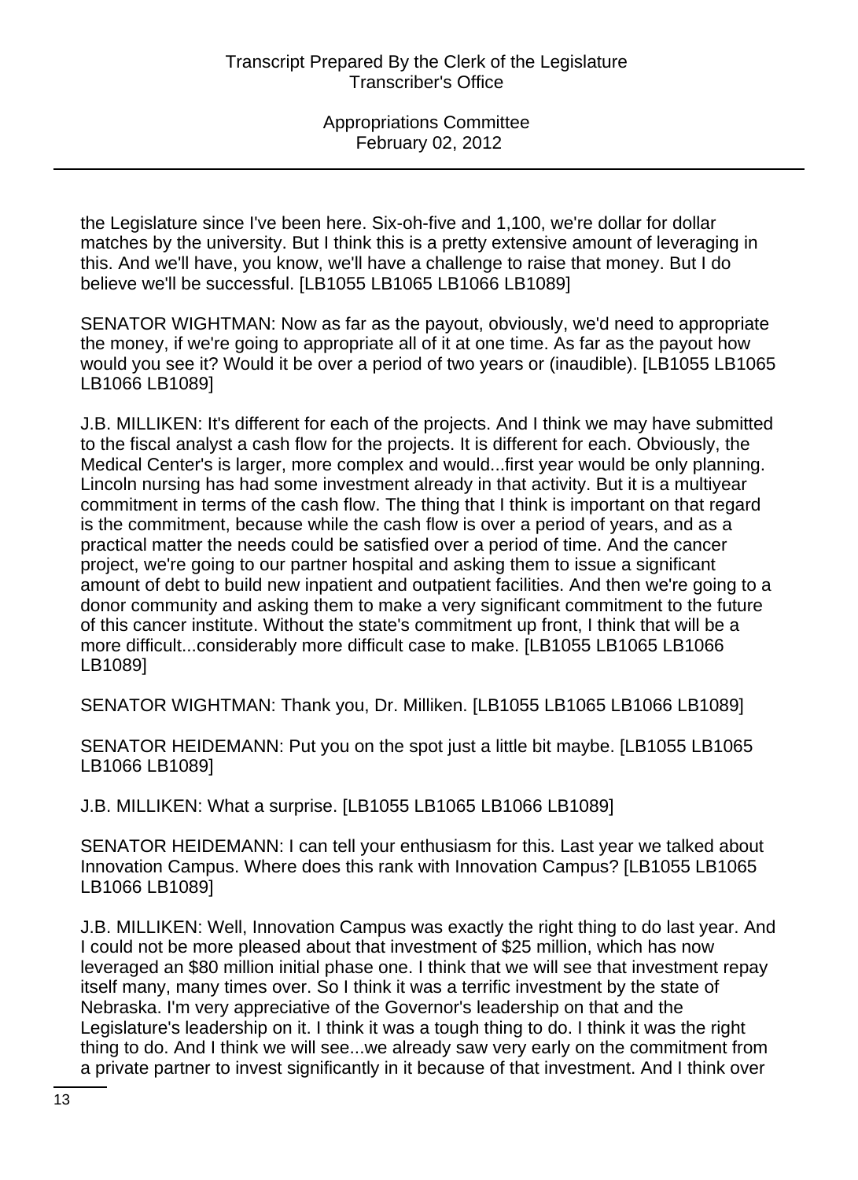the Legislature since I've been here. Six-oh-five and 1,100, we're dollar for dollar matches by the university. But I think this is a pretty extensive amount of leveraging in this. And we'll have, you know, we'll have a challenge to raise that money. But I do believe we'll be successful. [LB1055 LB1065 LB1066 LB1089]

SENATOR WIGHTMAN: Now as far as the payout, obviously, we'd need to appropriate the money, if we're going to appropriate all of it at one time. As far as the payout how would you see it? Would it be over a period of two years or (inaudible). [LB1055 LB1065 LB1066 LB1089]

J.B. MILLIKEN: It's different for each of the projects. And I think we may have submitted to the fiscal analyst a cash flow for the projects. It is different for each. Obviously, the Medical Center's is larger, more complex and would...first year would be only planning. Lincoln nursing has had some investment already in that activity. But it is a multiyear commitment in terms of the cash flow. The thing that I think is important on that regard is the commitment, because while the cash flow is over a period of years, and as a practical matter the needs could be satisfied over a period of time. And the cancer project, we're going to our partner hospital and asking them to issue a significant amount of debt to build new inpatient and outpatient facilities. And then we're going to a donor community and asking them to make a very significant commitment to the future of this cancer institute. Without the state's commitment up front, I think that will be a more difficult...considerably more difficult case to make. [LB1055 LB1065 LB1066 LB1089]

SENATOR WIGHTMAN: Thank you, Dr. Milliken. [LB1055 LB1065 LB1066 LB1089]

SENATOR HEIDEMANN: Put you on the spot just a little bit maybe. [LB1055 LB1065 LB1066 LB1089]

J.B. MILLIKEN: What a surprise. [LB1055 LB1065 LB1066 LB1089]

SENATOR HEIDEMANN: I can tell your enthusiasm for this. Last year we talked about Innovation Campus. Where does this rank with Innovation Campus? [LB1055 LB1065 LB1066 LB1089]

J.B. MILLIKEN: Well, Innovation Campus was exactly the right thing to do last year. And I could not be more pleased about that investment of $25 million, which has now leveraged an $80 million initial phase one. I think that we will see that investment repay itself many, many times over. So I think it was a terrific investment by the state of Nebraska. I'm very appreciative of the Governor's leadership on that and the Legislature's leadership on it. I think it was a tough thing to do. I think it was the right thing to do. And I think we will see...we already saw very early on the commitment from a private partner to invest significantly in it because of that investment. And I think over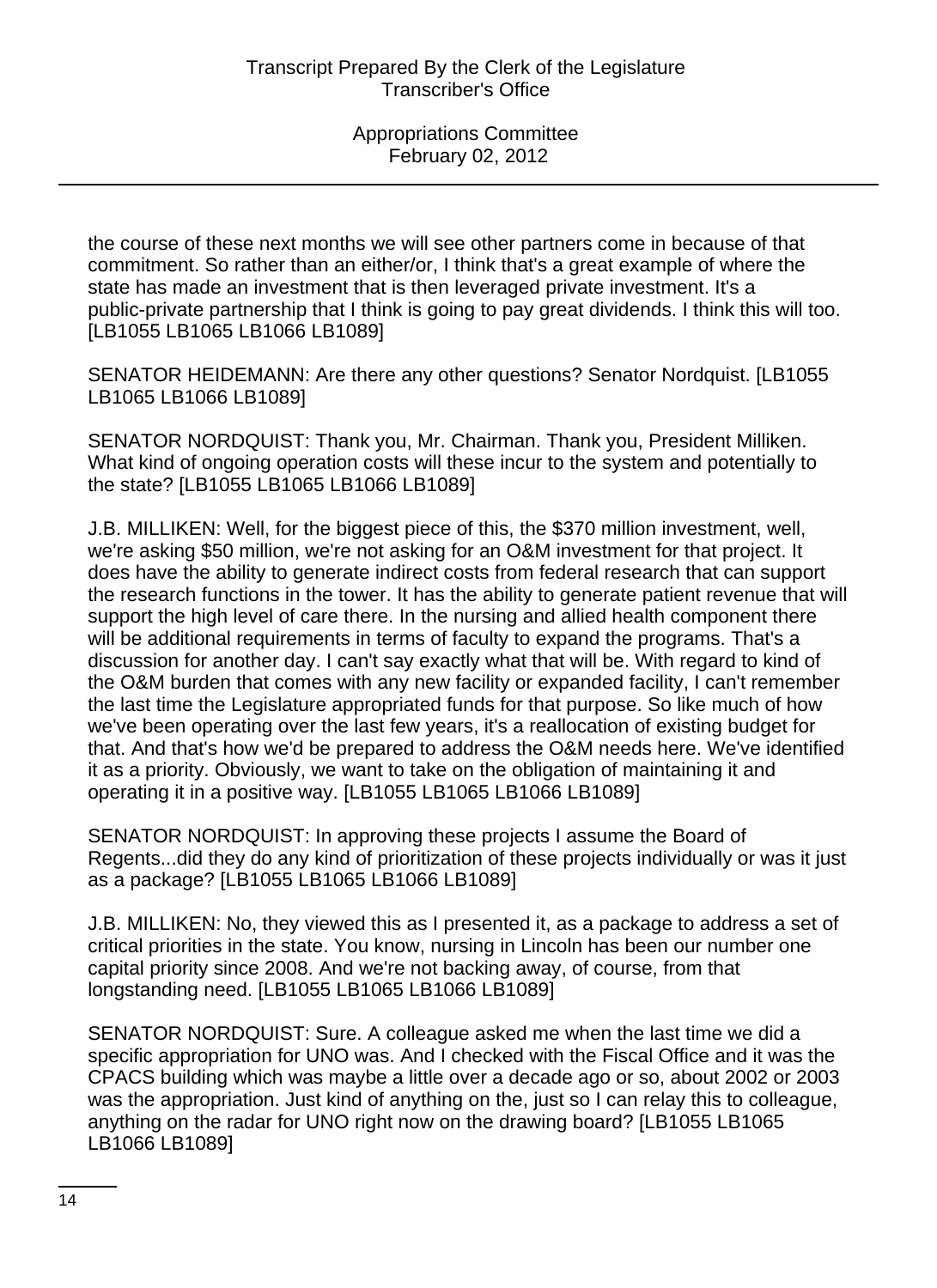the course of these next months we will see other partners come in because of that commitment. So rather than an either/or, I think that's a great example of where the state has made an investment that is then leveraged private investment. It's a public-private partnership that I think is going to pay great dividends. I think this will too. [LB1055 LB1065 LB1066 LB1089]

SENATOR HEIDEMANN: Are there any other questions? Senator Nordquist. [LB1055 LB1065 LB1066 LB1089]

SENATOR NORDQUIST: Thank you, Mr. Chairman. Thank you, President Milliken. What kind of ongoing operation costs will these incur to the system and potentially to the state? [LB1055 LB1065 LB1066 LB1089]

J.B. MILLIKEN: Well, for the biggest piece of this, the $370 million investment, well, we're asking $50 million, we're not asking for an O&M investment for that project. It does have the ability to generate indirect costs from federal research that can support the research functions in the tower. It has the ability to generate patient revenue that will support the high level of care there. In the nursing and allied health component there will be additional requirements in terms of faculty to expand the programs. That's a discussion for another day. I can't say exactly what that will be. With regard to kind of the O&M burden that comes with any new facility or expanded facility, I can't remember the last time the Legislature appropriated funds for that purpose. So like much of how we've been operating over the last few years, it's a reallocation of existing budget for that. And that's how we'd be prepared to address the O&M needs here. We've identified it as a priority. Obviously, we want to take on the obligation of maintaining it and operating it in a positive way. [LB1055 LB1065 LB1066 LB1089]

SENATOR NORDQUIST: In approving these projects I assume the Board of Regents...did they do any kind of prioritization of these projects individually or was it just as a package? [LB1055 LB1065 LB1066 LB1089]

J.B. MILLIKEN: No, they viewed this as I presented it, as a package to address a set of critical priorities in the state. You know, nursing in Lincoln has been our number one capital priority since 2008. And we're not backing away, of course, from that longstanding need. [LB1055 LB1065 LB1066 LB1089]

SENATOR NORDQUIST: Sure. A colleague asked me when the last time we did a specific appropriation for UNO was. And I checked with the Fiscal Office and it was the CPACS building which was maybe a little over a decade ago or so, about 2002 or 2003 was the appropriation. Just kind of anything on the, just so I can relay this to colleague, anything on the radar for UNO right now on the drawing board? [LB1055 LB1065 LB1066 LB1089]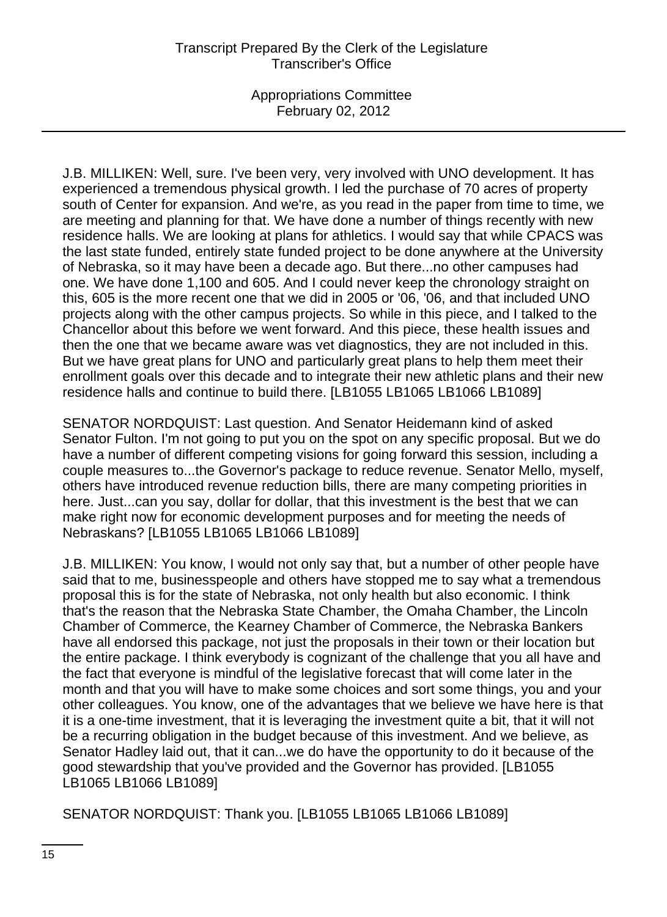J.B. MILLIKEN: Well, sure. I've been very, very involved with UNO development. It has experienced a tremendous physical growth. I led the purchase of 70 acres of property south of Center for expansion. And we're, as you read in the paper from time to time, we are meeting and planning for that. We have done a number of things recently with new residence halls. We are looking at plans for athletics. I would say that while CPACS was the last state funded, entirely state funded project to be done anywhere at the University of Nebraska, so it may have been a decade ago. But there...no other campuses had one. We have done 1,100 and 605. And I could never keep the chronology straight on this, 605 is the more recent one that we did in 2005 or '06, '06, and that included UNO projects along with the other campus projects. So while in this piece, and I talked to the Chancellor about this before we went forward. And this piece, these health issues and then the one that we became aware was vet diagnostics, they are not included in this. But we have great plans for UNO and particularly great plans to help them meet their enrollment goals over this decade and to integrate their new athletic plans and their new residence halls and continue to build there. [LB1055 LB1065 LB1066 LB1089]

SENATOR NORDQUIST: Last question. And Senator Heidemann kind of asked Senator Fulton. I'm not going to put you on the spot on any specific proposal. But we do have a number of different competing visions for going forward this session, including a couple measures to...the Governor's package to reduce revenue. Senator Mello, myself, others have introduced revenue reduction bills, there are many competing priorities in here. Just...can you say, dollar for dollar, that this investment is the best that we can make right now for economic development purposes and for meeting the needs of Nebraskans? [LB1055 LB1065 LB1066 LB1089]

J.B. MILLIKEN: You know, I would not only say that, but a number of other people have said that to me, businesspeople and others have stopped me to say what a tremendous proposal this is for the state of Nebraska, not only health but also economic. I think that's the reason that the Nebraska State Chamber, the Omaha Chamber, the Lincoln Chamber of Commerce, the Kearney Chamber of Commerce, the Nebraska Bankers have all endorsed this package, not just the proposals in their town or their location but the entire package. I think everybody is cognizant of the challenge that you all have and the fact that everyone is mindful of the legislative forecast that will come later in the month and that you will have to make some choices and sort some things, you and your other colleagues. You know, one of the advantages that we believe we have here is that it is a one-time investment, that it is leveraging the investment quite a bit, that it will not be a recurring obligation in the budget because of this investment. And we believe, as Senator Hadley laid out, that it can...we do have the opportunity to do it because of the good stewardship that you've provided and the Governor has provided. [LB1055 LB1065 LB1066 LB1089]

SENATOR NORDQUIST: Thank you. [LB1055 LB1065 LB1066 LB1089]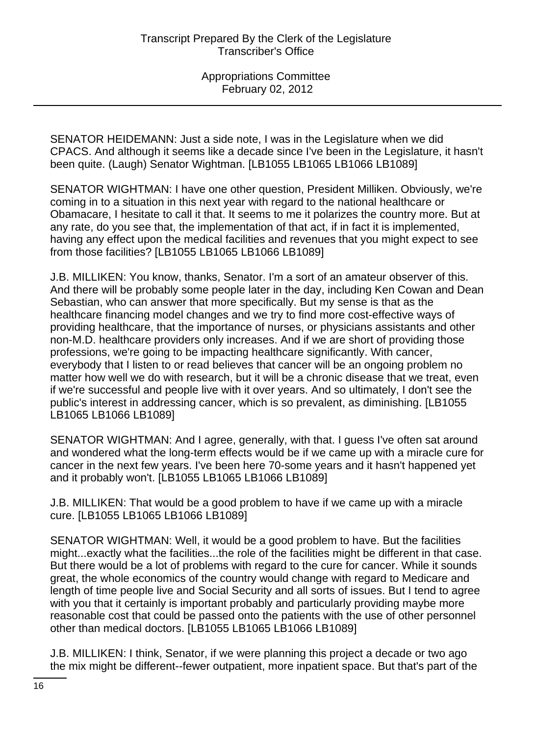SENATOR HEIDEMANN: Just a side note, I was in the Legislature when we did CPACS. And although it seems like a decade since I've been in the Legislature, it hasn't been quite. (Laugh) Senator Wightman. [LB1055 LB1065 LB1066 LB1089]

SENATOR WIGHTMAN: I have one other question, President Milliken. Obviously, we're coming in to a situation in this next year with regard to the national healthcare or Obamacare, I hesitate to call it that. It seems to me it polarizes the country more. But at any rate, do you see that, the implementation of that act, if in fact it is implemented, having any effect upon the medical facilities and revenues that you might expect to see from those facilities? [LB1055 LB1065 LB1066 LB1089]

J.B. MILLIKEN: You know, thanks, Senator. I'm a sort of an amateur observer of this. And there will be probably some people later in the day, including Ken Cowan and Dean Sebastian, who can answer that more specifically. But my sense is that as the healthcare financing model changes and we try to find more cost-effective ways of providing healthcare, that the importance of nurses, or physicians assistants and other non-M.D. healthcare providers only increases. And if we are short of providing those professions, we're going to be impacting healthcare significantly. With cancer, everybody that I listen to or read believes that cancer will be an ongoing problem no matter how well we do with research, but it will be a chronic disease that we treat, even if we're successful and people live with it over years. And so ultimately, I don't see the public's interest in addressing cancer, which is so prevalent, as diminishing. [LB1055 LB1065 LB1066 LB1089]

SENATOR WIGHTMAN: And I agree, generally, with that. I guess I've often sat around and wondered what the long-term effects would be if we came up with a miracle cure for cancer in the next few years. I've been here 70-some years and it hasn't happened yet and it probably won't. [LB1055 LB1065 LB1066 LB1089]

J.B. MILLIKEN: That would be a good problem to have if we came up with a miracle cure. [LB1055 LB1065 LB1066 LB1089]

SENATOR WIGHTMAN: Well, it would be a good problem to have. But the facilities might...exactly what the facilities...the role of the facilities might be different in that case. But there would be a lot of problems with regard to the cure for cancer. While it sounds great, the whole economics of the country would change with regard to Medicare and length of time people live and Social Security and all sorts of issues. But I tend to agree with you that it certainly is important probably and particularly providing maybe more reasonable cost that could be passed onto the patients with the use of other personnel other than medical doctors. [LB1055 LB1065 LB1066 LB1089]

J.B. MILLIKEN: I think, Senator, if we were planning this project a decade or two ago the mix might be different--fewer outpatient, more inpatient space. But that's part of the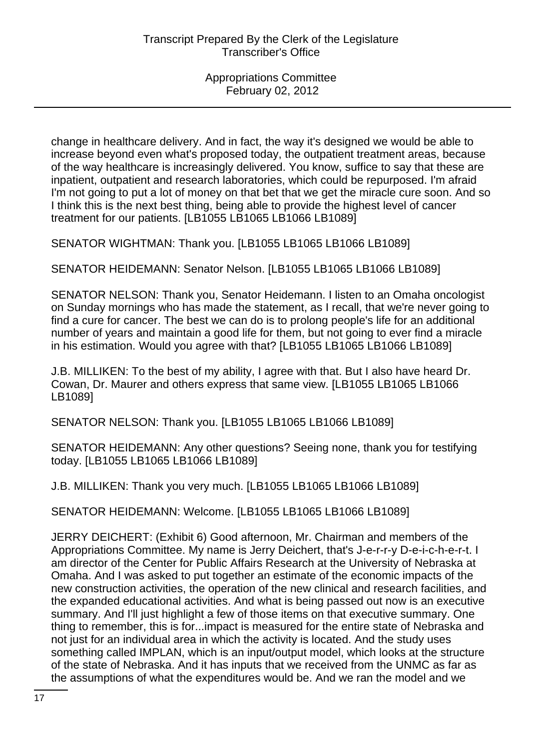change in healthcare delivery. And in fact, the way it's designed we would be able to increase beyond even what's proposed today, the outpatient treatment areas, because of the way healthcare is increasingly delivered. You know, suffice to say that these are inpatient, outpatient and research laboratories, which could be repurposed. I'm afraid I'm not going to put a lot of money on that bet that we get the miracle cure soon. And so I think this is the next best thing, being able to provide the highest level of cancer treatment for our patients. [LB1055 LB1065 LB1066 LB1089]

SENATOR WIGHTMAN: Thank you. [LB1055 LB1065 LB1066 LB1089]

SENATOR HEIDEMANN: Senator Nelson. [LB1055 LB1065 LB1066 LB1089]

SENATOR NELSON: Thank you, Senator Heidemann. I listen to an Omaha oncologist on Sunday mornings who has made the statement, as I recall, that we're never going to find a cure for cancer. The best we can do is to prolong people's life for an additional number of years and maintain a good life for them, but not going to ever find a miracle in his estimation. Would you agree with that? [LB1055 LB1065 LB1066 LB1089]

J.B. MILLIKEN: To the best of my ability, I agree with that. But I also have heard Dr. Cowan, Dr. Maurer and others express that same view. [LB1055 LB1065 LB1066 LB1089]

SENATOR NELSON: Thank you. [LB1055 LB1065 LB1066 LB1089]

SENATOR HEIDEMANN: Any other questions? Seeing none, thank you for testifying today. [LB1055 LB1065 LB1066 LB1089]

J.B. MILLIKEN: Thank you very much. [LB1055 LB1065 LB1066 LB1089]

SENATOR HEIDEMANN: Welcome. [LB1055 LB1065 LB1066 LB1089]

JERRY DEICHERT: (Exhibit 6) Good afternoon, Mr. Chairman and members of the Appropriations Committee. My name is Jerry Deichert, that's J-e-r-r-y D-e-i-c-h-e-r-t. I am director of the Center for Public Affairs Research at the University of Nebraska at Omaha. And I was asked to put together an estimate of the economic impacts of the new construction activities, the operation of the new clinical and research facilities, and the expanded educational activities. And what is being passed out now is an executive summary. And I'll just highlight a few of those items on that executive summary. One thing to remember, this is for...impact is measured for the entire state of Nebraska and not just for an individual area in which the activity is located. And the study uses something called IMPLAN, which is an input/output model, which looks at the structure of the state of Nebraska. And it has inputs that we received from the UNMC as far as the assumptions of what the expenditures would be. And we ran the model and we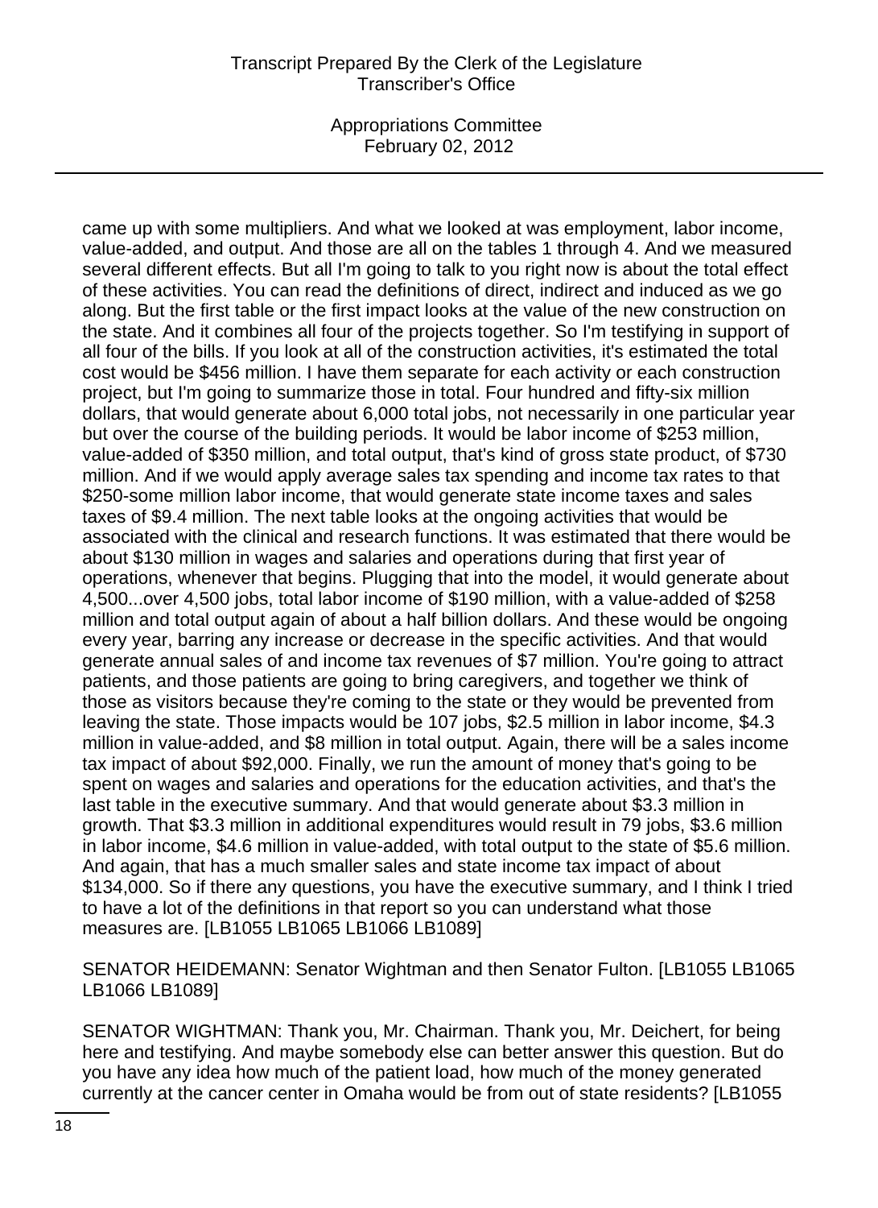came up with some multipliers. And what we looked at was employment, labor income, value-added, and output. And those are all on the tables 1 through 4. And we measured several different effects. But all I'm going to talk to you right now is about the total effect of these activities. You can read the definitions of direct, indirect and induced as we go along. But the first table or the first impact looks at the value of the new construction on the state. And it combines all four of the projects together. So I'm testifying in support of all four of the bills. If you look at all of the construction activities, it's estimated the total cost would be $456 million. I have them separate for each activity or each construction project, but I'm going to summarize those in total. Four hundred and fifty-six million dollars, that would generate about 6,000 total jobs, not necessarily in one particular year but over the course of the building periods. It would be labor income of $253 million, value-added of $350 million, and total output, that's kind of gross state product, of $730 million. And if we would apply average sales tax spending and income tax rates to that $250-some million labor income, that would generate state income taxes and sales taxes of $9.4 million. The next table looks at the ongoing activities that would be associated with the clinical and research functions. It was estimated that there would be about $130 million in wages and salaries and operations during that first year of operations, whenever that begins. Plugging that into the model, it would generate about 4,500...over 4,500 jobs, total labor income of $190 million, with a value-added of $258 million and total output again of about a half billion dollars. And these would be ongoing every year, barring any increase or decrease in the specific activities. And that would generate annual sales of and income tax revenues of $7 million. You're going to attract patients, and those patients are going to bring caregivers, and together we think of those as visitors because they're coming to the state or they would be prevented from leaving the state. Those impacts would be 107 jobs, $2.5 million in labor income, $4.3 million in value-added, and $8 million in total output. Again, there will be a sales income tax impact of about $92,000. Finally, we run the amount of money that's going to be spent on wages and salaries and operations for the education activities, and that's the last table in the executive summary. And that would generate about $3.3 million in growth. That $3.3 million in additional expenditures would result in 79 jobs, $3.6 million in labor income, $4.6 million in value-added, with total output to the state of $5.6 million. And again, that has a much smaller sales and state income tax impact of about $134,000. So if there any questions, you have the executive summary, and I think I tried to have a lot of the definitions in that report so you can understand what those measures are. [LB1055 LB1065 LB1066 LB1089]

SENATOR HEIDEMANN: Senator Wightman and then Senator Fulton. [LB1055 LB1065 LB1066 LB1089]

SENATOR WIGHTMAN: Thank you, Mr. Chairman. Thank you, Mr. Deichert, for being here and testifying. And maybe somebody else can better answer this question. But do you have any idea how much of the patient load, how much of the money generated currently at the cancer center in Omaha would be from out of state residents? [LB1055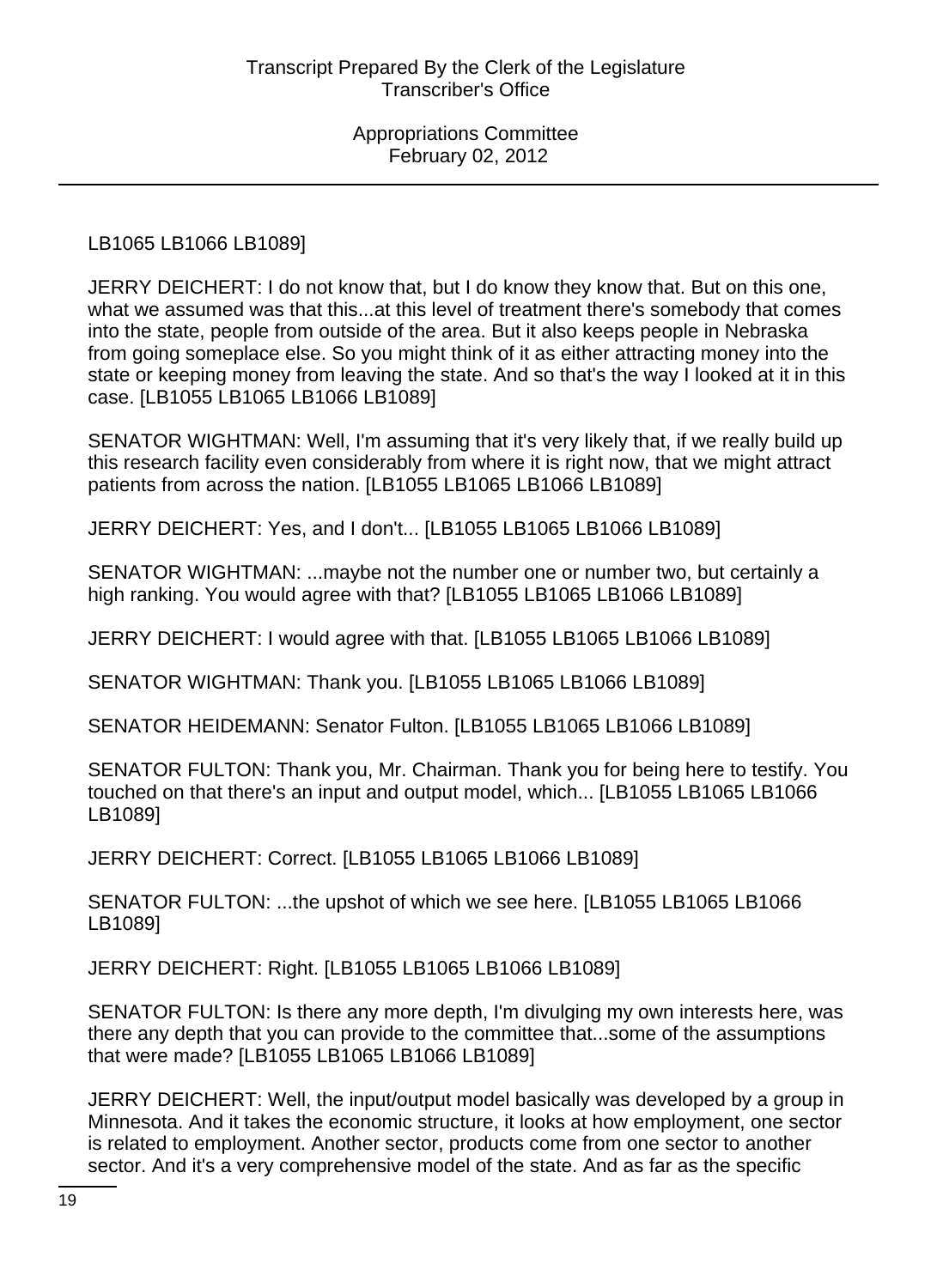LB1065 LB1066 LB1089]

JERRY DEICHERT: I do not know that, but I do know they know that. But on this one, what we assumed was that this...at this level of treatment there's somebody that comes into the state, people from outside of the area. But it also keeps people in Nebraska from going someplace else. So you might think of it as either attracting money into the state or keeping money from leaving the state. And so that's the way I looked at it in this case. [LB1055 LB1065 LB1066 LB1089]

SENATOR WIGHTMAN: Well, I'm assuming that it's very likely that, if we really build up this research facility even considerably from where it is right now, that we might attract patients from across the nation. [LB1055 LB1065 LB1066 LB1089]

JERRY DEICHERT: Yes, and I don't... [LB1055 LB1065 LB1066 LB1089]

SENATOR WIGHTMAN: ...maybe not the number one or number two, but certainly a high ranking. You would agree with that? [LB1055 LB1065 LB1066 LB1089]

JERRY DEICHERT: I would agree with that. [LB1055 LB1065 LB1066 LB1089]

SENATOR WIGHTMAN: Thank you. [LB1055 LB1065 LB1066 LB1089]

SENATOR HEIDEMANN: Senator Fulton. [LB1055 LB1065 LB1066 LB1089]

SENATOR FULTON: Thank you, Mr. Chairman. Thank you for being here to testify. You touched on that there's an input and output model, which... [LB1055 LB1065 LB1066 LB1089]

JERRY DEICHERT: Correct. [LB1055 LB1065 LB1066 LB1089]

SENATOR FULTON: ...the upshot of which we see here. [LB1055 LB1065 LB1066 LB1089]

JERRY DEICHERT: Right. [LB1055 LB1065 LB1066 LB1089]

SENATOR FULTON: Is there any more depth, I'm divulging my own interests here, was there any depth that you can provide to the committee that...some of the assumptions that were made? [LB1055 LB1065 LB1066 LB1089]

JERRY DEICHERT: Well, the input/output model basically was developed by a group in Minnesota. And it takes the economic structure, it looks at how employment, one sector is related to employment. Another sector, products come from one sector to another sector. And it's a very comprehensive model of the state. And as far as the specific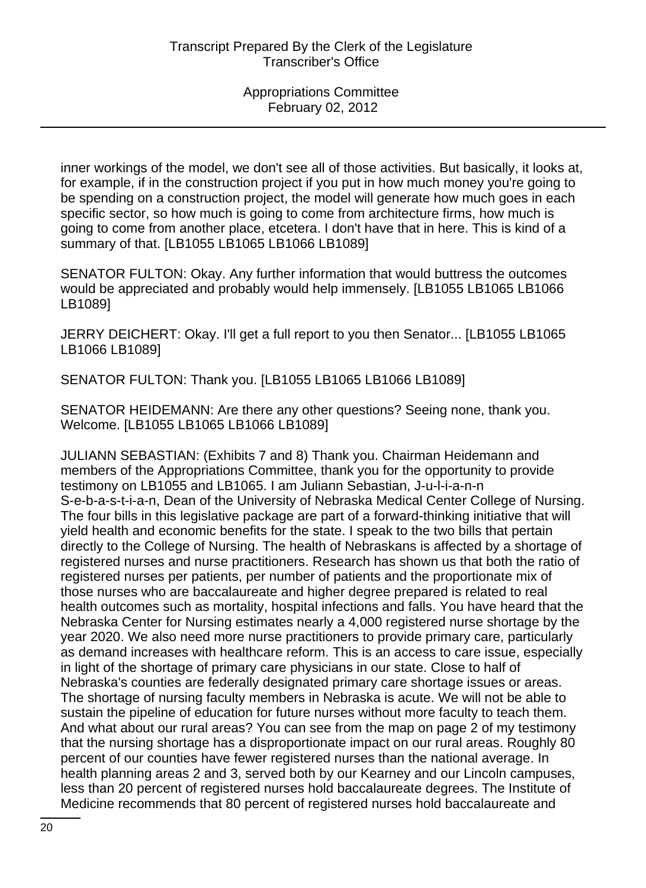inner workings of the model, we don't see all of those activities. But basically, it looks at, for example, if in the construction project if you put in how much money you're going to be spending on a construction project, the model will generate how much goes in each specific sector, so how much is going to come from architecture firms, how much is going to come from another place, etcetera. I don't have that in here. This is kind of a summary of that. [LB1055 LB1065 LB1066 LB1089]

SENATOR FULTON: Okay. Any further information that would buttress the outcomes would be appreciated and probably would help immensely. [LB1055 LB1065 LB1066 LB1089]

JERRY DEICHERT: Okay. I'll get a full report to you then Senator... [LB1055 LB1065 LB1066 LB1089]

SENATOR FULTON: Thank you. [LB1055 LB1065 LB1066 LB1089]

SENATOR HEIDEMANN: Are there any other questions? Seeing none, thank you. Welcome. [LB1055 LB1065 LB1066 LB1089]

JULIANN SEBASTIAN: (Exhibits 7 and 8) Thank you. Chairman Heidemann and members of the Appropriations Committee, thank you for the opportunity to provide testimony on LB1055 and LB1065. I am Juliann Sebastian, J-u-l-i-a-n-n S-e-b-a-s-t-i-a-n, Dean of the University of Nebraska Medical Center College of Nursing. The four bills in this legislative package are part of a forward-thinking initiative that will yield health and economic benefits for the state. I speak to the two bills that pertain directly to the College of Nursing. The health of Nebraskans is affected by a shortage of registered nurses and nurse practitioners. Research has shown us that both the ratio of registered nurses per patients, per number of patients and the proportionate mix of those nurses who are baccalaureate and higher degree prepared is related to real health outcomes such as mortality, hospital infections and falls. You have heard that the Nebraska Center for Nursing estimates nearly a 4,000 registered nurse shortage by the year 2020. We also need more nurse practitioners to provide primary care, particularly as demand increases with healthcare reform. This is an access to care issue, especially in light of the shortage of primary care physicians in our state. Close to half of Nebraska's counties are federally designated primary care shortage issues or areas. The shortage of nursing faculty members in Nebraska is acute. We will not be able to sustain the pipeline of education for future nurses without more faculty to teach them. And what about our rural areas? You can see from the map on page 2 of my testimony that the nursing shortage has a disproportionate impact on our rural areas. Roughly 80 percent of our counties have fewer registered nurses than the national average. In health planning areas 2 and 3, served both by our Kearney and our Lincoln campuses, less than 20 percent of registered nurses hold baccalaureate degrees. The Institute of Medicine recommends that 80 percent of registered nurses hold baccalaureate and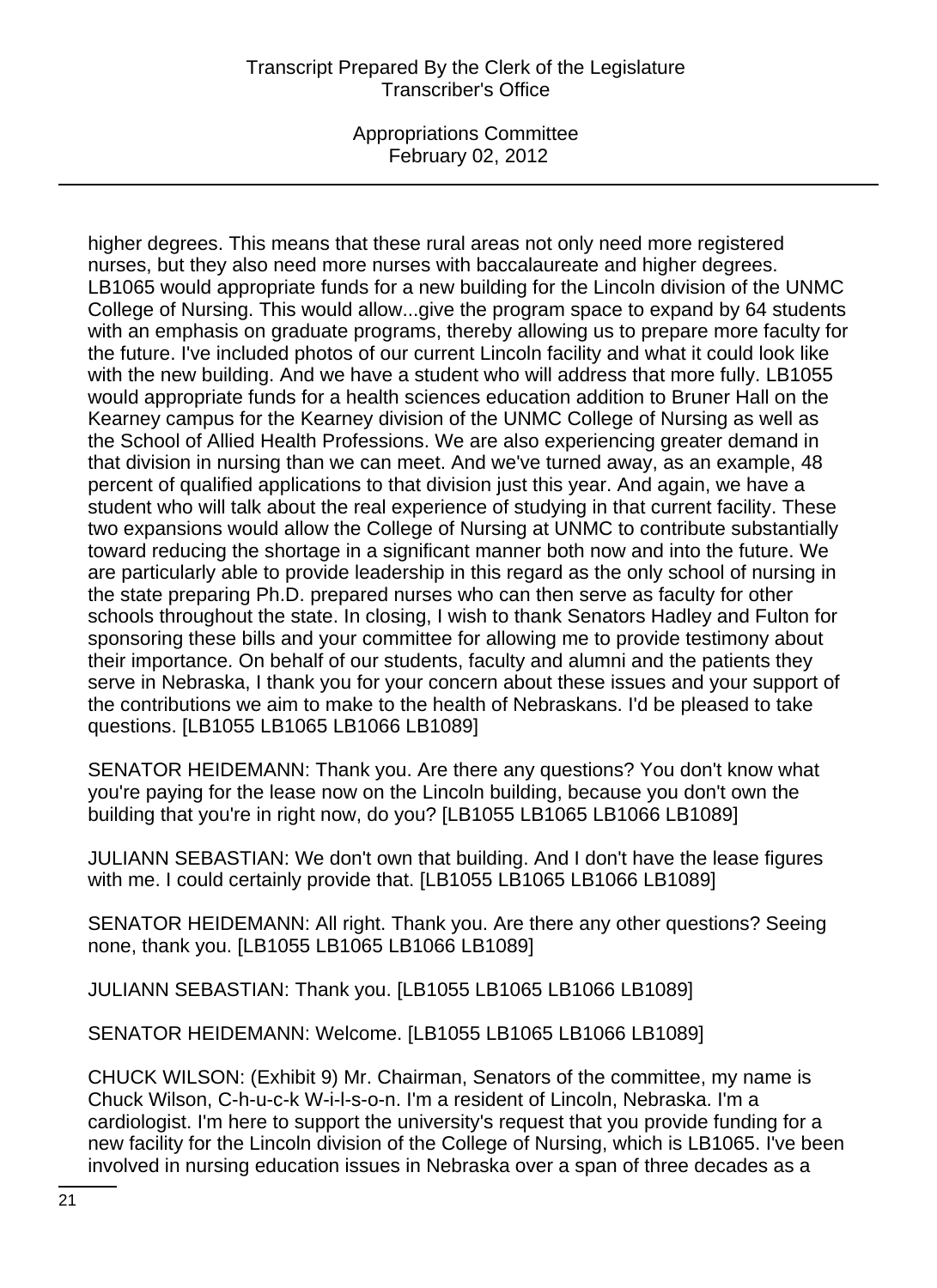higher degrees. This means that these rural areas not only need more registered nurses, but they also need more nurses with baccalaureate and higher degrees. LB1065 would appropriate funds for a new building for the Lincoln division of the UNMC College of Nursing. This would allow...give the program space to expand by 64 students with an emphasis on graduate programs, thereby allowing us to prepare more faculty for the future. I've included photos of our current Lincoln facility and what it could look like with the new building. And we have a student who will address that more fully. LB1055 would appropriate funds for a health sciences education addition to Bruner Hall on the Kearney campus for the Kearney division of the UNMC College of Nursing as well as the School of Allied Health Professions. We are also experiencing greater demand in that division in nursing than we can meet. And we've turned away, as an example, 48 percent of qualified applications to that division just this year. And again, we have a student who will talk about the real experience of studying in that current facility. These two expansions would allow the College of Nursing at UNMC to contribute substantially toward reducing the shortage in a significant manner both now and into the future. We are particularly able to provide leadership in this regard as the only school of nursing in the state preparing Ph.D. prepared nurses who can then serve as faculty for other schools throughout the state. In closing, I wish to thank Senators Hadley and Fulton for sponsoring these bills and your committee for allowing me to provide testimony about their importance. On behalf of our students, faculty and alumni and the patients they serve in Nebraska, I thank you for your concern about these issues and your support of the contributions we aim to make to the health of Nebraskans. I'd be pleased to take questions. [LB1055 LB1065 LB1066 LB1089]

SENATOR HEIDEMANN: Thank you. Are there any questions? You don't know what you're paying for the lease now on the Lincoln building, because you don't own the building that you're in right now, do you? [LB1055 LB1065 LB1066 LB1089]

JULIANN SEBASTIAN: We don't own that building. And I don't have the lease figures with me. I could certainly provide that. [LB1055 LB1065 LB1066 LB1089]

SENATOR HEIDEMANN: All right. Thank you. Are there any other questions? Seeing none, thank you. [LB1055 LB1065 LB1066 LB1089]

JULIANN SEBASTIAN: Thank you. [LB1055 LB1065 LB1066 LB1089]

SENATOR HEIDEMANN: Welcome. [LB1055 LB1065 LB1066 LB1089]

CHUCK WILSON: (Exhibit 9) Mr. Chairman, Senators of the committee, my name is Chuck Wilson, C-h-u-c-k W-i-l-s-o-n. I'm a resident of Lincoln, Nebraska. I'm a cardiologist. I'm here to support the university's request that you provide funding for a new facility for the Lincoln division of the College of Nursing, which is LB1065. I've been involved in nursing education issues in Nebraska over a span of three decades as a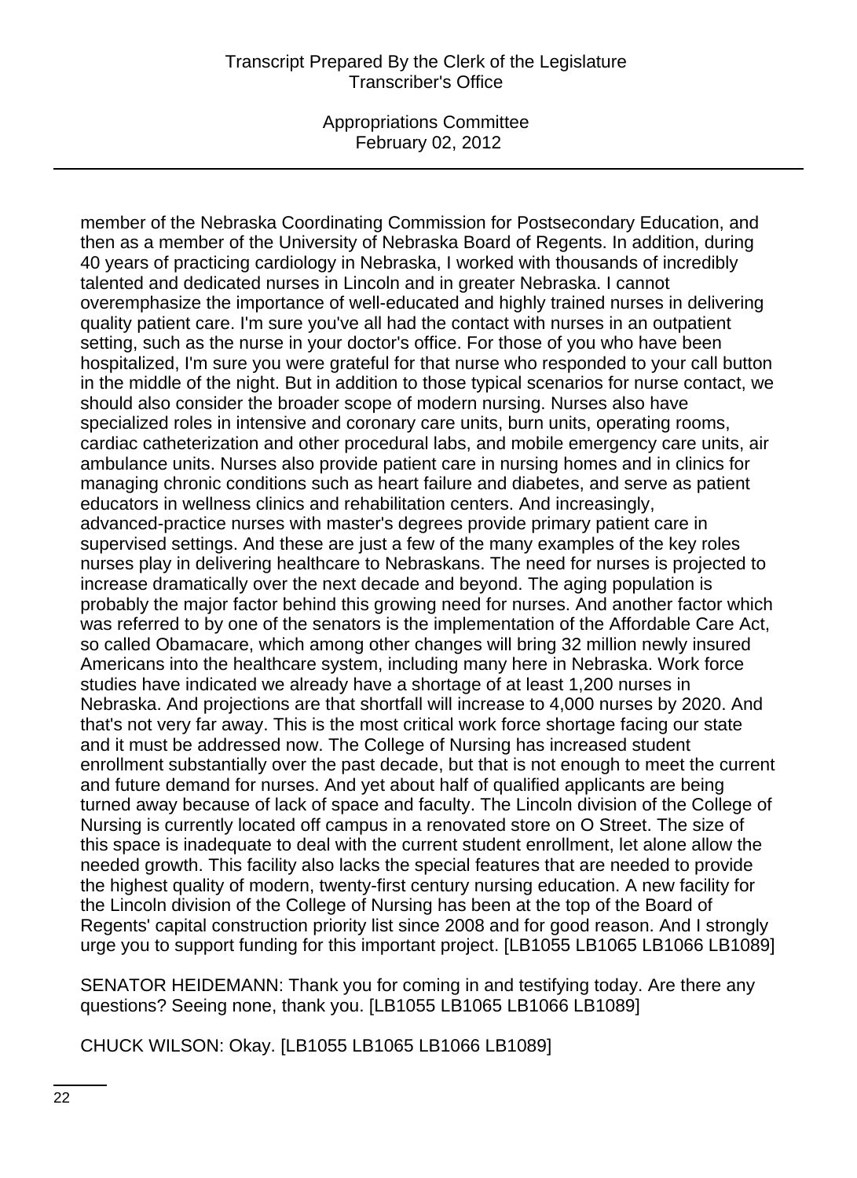member of the Nebraska Coordinating Commission for Postsecondary Education, and then as a member of the University of Nebraska Board of Regents. In addition, during 40 years of practicing cardiology in Nebraska, I worked with thousands of incredibly talented and dedicated nurses in Lincoln and in greater Nebraska. I cannot overemphasize the importance of well-educated and highly trained nurses in delivering quality patient care. I'm sure you've all had the contact with nurses in an outpatient setting, such as the nurse in your doctor's office. For those of you who have been hospitalized, I'm sure you were grateful for that nurse who responded to your call button in the middle of the night. But in addition to those typical scenarios for nurse contact, we should also consider the broader scope of modern nursing. Nurses also have specialized roles in intensive and coronary care units, burn units, operating rooms, cardiac catheterization and other procedural labs, and mobile emergency care units, air ambulance units. Nurses also provide patient care in nursing homes and in clinics for managing chronic conditions such as heart failure and diabetes, and serve as patient educators in wellness clinics and rehabilitation centers. And increasingly, advanced-practice nurses with master's degrees provide primary patient care in supervised settings. And these are just a few of the many examples of the key roles nurses play in delivering healthcare to Nebraskans. The need for nurses is projected to increase dramatically over the next decade and beyond. The aging population is probably the major factor behind this growing need for nurses. And another factor which was referred to by one of the senators is the implementation of the Affordable Care Act, so called Obamacare, which among other changes will bring 32 million newly insured Americans into the healthcare system, including many here in Nebraska. Work force studies have indicated we already have a shortage of at least 1,200 nurses in Nebraska. And projections are that shortfall will increase to 4,000 nurses by 2020. And that's not very far away. This is the most critical work force shortage facing our state and it must be addressed now. The College of Nursing has increased student enrollment substantially over the past decade, but that is not enough to meet the current and future demand for nurses. And yet about half of qualified applicants are being turned away because of lack of space and faculty. The Lincoln division of the College of Nursing is currently located off campus in a renovated store on O Street. The size of this space is inadequate to deal with the current student enrollment, let alone allow the needed growth. This facility also lacks the special features that are needed to provide the highest quality of modern, twenty-first century nursing education. A new facility for the Lincoln division of the College of Nursing has been at the top of the Board of Regents' capital construction priority list since 2008 and for good reason. And I strongly urge you to support funding for this important project. [LB1055 LB1065 LB1066 LB1089]

SENATOR HEIDEMANN: Thank you for coming in and testifying today. Are there any questions? Seeing none, thank you. [LB1055 LB1065 LB1066 LB1089]

CHUCK WILSON: Okay. [LB1055 LB1065 LB1066 LB1089]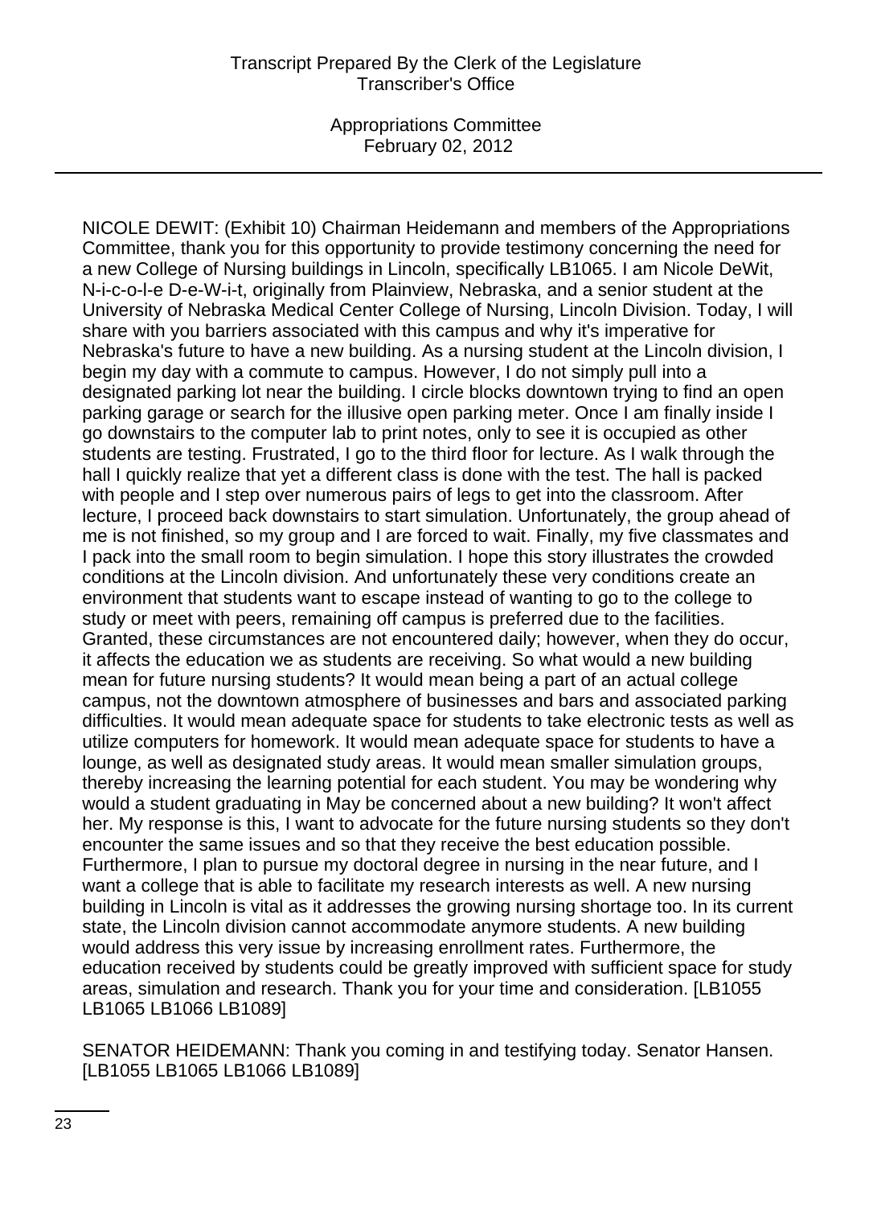NICOLE DEWIT: (Exhibit 10) Chairman Heidemann and members of the Appropriations Committee, thank you for this opportunity to provide testimony concerning the need for a new College of Nursing buildings in Lincoln, specifically LB1065. I am Nicole DeWit, N-i-c-o-l-e D-e-W-i-t, originally from Plainview, Nebraska, and a senior student at the University of Nebraska Medical Center College of Nursing, Lincoln Division. Today, I will share with you barriers associated with this campus and why it's imperative for Nebraska's future to have a new building. As a nursing student at the Lincoln division, I begin my day with a commute to campus. However, I do not simply pull into a designated parking lot near the building. I circle blocks downtown trying to find an open parking garage or search for the illusive open parking meter. Once I am finally inside I go downstairs to the computer lab to print notes, only to see it is occupied as other students are testing. Frustrated, I go to the third floor for lecture. As I walk through the hall I quickly realize that yet a different class is done with the test. The hall is packed with people and I step over numerous pairs of legs to get into the classroom. After lecture, I proceed back downstairs to start simulation. Unfortunately, the group ahead of me is not finished, so my group and I are forced to wait. Finally, my five classmates and I pack into the small room to begin simulation. I hope this story illustrates the crowded conditions at the Lincoln division. And unfortunately these very conditions create an environment that students want to escape instead of wanting to go to the college to study or meet with peers, remaining off campus is preferred due to the facilities. Granted, these circumstances are not encountered daily; however, when they do occur, it affects the education we as students are receiving. So what would a new building mean for future nursing students? It would mean being a part of an actual college campus, not the downtown atmosphere of businesses and bars and associated parking difficulties. It would mean adequate space for students to take electronic tests as well as utilize computers for homework. It would mean adequate space for students to have a lounge, as well as designated study areas. It would mean smaller simulation groups, thereby increasing the learning potential for each student. You may be wondering why would a student graduating in May be concerned about a new building? It won't affect her. My response is this, I want to advocate for the future nursing students so they don't encounter the same issues and so that they receive the best education possible. Furthermore, I plan to pursue my doctoral degree in nursing in the near future, and I want a college that is able to facilitate my research interests as well. A new nursing building in Lincoln is vital as it addresses the growing nursing shortage too. In its current state, the Lincoln division cannot accommodate anymore students. A new building would address this very issue by increasing enrollment rates. Furthermore, the education received by students could be greatly improved with sufficient space for study areas, simulation and research. Thank you for your time and consideration. [LB1055 LB1065 LB1066 LB1089]

SENATOR HEIDEMANN: Thank you coming in and testifying today. Senator Hansen. [LB1055 LB1065 LB1066 LB1089]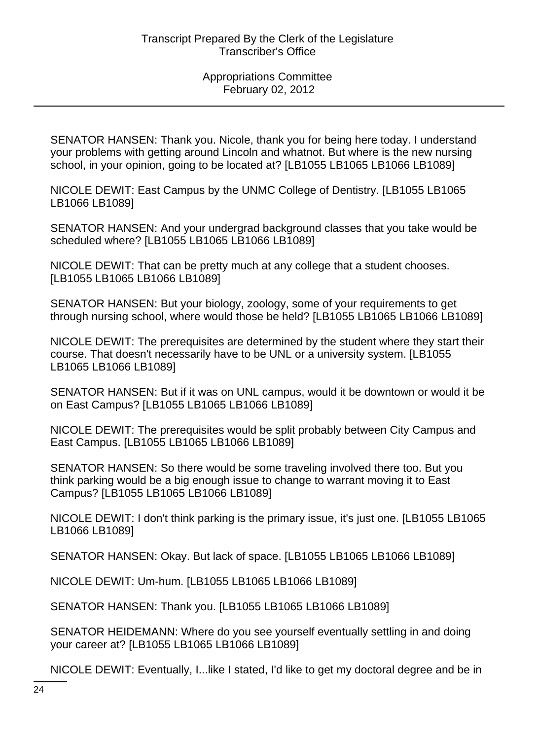SENATOR HANSEN: Thank you. Nicole, thank you for being here today. I understand your problems with getting around Lincoln and whatnot. But where is the new nursing school, in your opinion, going to be located at? [LB1055 LB1065 LB1066 LB1089]

NICOLE DEWIT: East Campus by the UNMC College of Dentistry. [LB1055 LB1065 LB1066 LB1089]

SENATOR HANSEN: And your undergrad background classes that you take would be scheduled where? [LB1055 LB1065 LB1066 LB1089]

NICOLE DEWIT: That can be pretty much at any college that a student chooses. [LB1055 LB1065 LB1066 LB1089]

SENATOR HANSEN: But your biology, zoology, some of your requirements to get through nursing school, where would those be held? [LB1055 LB1065 LB1066 LB1089]

NICOLE DEWIT: The prerequisites are determined by the student where they start their course. That doesn't necessarily have to be UNL or a university system. [LB1055 LB1065 LB1066 LB1089]

SENATOR HANSEN: But if it was on UNL campus, would it be downtown or would it be on East Campus? [LB1055 LB1065 LB1066 LB1089]

NICOLE DEWIT: The prerequisites would be split probably between City Campus and East Campus. [LB1055 LB1065 LB1066 LB1089]

SENATOR HANSEN: So there would be some traveling involved there too. But you think parking would be a big enough issue to change to warrant moving it to East Campus? [LB1055 LB1065 LB1066 LB1089]

NICOLE DEWIT: I don't think parking is the primary issue, it's just one. [LB1055 LB1065 LB1066 LB1089]

SENATOR HANSEN: Okay. But lack of space. [LB1055 LB1065 LB1066 LB1089]

NICOLE DEWIT: Um-hum. [LB1055 LB1065 LB1066 LB1089]

SENATOR HANSEN: Thank you. [LB1055 LB1065 LB1066 LB1089]

SENATOR HEIDEMANN: Where do you see yourself eventually settling in and doing your career at? [LB1055 LB1065 LB1066 LB1089]

NICOLE DEWIT: Eventually, I...like I stated, I'd like to get my doctoral degree and be in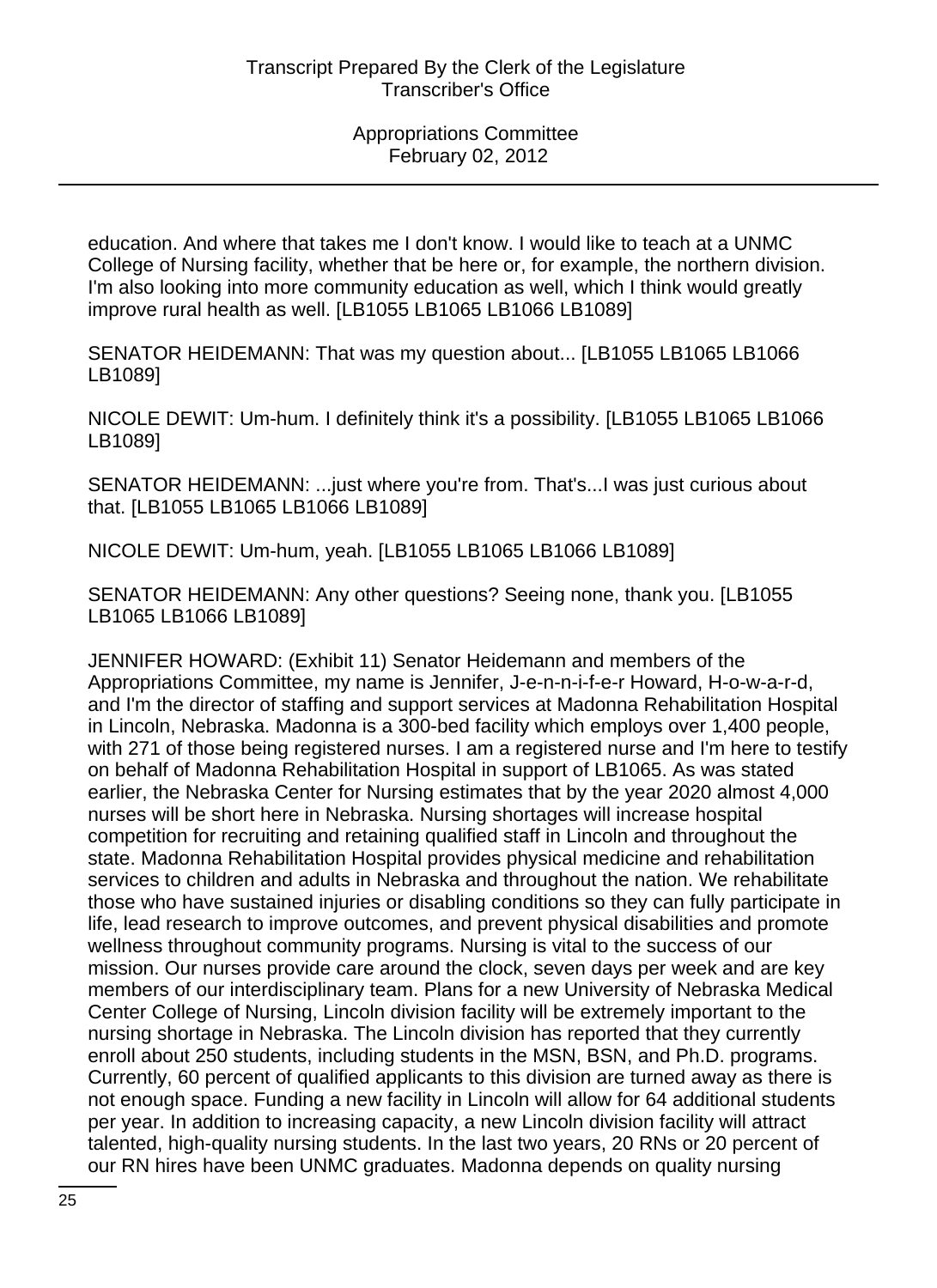education. And where that takes me I don't know. I would like to teach at a UNMC College of Nursing facility, whether that be here or, for example, the northern division. I'm also looking into more community education as well, which I think would greatly improve rural health as well. [LB1055 LB1065 LB1066 LB1089]

SENATOR HEIDEMANN: That was my question about... [LB1055 LB1065 LB1066 LB1089]

NICOLE DEWIT: Um-hum. I definitely think it's a possibility. [LB1055 LB1065 LB1066 LB1089]

SENATOR HEIDEMANN: ...just where you're from. That's...I was just curious about that. [LB1055 LB1065 LB1066 LB1089]

NICOLE DEWIT: Um-hum, yeah. [LB1055 LB1065 LB1066 LB1089]

SENATOR HEIDEMANN: Any other questions? Seeing none, thank you. [LB1055 LB1065 LB1066 LB1089]

JENNIFER HOWARD: (Exhibit 11) Senator Heidemann and members of the Appropriations Committee, my name is Jennifer, J-e-n-n-i-f-e-r Howard, H-o-w-a-r-d, and I'm the director of staffing and support services at Madonna Rehabilitation Hospital in Lincoln, Nebraska. Madonna is a 300-bed facility which employs over 1,400 people, with 271 of those being registered nurses. I am a registered nurse and I'm here to testify on behalf of Madonna Rehabilitation Hospital in support of LB1065. As was stated earlier, the Nebraska Center for Nursing estimates that by the year 2020 almost 4,000 nurses will be short here in Nebraska. Nursing shortages will increase hospital competition for recruiting and retaining qualified staff in Lincoln and throughout the state. Madonna Rehabilitation Hospital provides physical medicine and rehabilitation services to children and adults in Nebraska and throughout the nation. We rehabilitate those who have sustained injuries or disabling conditions so they can fully participate in life, lead research to improve outcomes, and prevent physical disabilities and promote wellness throughout community programs. Nursing is vital to the success of our mission. Our nurses provide care around the clock, seven days per week and are key members of our interdisciplinary team. Plans for a new University of Nebraska Medical Center College of Nursing, Lincoln division facility will be extremely important to the nursing shortage in Nebraska. The Lincoln division has reported that they currently enroll about 250 students, including students in the MSN, BSN, and Ph.D. programs. Currently, 60 percent of qualified applicants to this division are turned away as there is not enough space. Funding a new facility in Lincoln will allow for 64 additional students per year. In addition to increasing capacity, a new Lincoln division facility will attract talented, high-quality nursing students. In the last two years, 20 RNs or 20 percent of our RN hires have been UNMC graduates. Madonna depends on quality nursing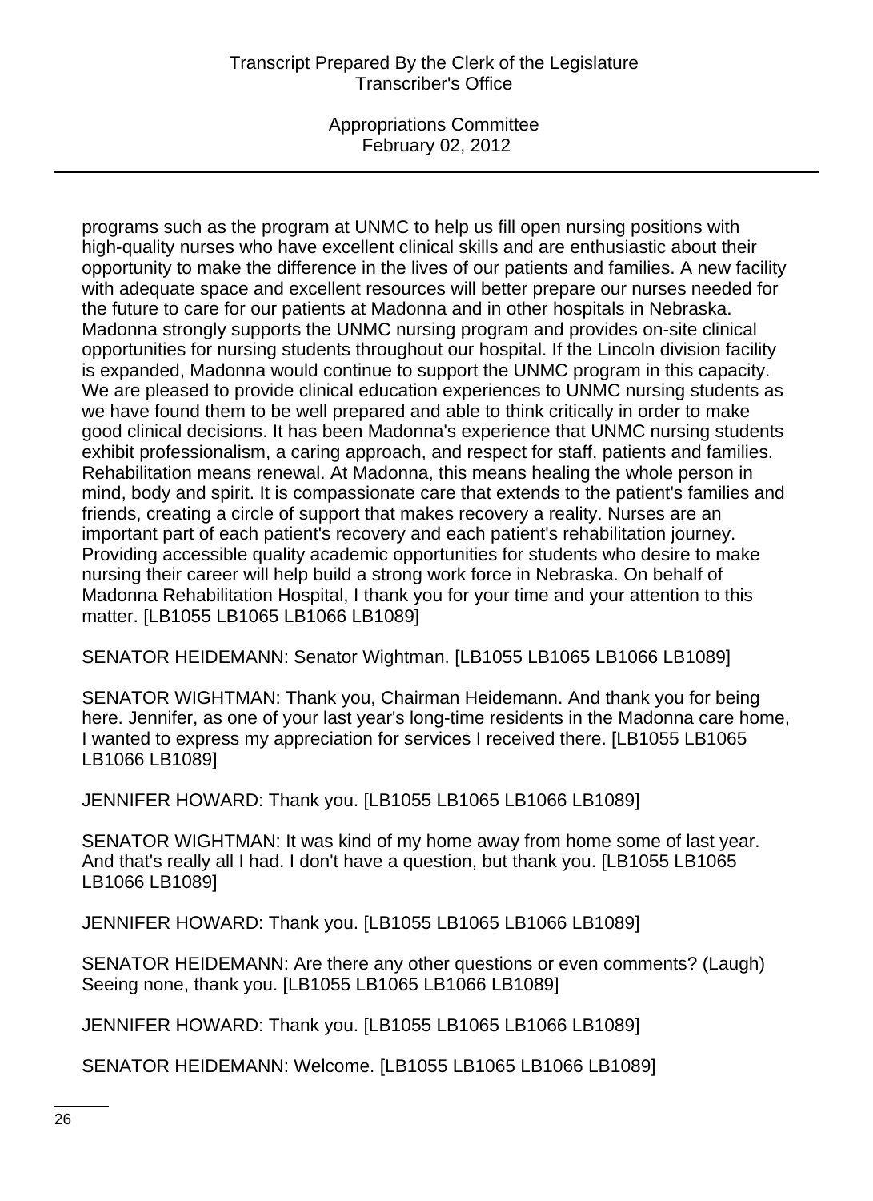programs such as the program at UNMC to help us fill open nursing positions with high-quality nurses who have excellent clinical skills and are enthusiastic about their opportunity to make the difference in the lives of our patients and families. A new facility with adequate space and excellent resources will better prepare our nurses needed for the future to care for our patients at Madonna and in other hospitals in Nebraska. Madonna strongly supports the UNMC nursing program and provides on-site clinical opportunities for nursing students throughout our hospital. If the Lincoln division facility is expanded, Madonna would continue to support the UNMC program in this capacity. We are pleased to provide clinical education experiences to UNMC nursing students as we have found them to be well prepared and able to think critically in order to make good clinical decisions. It has been Madonna's experience that UNMC nursing students exhibit professionalism, a caring approach, and respect for staff, patients and families. Rehabilitation means renewal. At Madonna, this means healing the whole person in mind, body and spirit. It is compassionate care that extends to the patient's families and friends, creating a circle of support that makes recovery a reality. Nurses are an important part of each patient's recovery and each patient's rehabilitation journey. Providing accessible quality academic opportunities for students who desire to make nursing their career will help build a strong work force in Nebraska. On behalf of Madonna Rehabilitation Hospital, I thank you for your time and your attention to this matter. [LB1055 LB1065 LB1066 LB1089]

SENATOR HEIDEMANN: Senator Wightman. [LB1055 LB1065 LB1066 LB1089]

SENATOR WIGHTMAN: Thank you, Chairman Heidemann. And thank you for being here. Jennifer, as one of your last year's long-time residents in the Madonna care home, I wanted to express my appreciation for services I received there. [LB1055 LB1065 LB1066 LB1089]

JENNIFER HOWARD: Thank you. [LB1055 LB1065 LB1066 LB1089]

SENATOR WIGHTMAN: It was kind of my home away from home some of last year. And that's really all I had. I don't have a question, but thank you. [LB1055 LB1065 LB1066 LB1089]

JENNIFER HOWARD: Thank you. [LB1055 LB1065 LB1066 LB1089]

SENATOR HEIDEMANN: Are there any other questions or even comments? (Laugh) Seeing none, thank you. [LB1055 LB1065 LB1066 LB1089]

JENNIFER HOWARD: Thank you. [LB1055 LB1065 LB1066 LB1089]

SENATOR HEIDEMANN: Welcome. [LB1055 LB1065 LB1066 LB1089]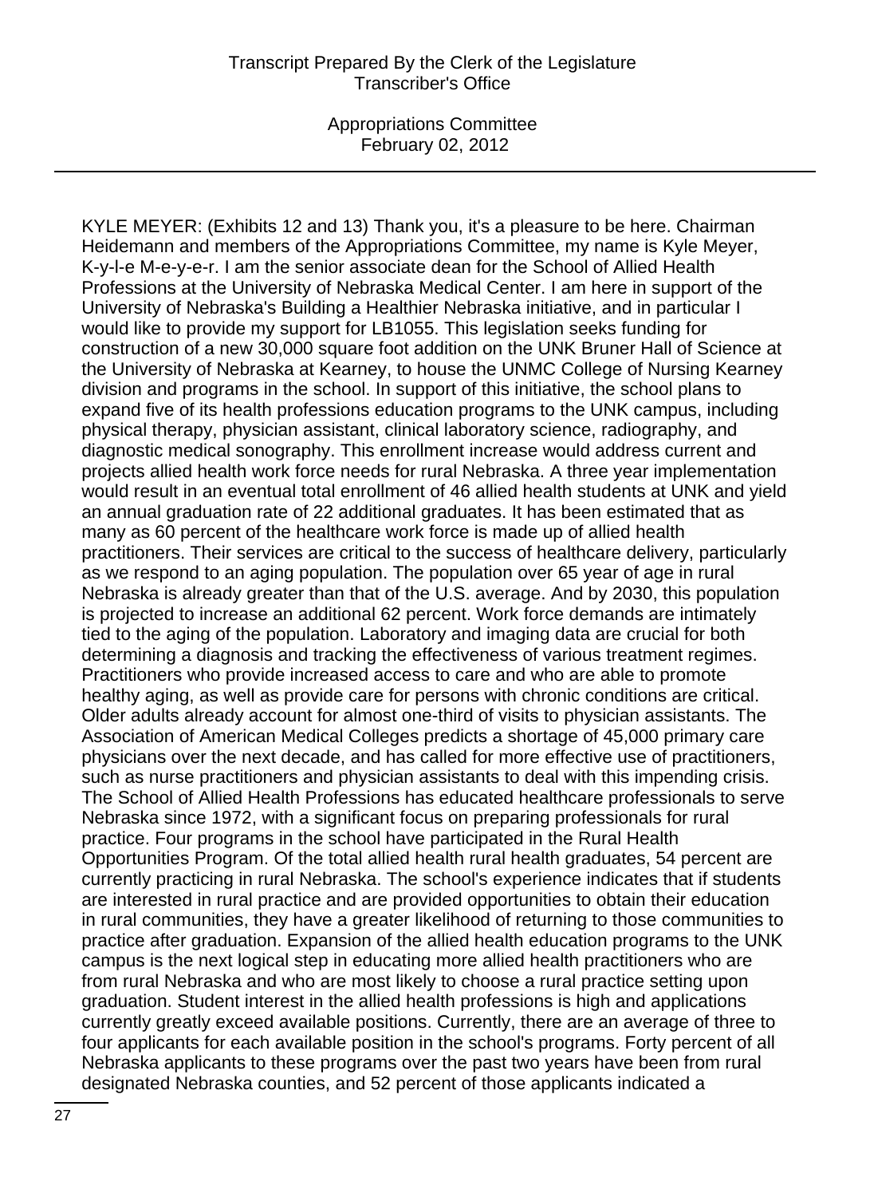KYLE MEYER: (Exhibits 12 and 13) Thank you, it's a pleasure to be here. Chairman Heidemann and members of the Appropriations Committee, my name is Kyle Meyer, K-y-l-e M-e-y-e-r. I am the senior associate dean for the School of Allied Health Professions at the University of Nebraska Medical Center. I am here in support of the University of Nebraska's Building a Healthier Nebraska initiative, and in particular I would like to provide my support for LB1055. This legislation seeks funding for construction of a new 30,000 square foot addition on the UNK Bruner Hall of Science at the University of Nebraska at Kearney, to house the UNMC College of Nursing Kearney division and programs in the school. In support of this initiative, the school plans to expand five of its health professions education programs to the UNK campus, including physical therapy, physician assistant, clinical laboratory science, radiography, and diagnostic medical sonography. This enrollment increase would address current and projects allied health work force needs for rural Nebraska. A three year implementation would result in an eventual total enrollment of 46 allied health students at UNK and yield an annual graduation rate of 22 additional graduates. It has been estimated that as many as 60 percent of the healthcare work force is made up of allied health practitioners. Their services are critical to the success of healthcare delivery, particularly as we respond to an aging population. The population over 65 year of age in rural Nebraska is already greater than that of the U.S. average. And by 2030, this population is projected to increase an additional 62 percent. Work force demands are intimately tied to the aging of the population. Laboratory and imaging data are crucial for both determining a diagnosis and tracking the effectiveness of various treatment regimes. Practitioners who provide increased access to care and who are able to promote healthy aging, as well as provide care for persons with chronic conditions are critical. Older adults already account for almost one-third of visits to physician assistants. The Association of American Medical Colleges predicts a shortage of 45,000 primary care physicians over the next decade, and has called for more effective use of practitioners, such as nurse practitioners and physician assistants to deal with this impending crisis. The School of Allied Health Professions has educated healthcare professionals to serve Nebraska since 1972, with a significant focus on preparing professionals for rural practice. Four programs in the school have participated in the Rural Health Opportunities Program. Of the total allied health rural health graduates, 54 percent are currently practicing in rural Nebraska. The school's experience indicates that if students are interested in rural practice and are provided opportunities to obtain their education in rural communities, they have a greater likelihood of returning to those communities to practice after graduation. Expansion of the allied health education programs to the UNK campus is the next logical step in educating more allied health practitioners who are from rural Nebraska and who are most likely to choose a rural practice setting upon graduation. Student interest in the allied health professions is high and applications currently greatly exceed available positions. Currently, there are an average of three to four applicants for each available position in the school's programs. Forty percent of all Nebraska applicants to these programs over the past two years have been from rural designated Nebraska counties, and 52 percent of those applicants indicated a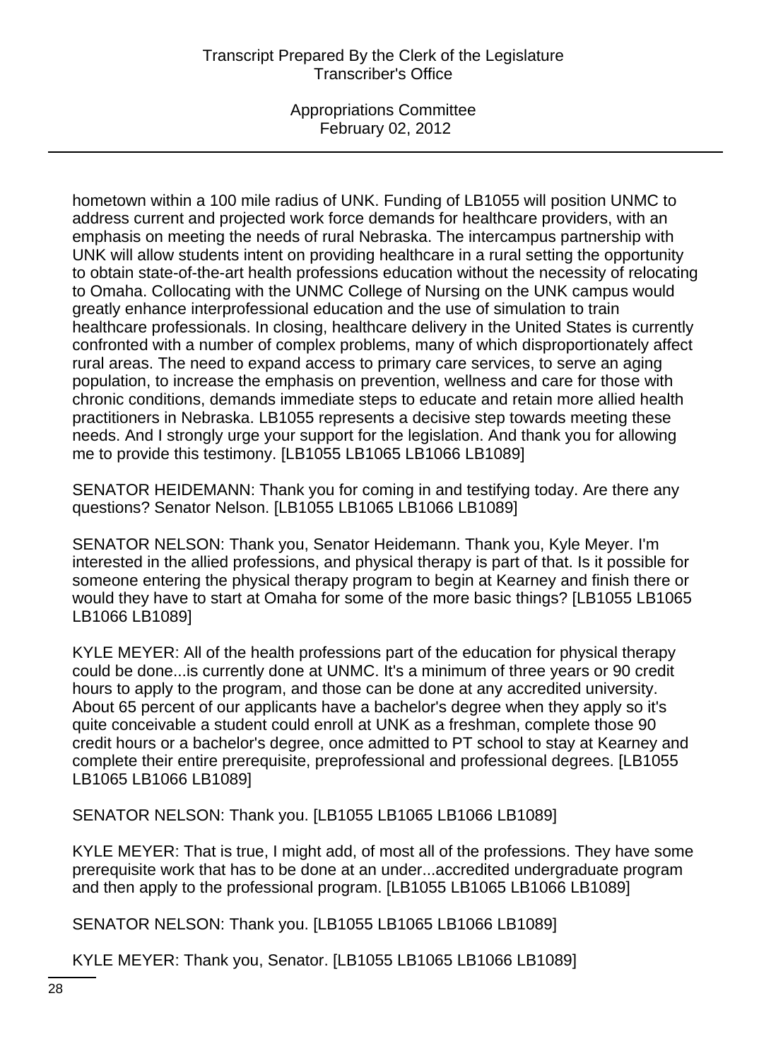hometown within a 100 mile radius of UNK. Funding of LB1055 will position UNMC to address current and projected work force demands for healthcare providers, with an emphasis on meeting the needs of rural Nebraska. The intercampus partnership with UNK will allow students intent on providing healthcare in a rural setting the opportunity to obtain state-of-the-art health professions education without the necessity of relocating to Omaha. Collocating with the UNMC College of Nursing on the UNK campus would greatly enhance interprofessional education and the use of simulation to train healthcare professionals. In closing, healthcare delivery in the United States is currently confronted with a number of complex problems, many of which disproportionately affect rural areas. The need to expand access to primary care services, to serve an aging population, to increase the emphasis on prevention, wellness and care for those with chronic conditions, demands immediate steps to educate and retain more allied health practitioners in Nebraska. LB1055 represents a decisive step towards meeting these needs. And I strongly urge your support for the legislation. And thank you for allowing me to provide this testimony. [LB1055 LB1065 LB1066 LB1089]

SENATOR HEIDEMANN: Thank you for coming in and testifying today. Are there any questions? Senator Nelson. [LB1055 LB1065 LB1066 LB1089]

SENATOR NELSON: Thank you, Senator Heidemann. Thank you, Kyle Meyer. I'm interested in the allied professions, and physical therapy is part of that. Is it possible for someone entering the physical therapy program to begin at Kearney and finish there or would they have to start at Omaha for some of the more basic things? [LB1055 LB1065 LB1066 LB1089]

KYLE MEYER: All of the health professions part of the education for physical therapy could be done...is currently done at UNMC. It's a minimum of three years or 90 credit hours to apply to the program, and those can be done at any accredited university. About 65 percent of our applicants have a bachelor's degree when they apply so it's quite conceivable a student could enroll at UNK as a freshman, complete those 90 credit hours or a bachelor's degree, once admitted to PT school to stay at Kearney and complete their entire prerequisite, preprofessional and professional degrees. [LB1055 LB1065 LB1066 LB1089]

SENATOR NELSON: Thank you. [LB1055 LB1065 LB1066 LB1089]

KYLE MEYER: That is true, I might add, of most all of the professions. They have some prerequisite work that has to be done at an under...accredited undergraduate program and then apply to the professional program. [LB1055 LB1065 LB1066 LB1089]

SENATOR NELSON: Thank you. [LB1055 LB1065 LB1066 LB1089]

KYLE MEYER: Thank you, Senator. [LB1055 LB1065 LB1066 LB1089]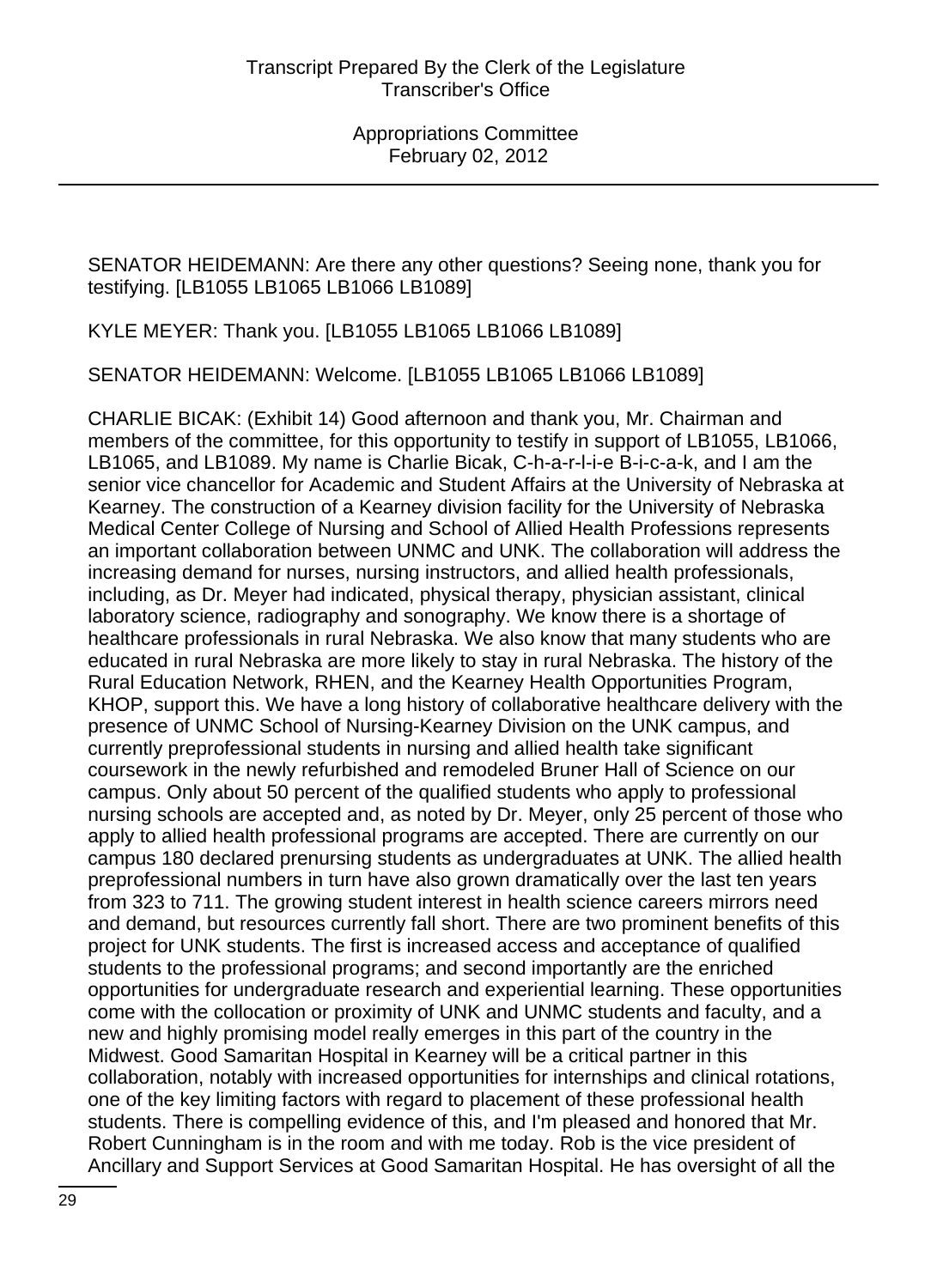SENATOR HEIDEMANN: Are there any other questions? Seeing none, thank you for testifying. [LB1055 LB1065 LB1066 LB1089]

KYLE MEYER: Thank you. [LB1055 LB1065 LB1066 LB1089]

SENATOR HEIDEMANN: Welcome. [LB1055 LB1065 LB1066 LB1089]

CHARLIE BICAK: (Exhibit 14) Good afternoon and thank you, Mr. Chairman and members of the committee, for this opportunity to testify in support of LB1055, LB1066, LB1065, and LB1089. My name is Charlie Bicak, C-h-a-r-l-i-e B-i-c-a-k, and I am the senior vice chancellor for Academic and Student Affairs at the University of Nebraska at Kearney. The construction of a Kearney division facility for the University of Nebraska Medical Center College of Nursing and School of Allied Health Professions represents an important collaboration between UNMC and UNK. The collaboration will address the increasing demand for nurses, nursing instructors, and allied health professionals, including, as Dr. Meyer had indicated, physical therapy, physician assistant, clinical laboratory science, radiography and sonography. We know there is a shortage of healthcare professionals in rural Nebraska. We also know that many students who are educated in rural Nebraska are more likely to stay in rural Nebraska. The history of the Rural Education Network, RHEN, and the Kearney Health Opportunities Program, KHOP, support this. We have a long history of collaborative healthcare delivery with the presence of UNMC School of Nursing-Kearney Division on the UNK campus, and currently preprofessional students in nursing and allied health take significant coursework in the newly refurbished and remodeled Bruner Hall of Science on our campus. Only about 50 percent of the qualified students who apply to professional nursing schools are accepted and, as noted by Dr. Meyer, only 25 percent of those who apply to allied health professional programs are accepted. There are currently on our campus 180 declared prenursing students as undergraduates at UNK. The allied health preprofessional numbers in turn have also grown dramatically over the last ten years from 323 to 711. The growing student interest in health science careers mirrors need and demand, but resources currently fall short. There are two prominent benefits of this project for UNK students. The first is increased access and acceptance of qualified students to the professional programs; and second importantly are the enriched opportunities for undergraduate research and experiential learning. These opportunities come with the collocation or proximity of UNK and UNMC students and faculty, and a new and highly promising model really emerges in this part of the country in the Midwest. Good Samaritan Hospital in Kearney will be a critical partner in this collaboration, notably with increased opportunities for internships and clinical rotations, one of the key limiting factors with regard to placement of these professional health students. There is compelling evidence of this, and I'm pleased and honored that Mr. Robert Cunningham is in the room and with me today. Rob is the vice president of Ancillary and Support Services at Good Samaritan Hospital. He has oversight of all the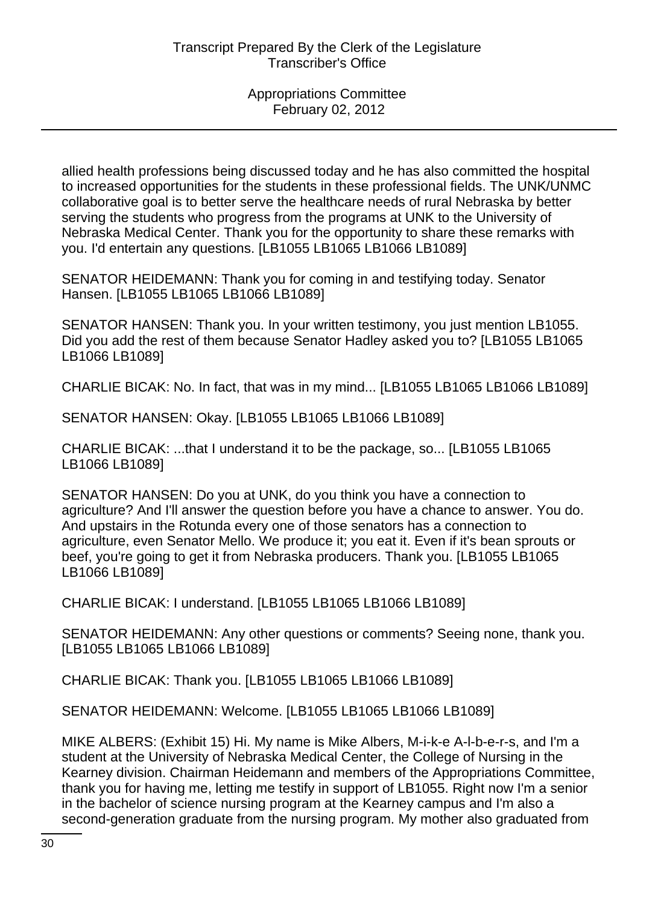allied health professions being discussed today and he has also committed the hospital to increased opportunities for the students in these professional fields. The UNK/UNMC collaborative goal is to better serve the healthcare needs of rural Nebraska by better serving the students who progress from the programs at UNK to the University of Nebraska Medical Center. Thank you for the opportunity to share these remarks with you. I'd entertain any questions. [LB1055 LB1065 LB1066 LB1089]

SENATOR HEIDEMANN: Thank you for coming in and testifying today. Senator Hansen. [LB1055 LB1065 LB1066 LB1089]

SENATOR HANSEN: Thank you. In your written testimony, you just mention LB1055. Did you add the rest of them because Senator Hadley asked you to? [LB1055 LB1065 LB1066 LB1089]

CHARLIE BICAK: No. In fact, that was in my mind... [LB1055 LB1065 LB1066 LB1089]

SENATOR HANSEN: Okay. [LB1055 LB1065 LB1066 LB1089]

CHARLIE BICAK: ...that I understand it to be the package, so... [LB1055 LB1065 LB1066 LB1089]

SENATOR HANSEN: Do you at UNK, do you think you have a connection to agriculture? And I'll answer the question before you have a chance to answer. You do. And upstairs in the Rotunda every one of those senators has a connection to agriculture, even Senator Mello. We produce it; you eat it. Even if it's bean sprouts or beef, you're going to get it from Nebraska producers. Thank you. [LB1055 LB1065 LB1066 LB1089]

CHARLIE BICAK: I understand. [LB1055 LB1065 LB1066 LB1089]

SENATOR HEIDEMANN: Any other questions or comments? Seeing none, thank you. [LB1055 LB1065 LB1066 LB1089]

CHARLIE BICAK: Thank you. [LB1055 LB1065 LB1066 LB1089]

SENATOR HEIDEMANN: Welcome. [LB1055 LB1065 LB1066 LB1089]

MIKE ALBERS: (Exhibit 15) Hi. My name is Mike Albers, M-i-k-e A-l-b-e-r-s, and I'm a student at the University of Nebraska Medical Center, the College of Nursing in the Kearney division. Chairman Heidemann and members of the Appropriations Committee, thank you for having me, letting me testify in support of LB1055. Right now I'm a senior in the bachelor of science nursing program at the Kearney campus and I'm also a second-generation graduate from the nursing program. My mother also graduated from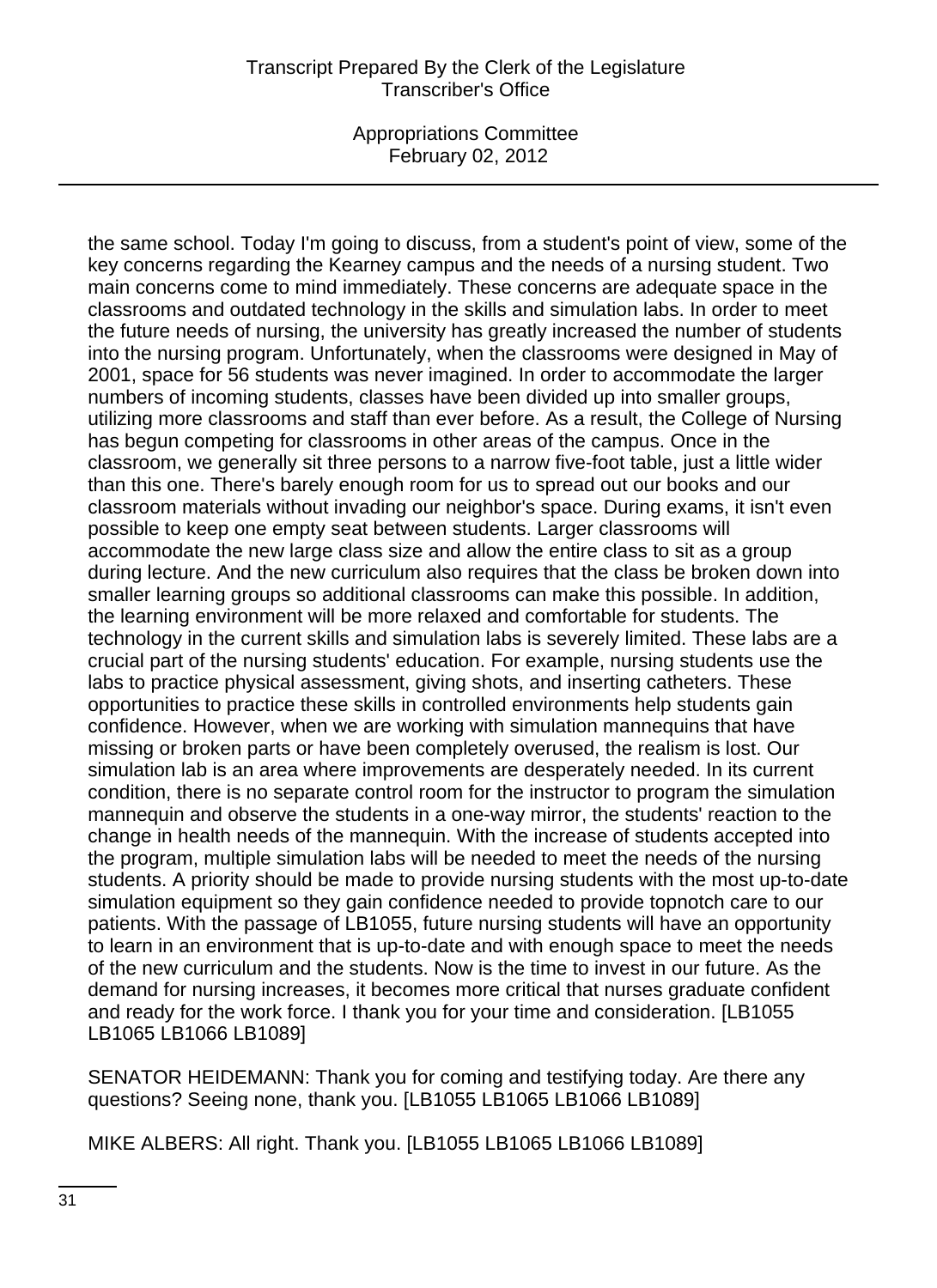the same school. Today I'm going to discuss, from a student's point of view, some of the key concerns regarding the Kearney campus and the needs of a nursing student. Two main concerns come to mind immediately. These concerns are adequate space in the classrooms and outdated technology in the skills and simulation labs. In order to meet the future needs of nursing, the university has greatly increased the number of students into the nursing program. Unfortunately, when the classrooms were designed in May of 2001, space for 56 students was never imagined. In order to accommodate the larger numbers of incoming students, classes have been divided up into smaller groups, utilizing more classrooms and staff than ever before. As a result, the College of Nursing has begun competing for classrooms in other areas of the campus. Once in the classroom, we generally sit three persons to a narrow five-foot table, just a little wider than this one. There's barely enough room for us to spread out our books and our classroom materials without invading our neighbor's space. During exams, it isn't even possible to keep one empty seat between students. Larger classrooms will accommodate the new large class size and allow the entire class to sit as a group during lecture. And the new curriculum also requires that the class be broken down into smaller learning groups so additional classrooms can make this possible. In addition, the learning environment will be more relaxed and comfortable for students. The technology in the current skills and simulation labs is severely limited. These labs are a crucial part of the nursing students' education. For example, nursing students use the labs to practice physical assessment, giving shots, and inserting catheters. These opportunities to practice these skills in controlled environments help students gain confidence. However, when we are working with simulation mannequins that have missing or broken parts or have been completely overused, the realism is lost. Our simulation lab is an area where improvements are desperately needed. In its current condition, there is no separate control room for the instructor to program the simulation mannequin and observe the students in a one-way mirror, the students' reaction to the change in health needs of the mannequin. With the increase of students accepted into the program, multiple simulation labs will be needed to meet the needs of the nursing students. A priority should be made to provide nursing students with the most up-to-date simulation equipment so they gain confidence needed to provide topnotch care to our patients. With the passage of LB1055, future nursing students will have an opportunity to learn in an environment that is up-to-date and with enough space to meet the needs of the new curriculum and the students. Now is the time to invest in our future. As the demand for nursing increases, it becomes more critical that nurses graduate confident and ready for the work force. I thank you for your time and consideration. [LB1055 LB1065 LB1066 LB1089]

SENATOR HEIDEMANN: Thank you for coming and testifying today. Are there any questions? Seeing none, thank you. [LB1055 LB1065 LB1066 LB1089]

MIKE ALBERS: All right. Thank you. [LB1055 LB1065 LB1066 LB1089]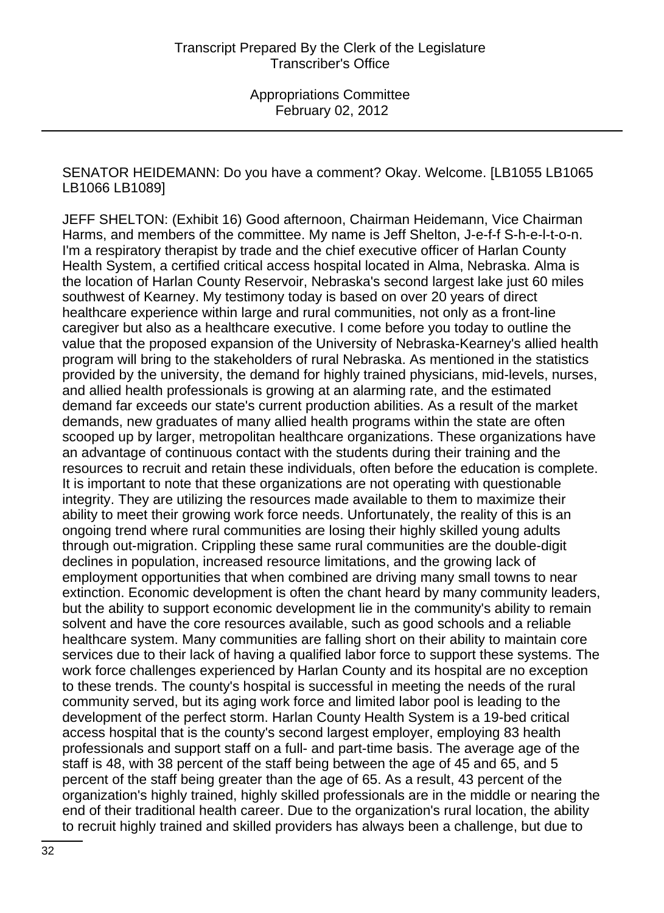SENATOR HEIDEMANN: Do you have a comment? Okay. Welcome. [LB1055 LB1065 LB1066 LB1089]

JEFF SHELTON: (Exhibit 16) Good afternoon, Chairman Heidemann, Vice Chairman Harms, and members of the committee. My name is Jeff Shelton, J-e-f-f S-h-e-l-t-o-n. I'm a respiratory therapist by trade and the chief executive officer of Harlan County Health System, a certified critical access hospital located in Alma, Nebraska. Alma is the location of Harlan County Reservoir, Nebraska's second largest lake just 60 miles southwest of Kearney. My testimony today is based on over 20 years of direct healthcare experience within large and rural communities, not only as a front-line caregiver but also as a healthcare executive. I come before you today to outline the value that the proposed expansion of the University of Nebraska-Kearney's allied health program will bring to the stakeholders of rural Nebraska. As mentioned in the statistics provided by the university, the demand for highly trained physicians, mid-levels, nurses, and allied health professionals is growing at an alarming rate, and the estimated demand far exceeds our state's current production abilities. As a result of the market demands, new graduates of many allied health programs within the state are often scooped up by larger, metropolitan healthcare organizations. These organizations have an advantage of continuous contact with the students during their training and the resources to recruit and retain these individuals, often before the education is complete. It is important to note that these organizations are not operating with questionable integrity. They are utilizing the resources made available to them to maximize their ability to meet their growing work force needs. Unfortunately, the reality of this is an ongoing trend where rural communities are losing their highly skilled young adults through out-migration. Crippling these same rural communities are the double-digit declines in population, increased resource limitations, and the growing lack of employment opportunities that when combined are driving many small towns to near extinction. Economic development is often the chant heard by many community leaders, but the ability to support economic development lie in the community's ability to remain solvent and have the core resources available, such as good schools and a reliable healthcare system. Many communities are falling short on their ability to maintain core services due to their lack of having a qualified labor force to support these systems. The work force challenges experienced by Harlan County and its hospital are no exception to these trends. The county's hospital is successful in meeting the needs of the rural community served, but its aging work force and limited labor pool is leading to the development of the perfect storm. Harlan County Health System is a 19-bed critical access hospital that is the county's second largest employer, employing 83 health professionals and support staff on a full- and part-time basis. The average age of the staff is 48, with 38 percent of the staff being between the age of 45 and 65, and 5 percent of the staff being greater than the age of 65. As a result, 43 percent of the organization's highly trained, highly skilled professionals are in the middle or nearing the end of their traditional health career. Due to the organization's rural location, the ability to recruit highly trained and skilled providers has always been a challenge, but due to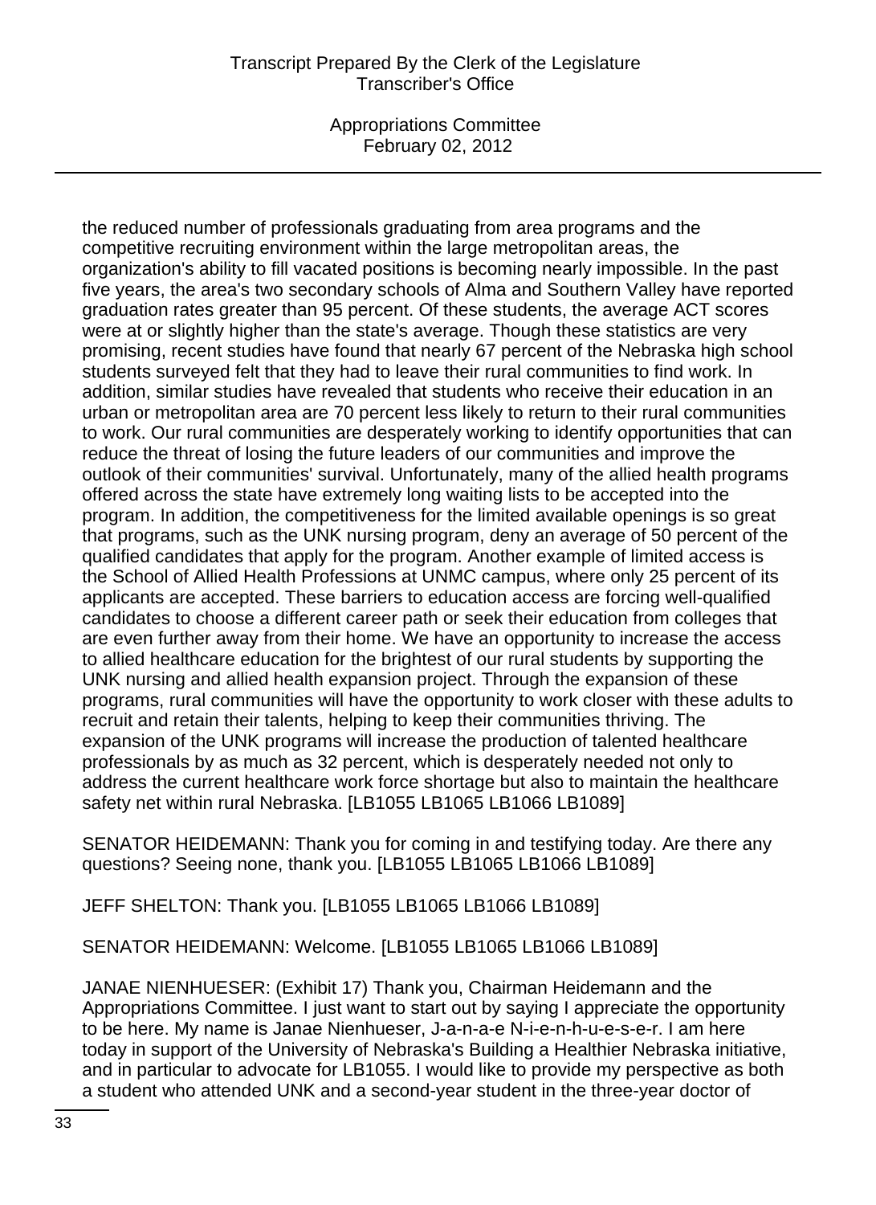the reduced number of professionals graduating from area programs and the competitive recruiting environment within the large metropolitan areas, the organization's ability to fill vacated positions is becoming nearly impossible. In the past five years, the area's two secondary schools of Alma and Southern Valley have reported graduation rates greater than 95 percent. Of these students, the average ACT scores were at or slightly higher than the state's average. Though these statistics are very promising, recent studies have found that nearly 67 percent of the Nebraska high school students surveyed felt that they had to leave their rural communities to find work. In addition, similar studies have revealed that students who receive their education in an urban or metropolitan area are 70 percent less likely to return to their rural communities to work. Our rural communities are desperately working to identify opportunities that can reduce the threat of losing the future leaders of our communities and improve the outlook of their communities' survival. Unfortunately, many of the allied health programs offered across the state have extremely long waiting lists to be accepted into the program. In addition, the competitiveness for the limited available openings is so great that programs, such as the UNK nursing program, deny an average of 50 percent of the qualified candidates that apply for the program. Another example of limited access is the School of Allied Health Professions at UNMC campus, where only 25 percent of its applicants are accepted. These barriers to education access are forcing well-qualified candidates to choose a different career path or seek their education from colleges that are even further away from their home. We have an opportunity to increase the access to allied healthcare education for the brightest of our rural students by supporting the UNK nursing and allied health expansion project. Through the expansion of these programs, rural communities will have the opportunity to work closer with these adults to recruit and retain their talents, helping to keep their communities thriving. The expansion of the UNK programs will increase the production of talented healthcare professionals by as much as 32 percent, which is desperately needed not only to address the current healthcare work force shortage but also to maintain the healthcare safety net within rural Nebraska. [LB1055 LB1065 LB1066 LB1089]

SENATOR HEIDEMANN: Thank you for coming in and testifying today. Are there any questions? Seeing none, thank you. [LB1055 LB1065 LB1066 LB1089]

JEFF SHELTON: Thank you. [LB1055 LB1065 LB1066 LB1089]

SENATOR HEIDEMANN: Welcome. [LB1055 LB1065 LB1066 LB1089]

JANAE NIENHUESER: (Exhibit 17) Thank you, Chairman Heidemann and the Appropriations Committee. I just want to start out by saying I appreciate the opportunity to be here. My name is Janae Nienhueser, J-a-n-a-e N-i-e-n-h-u-e-s-e-r. I am here today in support of the University of Nebraska's Building a Healthier Nebraska initiative, and in particular to advocate for LB1055. I would like to provide my perspective as both a student who attended UNK and a second-year student in the three-year doctor of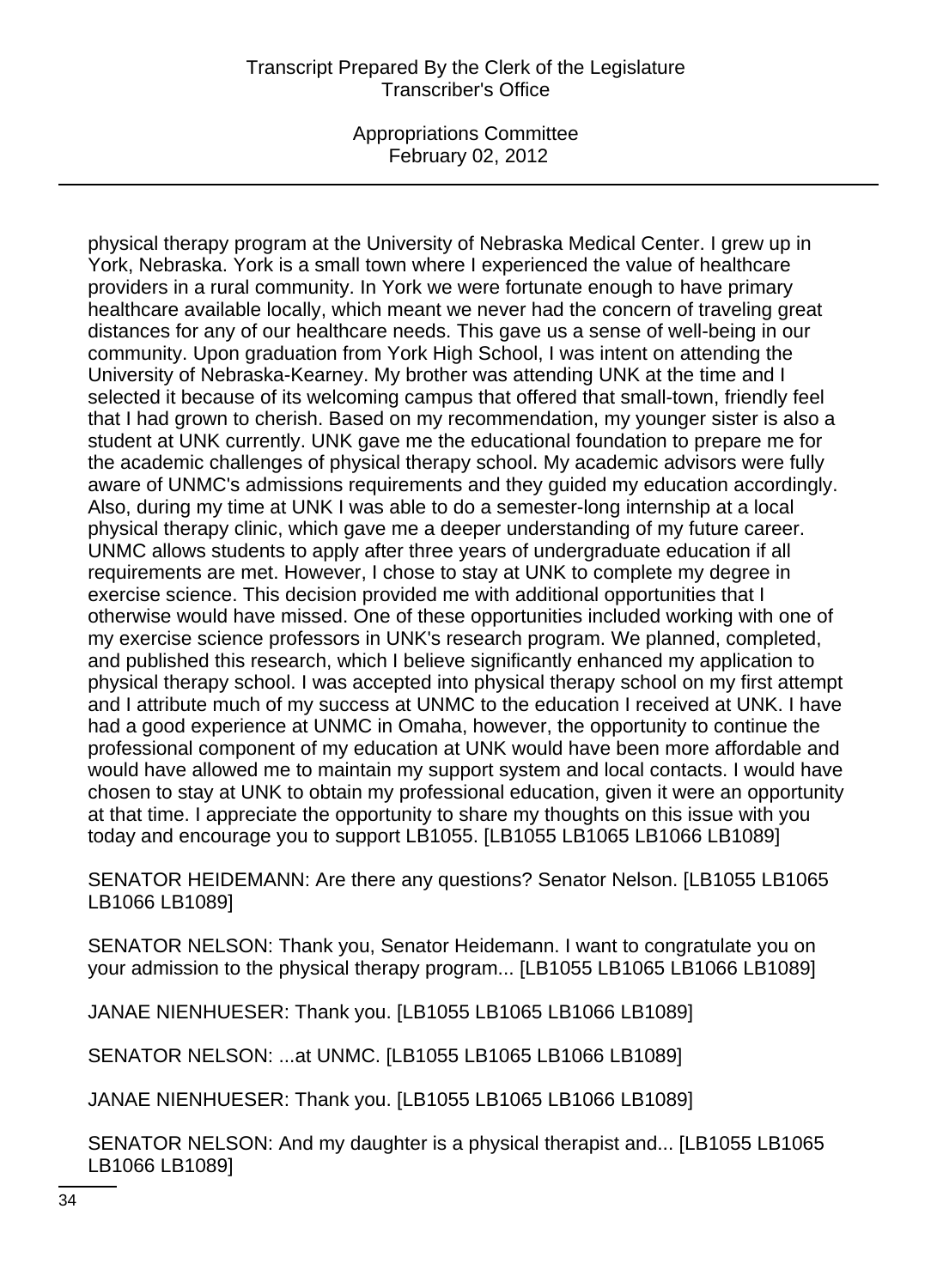physical therapy program at the University of Nebraska Medical Center. I grew up in York, Nebraska. York is a small town where I experienced the value of healthcare providers in a rural community. In York we were fortunate enough to have primary healthcare available locally, which meant we never had the concern of traveling great distances for any of our healthcare needs. This gave us a sense of well-being in our community. Upon graduation from York High School, I was intent on attending the University of Nebraska-Kearney. My brother was attending UNK at the time and I selected it because of its welcoming campus that offered that small-town, friendly feel that I had grown to cherish. Based on my recommendation, my younger sister is also a student at UNK currently. UNK gave me the educational foundation to prepare me for the academic challenges of physical therapy school. My academic advisors were fully aware of UNMC's admissions requirements and they guided my education accordingly. Also, during my time at UNK I was able to do a semester-long internship at a local physical therapy clinic, which gave me a deeper understanding of my future career. UNMC allows students to apply after three years of undergraduate education if all requirements are met. However, I chose to stay at UNK to complete my degree in exercise science. This decision provided me with additional opportunities that I otherwise would have missed. One of these opportunities included working with one of my exercise science professors in UNK's research program. We planned, completed, and published this research, which I believe significantly enhanced my application to physical therapy school. I was accepted into physical therapy school on my first attempt and I attribute much of my success at UNMC to the education I received at UNK. I have had a good experience at UNMC in Omaha, however, the opportunity to continue the professional component of my education at UNK would have been more affordable and would have allowed me to maintain my support system and local contacts. I would have chosen to stay at UNK to obtain my professional education, given it were an opportunity at that time. I appreciate the opportunity to share my thoughts on this issue with you today and encourage you to support LB1055. [LB1055 LB1065 LB1066 LB1089]

SENATOR HEIDEMANN: Are there any questions? Senator Nelson. [LB1055 LB1065 LB1066 LB1089]

SENATOR NELSON: Thank you, Senator Heidemann. I want to congratulate you on your admission to the physical therapy program... [LB1055 LB1065 LB1066 LB1089]

JANAE NIENHUESER: Thank you. [LB1055 LB1065 LB1066 LB1089]

SENATOR NELSON: ...at UNMC. [LB1055 LB1065 LB1066 LB1089]

JANAE NIENHUESER: Thank you. [LB1055 LB1065 LB1066 LB1089]

SENATOR NELSON: And my daughter is a physical therapist and... [LB1055 LB1065 LB1066 LB1089]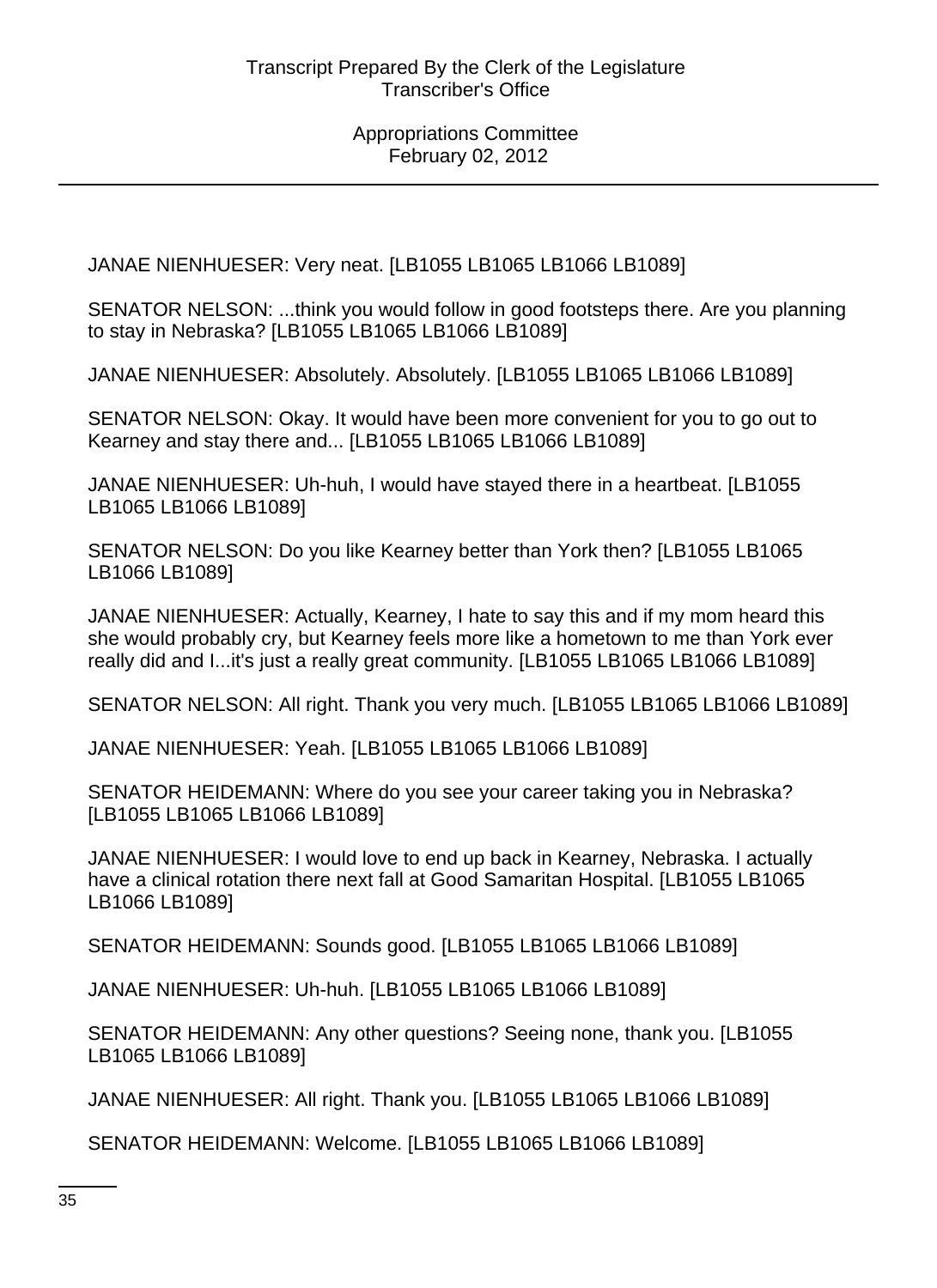JANAE NIENHUESER: Very neat. [LB1055 LB1065 LB1066 LB1089]

SENATOR NELSON: ...think you would follow in good footsteps there. Are you planning to stay in Nebraska? [LB1055 LB1065 LB1066 LB1089]

JANAE NIENHUESER: Absolutely. Absolutely. [LB1055 LB1065 LB1066 LB1089]

SENATOR NELSON: Okay. It would have been more convenient for you to go out to Kearney and stay there and... [LB1055 LB1065 LB1066 LB1089]

JANAE NIENHUESER: Uh-huh, I would have stayed there in a heartbeat. [LB1055 LB1065 LB1066 LB1089]

SENATOR NELSON: Do you like Kearney better than York then? [LB1055 LB1065 LB1066 LB1089]

JANAE NIENHUESER: Actually, Kearney, I hate to say this and if my mom heard this she would probably cry, but Kearney feels more like a hometown to me than York ever really did and I...it's just a really great community. [LB1055 LB1065 LB1066 LB1089]

SENATOR NELSON: All right. Thank you very much. [LB1055 LB1065 LB1066 LB1089]

JANAE NIENHUESER: Yeah. [LB1055 LB1065 LB1066 LB1089]

SENATOR HEIDEMANN: Where do you see your career taking you in Nebraska? [LB1055 LB1065 LB1066 LB1089]

JANAE NIENHUESER: I would love to end up back in Kearney, Nebraska. I actually have a clinical rotation there next fall at Good Samaritan Hospital. [LB1055 LB1065 LB1066 LB1089]

SENATOR HEIDEMANN: Sounds good. [LB1055 LB1065 LB1066 LB1089]

JANAE NIENHUESER: Uh-huh. [LB1055 LB1065 LB1066 LB1089]

SENATOR HEIDEMANN: Any other questions? Seeing none, thank you. [LB1055 LB1065 LB1066 LB1089]

JANAE NIENHUESER: All right. Thank you. [LB1055 LB1065 LB1066 LB1089]

SENATOR HEIDEMANN: Welcome. [LB1055 LB1065 LB1066 LB1089]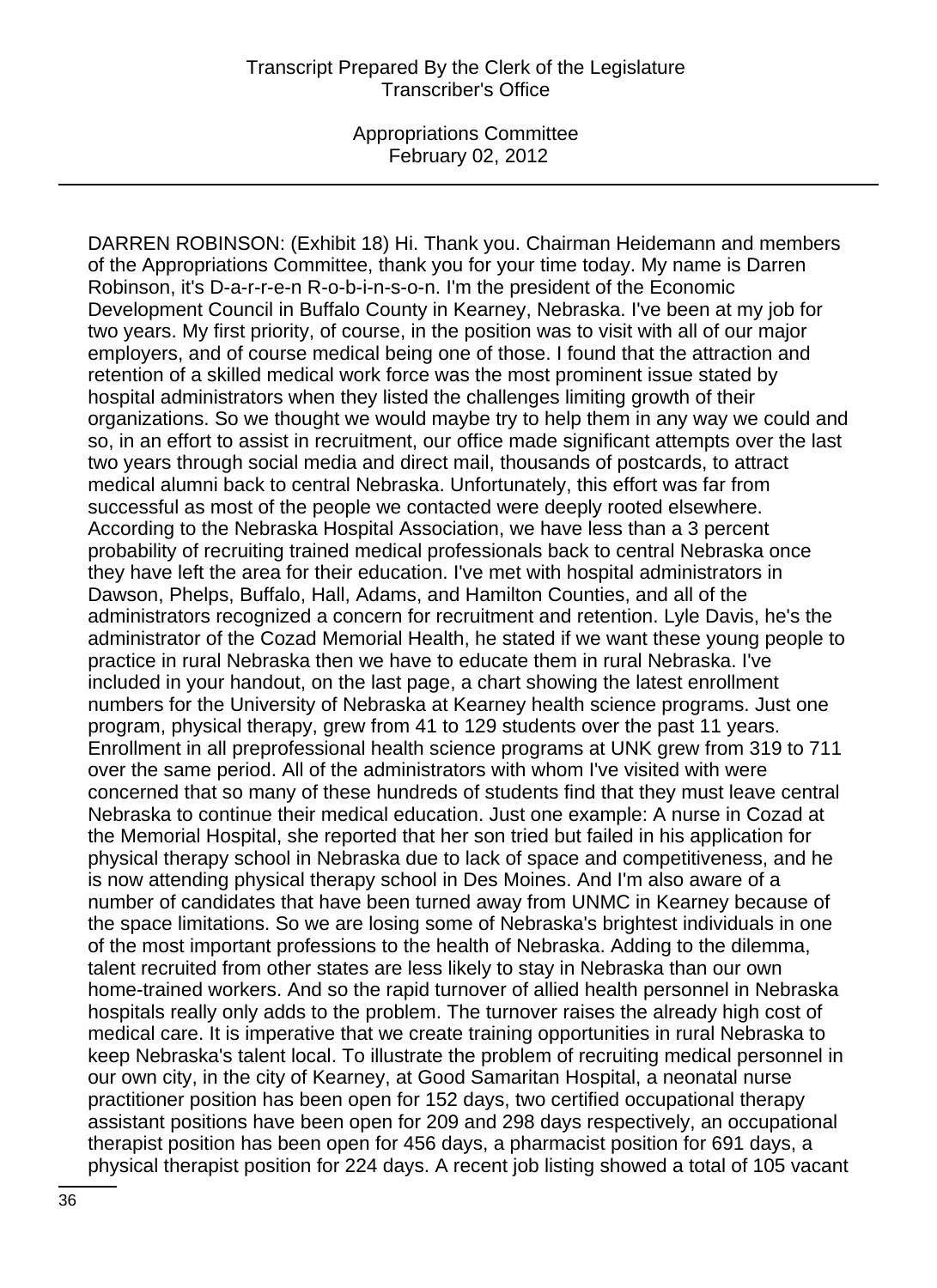DARREN ROBINSON: (Exhibit 18) Hi. Thank you. Chairman Heidemann and members of the Appropriations Committee, thank you for your time today. My name is Darren Robinson, it's D-a-r-r-e-n R-o-b-i-n-s-o-n. I'm the president of the Economic Development Council in Buffalo County in Kearney, Nebraska. I've been at my job for two years. My first priority, of course, in the position was to visit with all of our major employers, and of course medical being one of those. I found that the attraction and retention of a skilled medical work force was the most prominent issue stated by hospital administrators when they listed the challenges limiting growth of their organizations. So we thought we would maybe try to help them in any way we could and so, in an effort to assist in recruitment, our office made significant attempts over the last two years through social media and direct mail, thousands of postcards, to attract medical alumni back to central Nebraska. Unfortunately, this effort was far from successful as most of the people we contacted were deeply rooted elsewhere. According to the Nebraska Hospital Association, we have less than a 3 percent probability of recruiting trained medical professionals back to central Nebraska once they have left the area for their education. I've met with hospital administrators in Dawson, Phelps, Buffalo, Hall, Adams, and Hamilton Counties, and all of the administrators recognized a concern for recruitment and retention. Lyle Davis, he's the administrator of the Cozad Memorial Health, he stated if we want these young people to practice in rural Nebraska then we have to educate them in rural Nebraska. I've included in your handout, on the last page, a chart showing the latest enrollment numbers for the University of Nebraska at Kearney health science programs. Just one program, physical therapy, grew from 41 to 129 students over the past 11 years. Enrollment in all preprofessional health science programs at UNK grew from 319 to 711 over the same period. All of the administrators with whom I've visited with were concerned that so many of these hundreds of students find that they must leave central Nebraska to continue their medical education. Just one example: A nurse in Cozad at the Memorial Hospital, she reported that her son tried but failed in his application for physical therapy school in Nebraska due to lack of space and competitiveness, and he is now attending physical therapy school in Des Moines. And I'm also aware of a number of candidates that have been turned away from UNMC in Kearney because of the space limitations. So we are losing some of Nebraska's brightest individuals in one of the most important professions to the health of Nebraska. Adding to the dilemma, talent recruited from other states are less likely to stay in Nebraska than our own home-trained workers. And so the rapid turnover of allied health personnel in Nebraska hospitals really only adds to the problem. The turnover raises the already high cost of medical care. It is imperative that we create training opportunities in rural Nebraska to keep Nebraska's talent local. To illustrate the problem of recruiting medical personnel in our own city, in the city of Kearney, at Good Samaritan Hospital, a neonatal nurse practitioner position has been open for 152 days, two certified occupational therapy assistant positions have been open for 209 and 298 days respectively, an occupational therapist position has been open for 456 days, a pharmacist position for 691 days, a physical therapist position for 224 days. A recent job listing showed a total of 105 vacant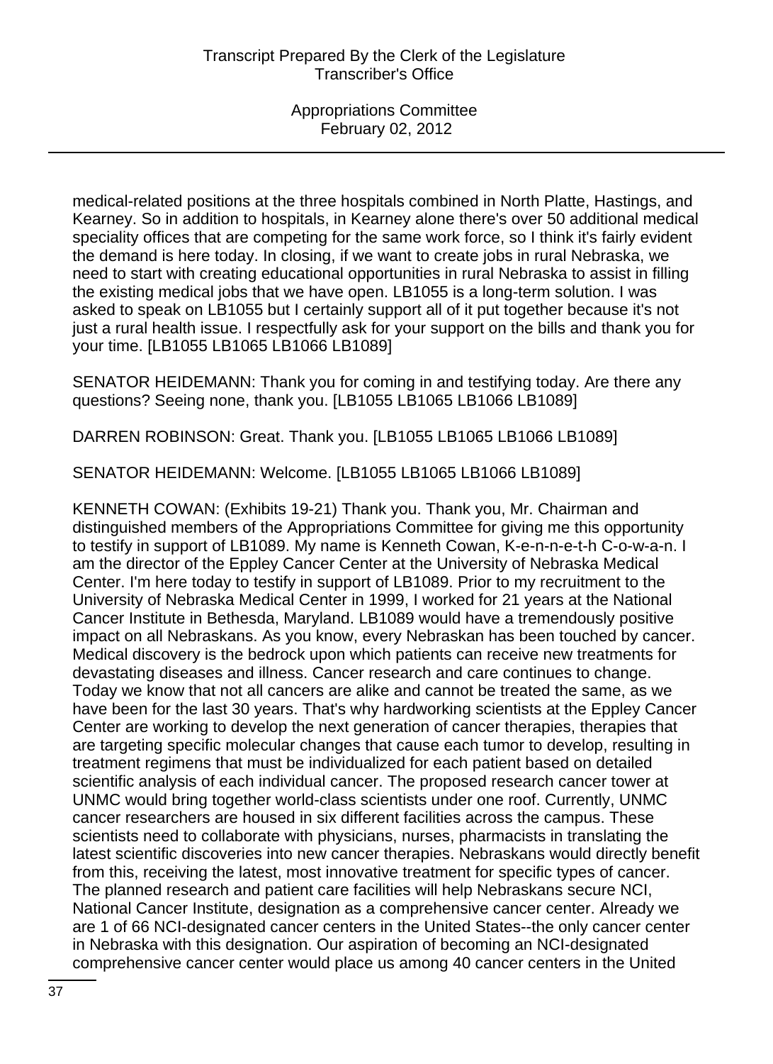medical-related positions at the three hospitals combined in North Platte, Hastings, and Kearney. So in addition to hospitals, in Kearney alone there's over 50 additional medical speciality offices that are competing for the same work force, so I think it's fairly evident the demand is here today. In closing, if we want to create jobs in rural Nebraska, we need to start with creating educational opportunities in rural Nebraska to assist in filling the existing medical jobs that we have open. LB1055 is a long-term solution. I was asked to speak on LB1055 but I certainly support all of it put together because it's not just a rural health issue. I respectfully ask for your support on the bills and thank you for your time. [LB1055 LB1065 LB1066 LB1089]

SENATOR HEIDEMANN: Thank you for coming in and testifying today. Are there any questions? Seeing none, thank you. [LB1055 LB1065 LB1066 LB1089]

DARREN ROBINSON: Great. Thank you. [LB1055 LB1065 LB1066 LB1089]

SENATOR HEIDEMANN: Welcome. [LB1055 LB1065 LB1066 LB1089]

KENNETH COWAN: (Exhibits 19-21) Thank you. Thank you, Mr. Chairman and distinguished members of the Appropriations Committee for giving me this opportunity to testify in support of LB1089. My name is Kenneth Cowan, K-e-n-n-e-t-h C-o-w-a-n. I am the director of the Eppley Cancer Center at the University of Nebraska Medical Center. I'm here today to testify in support of LB1089. Prior to my recruitment to the University of Nebraska Medical Center in 1999, I worked for 21 years at the National Cancer Institute in Bethesda, Maryland. LB1089 would have a tremendously positive impact on all Nebraskans. As you know, every Nebraskan has been touched by cancer. Medical discovery is the bedrock upon which patients can receive new treatments for devastating diseases and illness. Cancer research and care continues to change. Today we know that not all cancers are alike and cannot be treated the same, as we have been for the last 30 years. That's why hardworking scientists at the Eppley Cancer Center are working to develop the next generation of cancer therapies, therapies that are targeting specific molecular changes that cause each tumor to develop, resulting in treatment regimens that must be individualized for each patient based on detailed scientific analysis of each individual cancer. The proposed research cancer tower at UNMC would bring together world-class scientists under one roof. Currently, UNMC cancer researchers are housed in six different facilities across the campus. These scientists need to collaborate with physicians, nurses, pharmacists in translating the latest scientific discoveries into new cancer therapies. Nebraskans would directly benefit from this, receiving the latest, most innovative treatment for specific types of cancer. The planned research and patient care facilities will help Nebraskans secure NCI, National Cancer Institute, designation as a comprehensive cancer center. Already we are 1 of 66 NCI-designated cancer centers in the United States--the only cancer center in Nebraska with this designation. Our aspiration of becoming an NCI-designated comprehensive cancer center would place us among 40 cancer centers in the United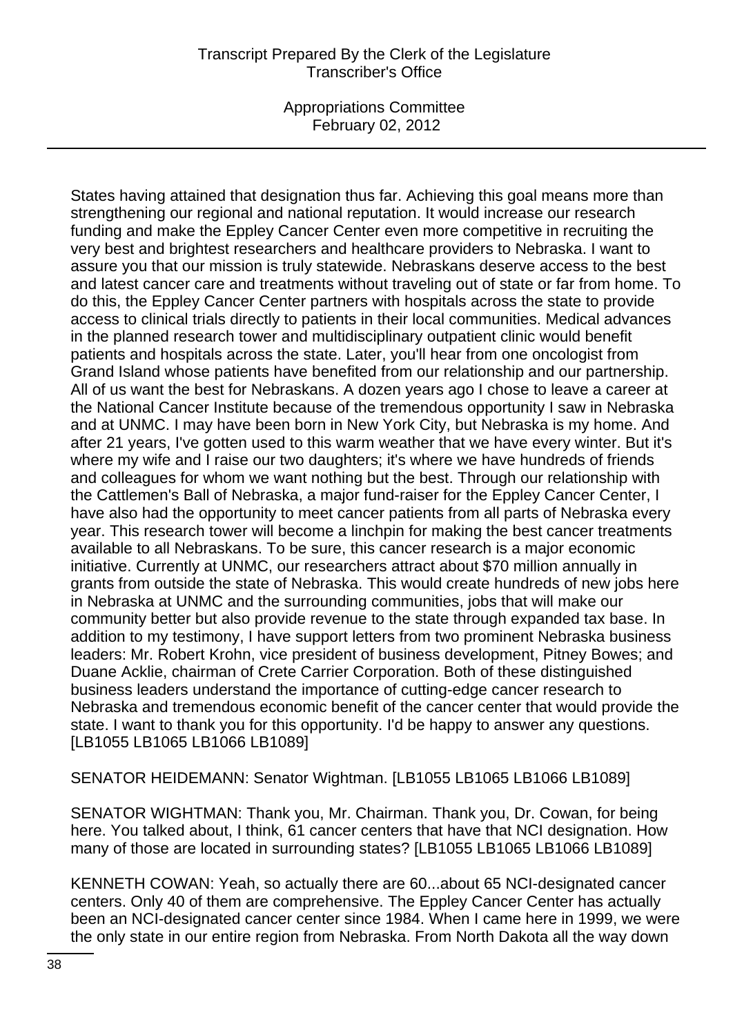States having attained that designation thus far. Achieving this goal means more than strengthening our regional and national reputation. It would increase our research funding and make the Eppley Cancer Center even more competitive in recruiting the very best and brightest researchers and healthcare providers to Nebraska. I want to assure you that our mission is truly statewide. Nebraskans deserve access to the best and latest cancer care and treatments without traveling out of state or far from home. To do this, the Eppley Cancer Center partners with hospitals across the state to provide access to clinical trials directly to patients in their local communities. Medical advances in the planned research tower and multidisciplinary outpatient clinic would benefit patients and hospitals across the state. Later, you'll hear from one oncologist from Grand Island whose patients have benefited from our relationship and our partnership. All of us want the best for Nebraskans. A dozen years ago I chose to leave a career at the National Cancer Institute because of the tremendous opportunity I saw in Nebraska and at UNMC. I may have been born in New York City, but Nebraska is my home. And after 21 years, I've gotten used to this warm weather that we have every winter. But it's where my wife and I raise our two daughters; it's where we have hundreds of friends and colleagues for whom we want nothing but the best. Through our relationship with the Cattlemen's Ball of Nebraska, a major fund-raiser for the Eppley Cancer Center, I have also had the opportunity to meet cancer patients from all parts of Nebraska every year. This research tower will become a linchpin for making the best cancer treatments available to all Nebraskans. To be sure, this cancer research is a major economic initiative. Currently at UNMC, our researchers attract about $70 million annually in grants from outside the state of Nebraska. This would create hundreds of new jobs here in Nebraska at UNMC and the surrounding communities, jobs that will make our community better but also provide revenue to the state through expanded tax base. In addition to my testimony, I have support letters from two prominent Nebraska business leaders: Mr. Robert Krohn, vice president of business development, Pitney Bowes; and Duane Acklie, chairman of Crete Carrier Corporation. Both of these distinguished business leaders understand the importance of cutting-edge cancer research to Nebraska and tremendous economic benefit of the cancer center that would provide the state. I want to thank you for this opportunity. I'd be happy to answer any questions. [LB1055 LB1065 LB1066 LB1089]

SENATOR HEIDEMANN: Senator Wightman. [LB1055 LB1065 LB1066 LB1089]

SENATOR WIGHTMAN: Thank you, Mr. Chairman. Thank you, Dr. Cowan, for being here. You talked about, I think, 61 cancer centers that have that NCI designation. How many of those are located in surrounding states? [LB1055 LB1065 LB1066 LB1089]

KENNETH COWAN: Yeah, so actually there are 60...about 65 NCI-designated cancer centers. Only 40 of them are comprehensive. The Eppley Cancer Center has actually been an NCI-designated cancer center since 1984. When I came here in 1999, we were the only state in our entire region from Nebraska. From North Dakota all the way down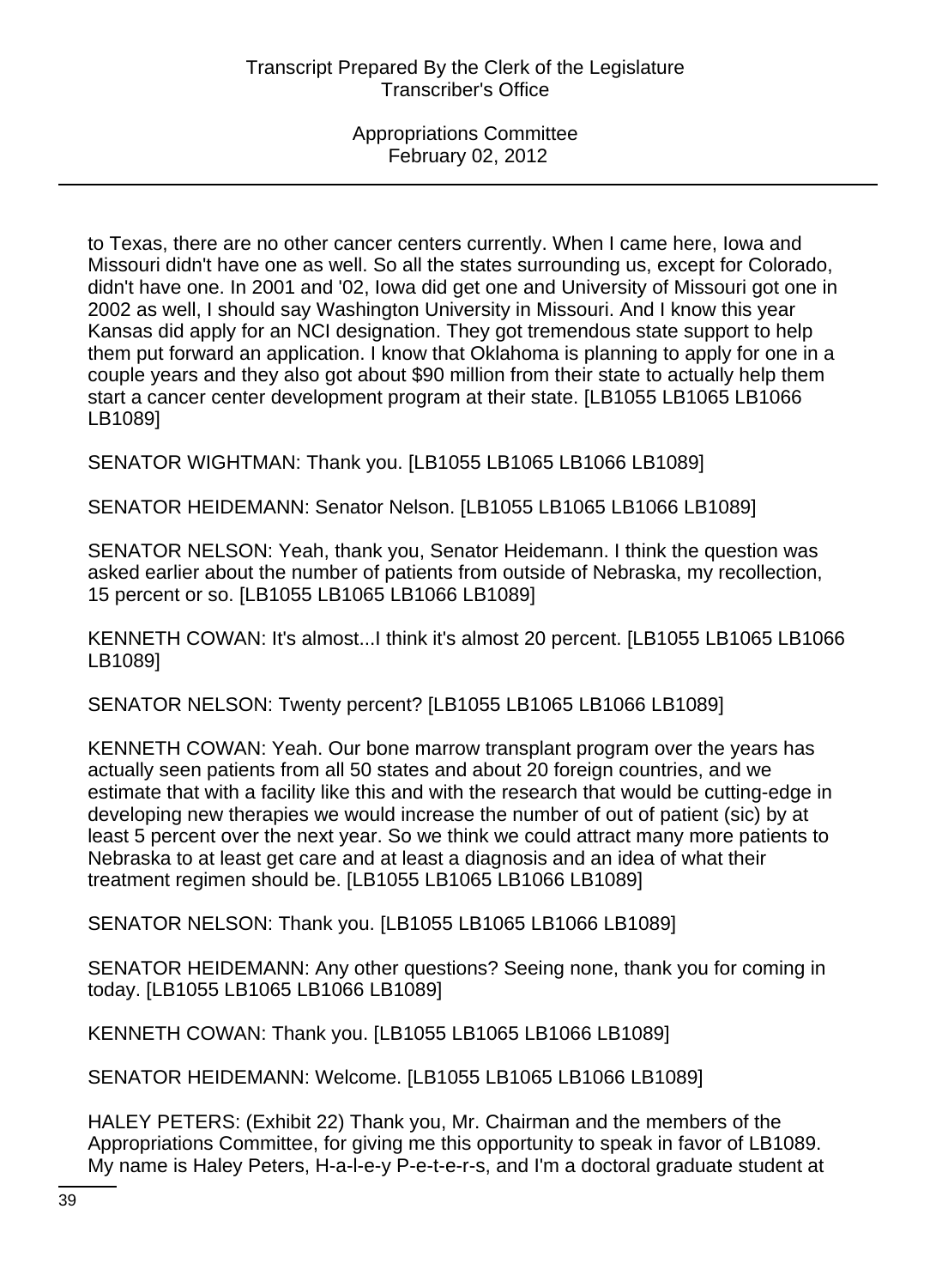to Texas, there are no other cancer centers currently. When I came here, Iowa and Missouri didn't have one as well. So all the states surrounding us, except for Colorado, didn't have one. In 2001 and '02, Iowa did get one and University of Missouri got one in 2002 as well, I should say Washington University in Missouri. And I know this year Kansas did apply for an NCI designation. They got tremendous state support to help them put forward an application. I know that Oklahoma is planning to apply for one in a couple years and they also got about $90 million from their state to actually help them start a cancer center development program at their state. [LB1055 LB1065 LB1066 LB1089]

SENATOR WIGHTMAN: Thank you. [LB1055 LB1065 LB1066 LB1089]

SENATOR HEIDEMANN: Senator Nelson. [LB1055 LB1065 LB1066 LB1089]

SENATOR NELSON: Yeah, thank you, Senator Heidemann. I think the question was asked earlier about the number of patients from outside of Nebraska, my recollection, 15 percent or so. [LB1055 LB1065 LB1066 LB1089]

KENNETH COWAN: It's almost...I think it's almost 20 percent. [LB1055 LB1065 LB1066 LB1089]

SENATOR NELSON: Twenty percent? [LB1055 LB1065 LB1066 LB1089]

KENNETH COWAN: Yeah. Our bone marrow transplant program over the years has actually seen patients from all 50 states and about 20 foreign countries, and we estimate that with a facility like this and with the research that would be cutting-edge in developing new therapies we would increase the number of out of patient (sic) by at least 5 percent over the next year. So we think we could attract many more patients to Nebraska to at least get care and at least a diagnosis and an idea of what their treatment regimen should be. [LB1055 LB1065 LB1066 LB1089]

SENATOR NELSON: Thank you. [LB1055 LB1065 LB1066 LB1089]

SENATOR HEIDEMANN: Any other questions? Seeing none, thank you for coming in today. [LB1055 LB1065 LB1066 LB1089]

KENNETH COWAN: Thank you. [LB1055 LB1065 LB1066 LB1089]

SENATOR HEIDEMANN: Welcome. [LB1055 LB1065 LB1066 LB1089]

HALEY PETERS: (Exhibit 22) Thank you, Mr. Chairman and the members of the Appropriations Committee, for giving me this opportunity to speak in favor of LB1089. My name is Haley Peters, H-a-l-e-y P-e-t-e-r-s, and I'm a doctoral graduate student at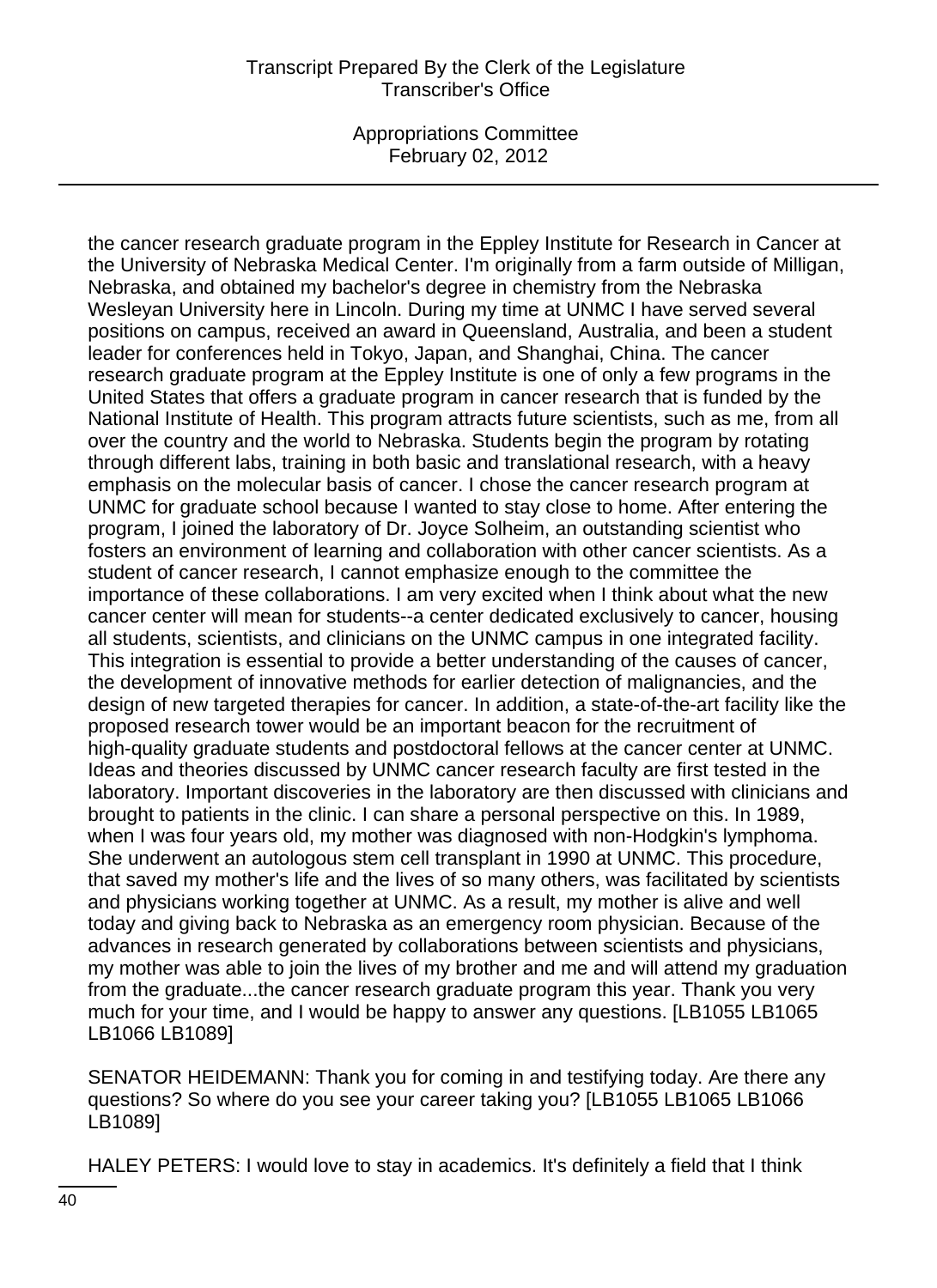the cancer research graduate program in the Eppley Institute for Research in Cancer at the University of Nebraska Medical Center. I'm originally from a farm outside of Milligan, Nebraska, and obtained my bachelor's degree in chemistry from the Nebraska Wesleyan University here in Lincoln. During my time at UNMC I have served several positions on campus, received an award in Queensland, Australia, and been a student leader for conferences held in Tokyo, Japan, and Shanghai, China. The cancer research graduate program at the Eppley Institute is one of only a few programs in the United States that offers a graduate program in cancer research that is funded by the National Institute of Health. This program attracts future scientists, such as me, from all over the country and the world to Nebraska. Students begin the program by rotating through different labs, training in both basic and translational research, with a heavy emphasis on the molecular basis of cancer. I chose the cancer research program at UNMC for graduate school because I wanted to stay close to home. After entering the program, I joined the laboratory of Dr. Joyce Solheim, an outstanding scientist who fosters an environment of learning and collaboration with other cancer scientists. As a student of cancer research, I cannot emphasize enough to the committee the importance of these collaborations. I am very excited when I think about what the new cancer center will mean for students--a center dedicated exclusively to cancer, housing all students, scientists, and clinicians on the UNMC campus in one integrated facility. This integration is essential to provide a better understanding of the causes of cancer, the development of innovative methods for earlier detection of malignancies, and the design of new targeted therapies for cancer. In addition, a state-of-the-art facility like the proposed research tower would be an important beacon for the recruitment of high-quality graduate students and postdoctoral fellows at the cancer center at UNMC. Ideas and theories discussed by UNMC cancer research faculty are first tested in the laboratory. Important discoveries in the laboratory are then discussed with clinicians and brought to patients in the clinic. I can share a personal perspective on this. In 1989, when I was four years old, my mother was diagnosed with non-Hodgkin's lymphoma. She underwent an autologous stem cell transplant in 1990 at UNMC. This procedure, that saved my mother's life and the lives of so many others, was facilitated by scientists and physicians working together at UNMC. As a result, my mother is alive and well today and giving back to Nebraska as an emergency room physician. Because of the advances in research generated by collaborations between scientists and physicians, my mother was able to join the lives of my brother and me and will attend my graduation from the graduate...the cancer research graduate program this year. Thank you very much for your time, and I would be happy to answer any questions. [LB1055 LB1065 LB1066 LB1089]

SENATOR HEIDEMANN: Thank you for coming in and testifying today. Are there any questions? So where do you see your career taking you? [LB1055 LB1065 LB1066 LB1089]

HALEY PETERS: I would love to stay in academics. It's definitely a field that I think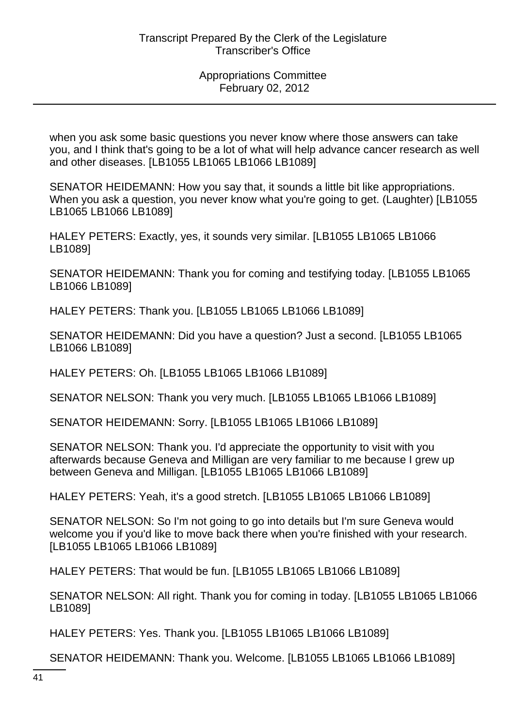when you ask some basic questions you never know where those answers can take you, and I think that's going to be a lot of what will help advance cancer research as well and other diseases. [LB1055 LB1065 LB1066 LB1089]

SENATOR HEIDEMANN: How you say that, it sounds a little bit like appropriations. When you ask a question, you never know what you're going to get. (Laughter) [LB1055 LB1065 LB1066 LB1089]

HALEY PETERS: Exactly, yes, it sounds very similar. [LB1055 LB1065 LB1066 LB1089]

SENATOR HEIDEMANN: Thank you for coming and testifying today. [LB1055 LB1065 LB1066 LB1089]

HALEY PETERS: Thank you. [LB1055 LB1065 LB1066 LB1089]

SENATOR HEIDEMANN: Did you have a question? Just a second. [LB1055 LB1065 LB1066 LB1089]

HALEY PETERS: Oh. [LB1055 LB1065 LB1066 LB1089]

SENATOR NELSON: Thank you very much. [LB1055 LB1065 LB1066 LB1089]

SENATOR HEIDEMANN: Sorry. [LB1055 LB1065 LB1066 LB1089]

SENATOR NELSON: Thank you. I'd appreciate the opportunity to visit with you afterwards because Geneva and Milligan are very familiar to me because I grew up between Geneva and Milligan. [LB1055 LB1065 LB1066 LB1089]

HALEY PETERS: Yeah, it's a good stretch. [LB1055 LB1065 LB1066 LB1089]

SENATOR NELSON: So I'm not going to go into details but I'm sure Geneva would welcome you if you'd like to move back there when you're finished with your research. [LB1055 LB1065 LB1066 LB1089]

HALEY PETERS: That would be fun. [LB1055 LB1065 LB1066 LB1089]

SENATOR NELSON: All right. Thank you for coming in today. [LB1055 LB1065 LB1066 LB1089]

HALEY PETERS: Yes. Thank you. [LB1055 LB1065 LB1066 LB1089]

SENATOR HEIDEMANN: Thank you. Welcome. [LB1055 LB1065 LB1066 LB1089]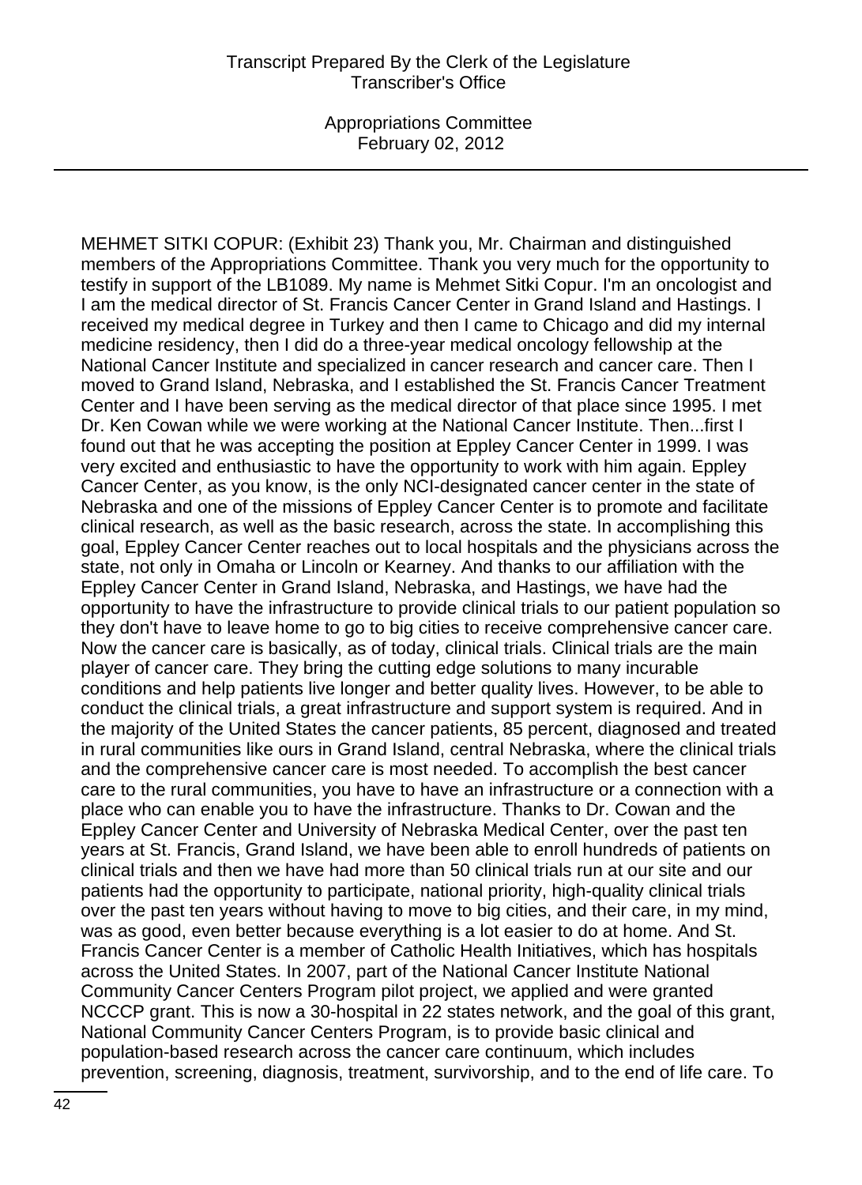MEHMET SITKI COPUR: (Exhibit 23) Thank you, Mr. Chairman and distinguished members of the Appropriations Committee. Thank you very much for the opportunity to testify in support of the LB1089. My name is Mehmet Sitki Copur. I'm an oncologist and I am the medical director of St. Francis Cancer Center in Grand Island and Hastings. I received my medical degree in Turkey and then I came to Chicago and did my internal medicine residency, then I did do a three-year medical oncology fellowship at the National Cancer Institute and specialized in cancer research and cancer care. Then I moved to Grand Island, Nebraska, and I established the St. Francis Cancer Treatment Center and I have been serving as the medical director of that place since 1995. I met Dr. Ken Cowan while we were working at the National Cancer Institute. Then...first I found out that he was accepting the position at Eppley Cancer Center in 1999. I was very excited and enthusiastic to have the opportunity to work with him again. Eppley Cancer Center, as you know, is the only NCI-designated cancer center in the state of Nebraska and one of the missions of Eppley Cancer Center is to promote and facilitate clinical research, as well as the basic research, across the state. In accomplishing this goal, Eppley Cancer Center reaches out to local hospitals and the physicians across the state, not only in Omaha or Lincoln or Kearney. And thanks to our affiliation with the Eppley Cancer Center in Grand Island, Nebraska, and Hastings, we have had the opportunity to have the infrastructure to provide clinical trials to our patient population so they don't have to leave home to go to big cities to receive comprehensive cancer care. Now the cancer care is basically, as of today, clinical trials. Clinical trials are the main player of cancer care. They bring the cutting edge solutions to many incurable conditions and help patients live longer and better quality lives. However, to be able to conduct the clinical trials, a great infrastructure and support system is required. And in the majority of the United States the cancer patients, 85 percent, diagnosed and treated in rural communities like ours in Grand Island, central Nebraska, where the clinical trials and the comprehensive cancer care is most needed. To accomplish the best cancer care to the rural communities, you have to have an infrastructure or a connection with a place who can enable you to have the infrastructure. Thanks to Dr. Cowan and the Eppley Cancer Center and University of Nebraska Medical Center, over the past ten years at St. Francis, Grand Island, we have been able to enroll hundreds of patients on clinical trials and then we have had more than 50 clinical trials run at our site and our patients had the opportunity to participate, national priority, high-quality clinical trials over the past ten years without having to move to big cities, and their care, in my mind, was as good, even better because everything is a lot easier to do at home. And St. Francis Cancer Center is a member of Catholic Health Initiatives, which has hospitals across the United States. In 2007, part of the National Cancer Institute National Community Cancer Centers Program pilot project, we applied and were granted NCCCP grant. This is now a 30-hospital in 22 states network, and the goal of this grant, National Community Cancer Centers Program, is to provide basic clinical and population-based research across the cancer care continuum, which includes prevention, screening, diagnosis, treatment, survivorship, and to the end of life care. To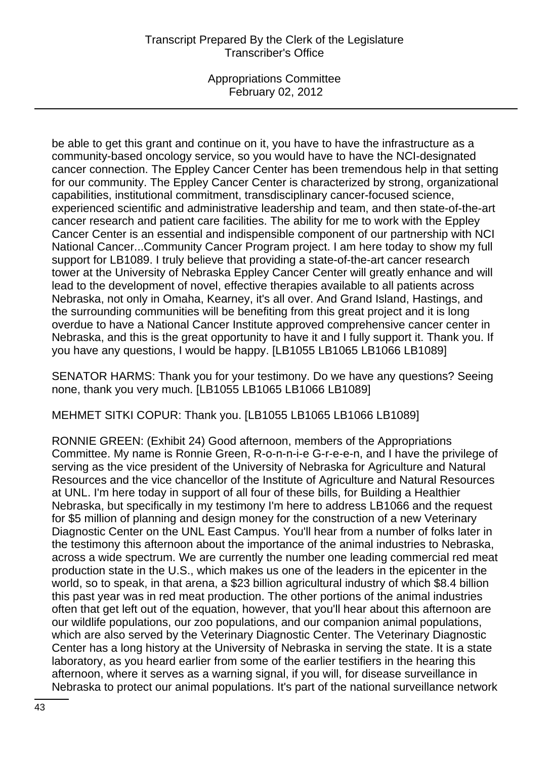be able to get this grant and continue on it, you have to have the infrastructure as a community-based oncology service, so you would have to have the NCI-designated cancer connection. The Eppley Cancer Center has been tremendous help in that setting for our community. The Eppley Cancer Center is characterized by strong, organizational capabilities, institutional commitment, transdisciplinary cancer-focused science, experienced scientific and administrative leadership and team, and then state-of-the-art cancer research and patient care facilities. The ability for me to work with the Eppley Cancer Center is an essential and indispensible component of our partnership with NCI National Cancer...Community Cancer Program project. I am here today to show my full support for LB1089. I truly believe that providing a state-of-the-art cancer research tower at the University of Nebraska Eppley Cancer Center will greatly enhance and will lead to the development of novel, effective therapies available to all patients across Nebraska, not only in Omaha, Kearney, it's all over. And Grand Island, Hastings, and the surrounding communities will be benefiting from this great project and it is long overdue to have a National Cancer Institute approved comprehensive cancer center in Nebraska, and this is the great opportunity to have it and I fully support it. Thank you. If you have any questions, I would be happy. [LB1055 LB1065 LB1066 LB1089]

SENATOR HARMS: Thank you for your testimony. Do we have any questions? Seeing none, thank you very much. [LB1055 LB1065 LB1066 LB1089]

MEHMET SITKI COPUR: Thank you. [LB1055 LB1065 LB1066 LB1089]

RONNIE GREEN: (Exhibit 24) Good afternoon, members of the Appropriations Committee. My name is Ronnie Green, R-o-n-n-i-e G-r-e-e-n, and I have the privilege of serving as the vice president of the University of Nebraska for Agriculture and Natural Resources and the vice chancellor of the Institute of Agriculture and Natural Resources at UNL. I'm here today in support of all four of these bills, for Building a Healthier Nebraska, but specifically in my testimony I'm here to address LB1066 and the request for $5 million of planning and design money for the construction of a new Veterinary Diagnostic Center on the UNL East Campus. You'll hear from a number of folks later in the testimony this afternoon about the importance of the animal industries to Nebraska, across a wide spectrum. We are currently the number one leading commercial red meat production state in the U.S., which makes us one of the leaders in the epicenter in the world, so to speak, in that arena, a $23 billion agricultural industry of which $8.4 billion this past year was in red meat production. The other portions of the animal industries often that get left out of the equation, however, that you'll hear about this afternoon are our wildlife populations, our zoo populations, and our companion animal populations, which are also served by the Veterinary Diagnostic Center. The Veterinary Diagnostic Center has a long history at the University of Nebraska in serving the state. It is a state laboratory, as you heard earlier from some of the earlier testifiers in the hearing this afternoon, where it serves as a warning signal, if you will, for disease surveillance in Nebraska to protect our animal populations. It's part of the national surveillance network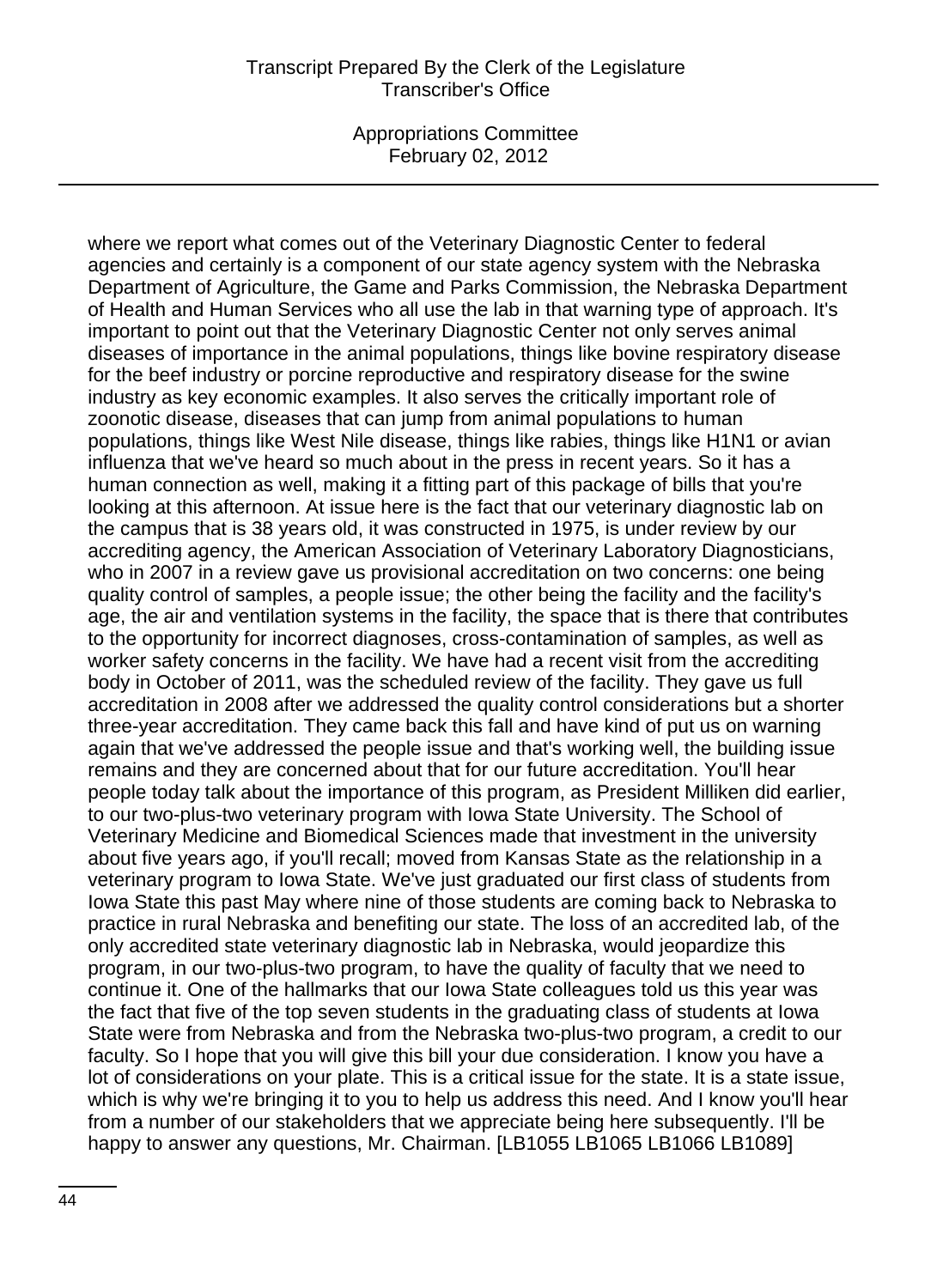where we report what comes out of the Veterinary Diagnostic Center to federal agencies and certainly is a component of our state agency system with the Nebraska Department of Agriculture, the Game and Parks Commission, the Nebraska Department of Health and Human Services who all use the lab in that warning type of approach. It's important to point out that the Veterinary Diagnostic Center not only serves animal diseases of importance in the animal populations, things like bovine respiratory disease for the beef industry or porcine reproductive and respiratory disease for the swine industry as key economic examples. It also serves the critically important role of zoonotic disease, diseases that can jump from animal populations to human populations, things like West Nile disease, things like rabies, things like H1N1 or avian influenza that we've heard so much about in the press in recent years. So it has a human connection as well, making it a fitting part of this package of bills that you're looking at this afternoon. At issue here is the fact that our veterinary diagnostic lab on the campus that is 38 years old, it was constructed in 1975, is under review by our accrediting agency, the American Association of Veterinary Laboratory Diagnosticians, who in 2007 in a review gave us provisional accreditation on two concerns: one being quality control of samples, a people issue; the other being the facility and the facility's age, the air and ventilation systems in the facility, the space that is there that contributes to the opportunity for incorrect diagnoses, cross-contamination of samples, as well as worker safety concerns in the facility. We have had a recent visit from the accrediting body in October of 2011, was the scheduled review of the facility. They gave us full accreditation in 2008 after we addressed the quality control considerations but a shorter three-year accreditation. They came back this fall and have kind of put us on warning again that we've addressed the people issue and that's working well, the building issue remains and they are concerned about that for our future accreditation. You'll hear people today talk about the importance of this program, as President Milliken did earlier, to our two-plus-two veterinary program with Iowa State University. The School of Veterinary Medicine and Biomedical Sciences made that investment in the university about five years ago, if you'll recall; moved from Kansas State as the relationship in a veterinary program to Iowa State. We've just graduated our first class of students from Iowa State this past May where nine of those students are coming back to Nebraska to practice in rural Nebraska and benefiting our state. The loss of an accredited lab, of the only accredited state veterinary diagnostic lab in Nebraska, would jeopardize this program, in our two-plus-two program, to have the quality of faculty that we need to continue it. One of the hallmarks that our Iowa State colleagues told us this year was the fact that five of the top seven students in the graduating class of students at Iowa State were from Nebraska and from the Nebraska two-plus-two program, a credit to our faculty. So I hope that you will give this bill your due consideration. I know you have a lot of considerations on your plate. This is a critical issue for the state. It is a state issue, which is why we're bringing it to you to help us address this need. And I know you'll hear from a number of our stakeholders that we appreciate being here subsequently. I'll be happy to answer any questions, Mr. Chairman. [LB1055 LB1065 LB1066 LB1089]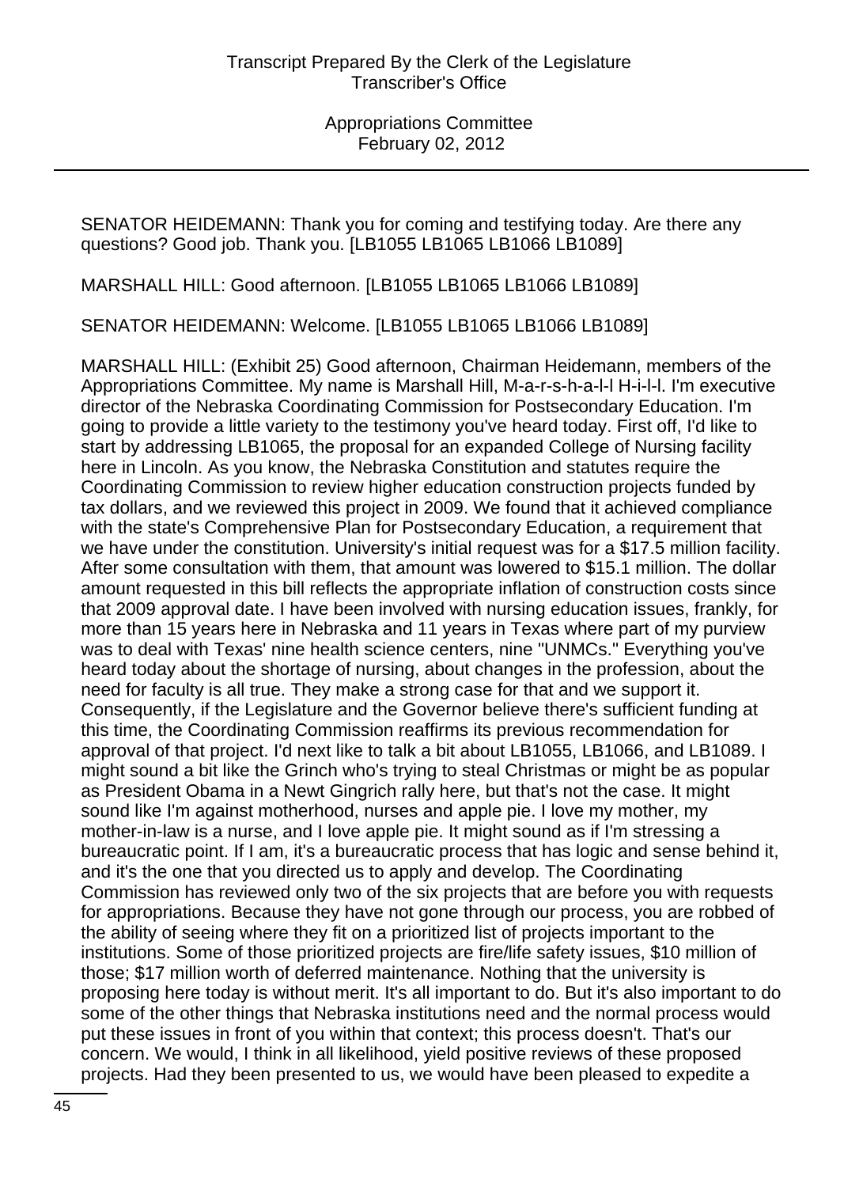SENATOR HEIDEMANN: Thank you for coming and testifying today. Are there any questions? Good job. Thank you. [LB1055 LB1065 LB1066 LB1089]

MARSHALL HILL: Good afternoon. [LB1055 LB1065 LB1066 LB1089]

SENATOR HEIDEMANN: Welcome. [LB1055 LB1065 LB1066 LB1089]

MARSHALL HILL: (Exhibit 25) Good afternoon, Chairman Heidemann, members of the Appropriations Committee. My name is Marshall Hill, M-a-r-s-h-a-l-l H-i-l-l. I'm executive director of the Nebraska Coordinating Commission for Postsecondary Education. I'm going to provide a little variety to the testimony you've heard today. First off, I'd like to start by addressing LB1065, the proposal for an expanded College of Nursing facility here in Lincoln. As you know, the Nebraska Constitution and statutes require the Coordinating Commission to review higher education construction projects funded by tax dollars, and we reviewed this project in 2009. We found that it achieved compliance with the state's Comprehensive Plan for Postsecondary Education, a requirement that we have under the constitution. University's initial request was for a $17.5 million facility. After some consultation with them, that amount was lowered to $15.1 million. The dollar amount requested in this bill reflects the appropriate inflation of construction costs since that 2009 approval date. I have been involved with nursing education issues, frankly, for more than 15 years here in Nebraska and 11 years in Texas where part of my purview was to deal with Texas' nine health science centers, nine "UNMCs." Everything you've heard today about the shortage of nursing, about changes in the profession, about the need for faculty is all true. They make a strong case for that and we support it. Consequently, if the Legislature and the Governor believe there's sufficient funding at this time, the Coordinating Commission reaffirms its previous recommendation for approval of that project. I'd next like to talk a bit about LB1055, LB1066, and LB1089. I might sound a bit like the Grinch who's trying to steal Christmas or might be as popular as President Obama in a Newt Gingrich rally here, but that's not the case. It might sound like I'm against motherhood, nurses and apple pie. I love my mother, my mother-in-law is a nurse, and I love apple pie. It might sound as if I'm stressing a bureaucratic point. If I am, it's a bureaucratic process that has logic and sense behind it, and it's the one that you directed us to apply and develop. The Coordinating Commission has reviewed only two of the six projects that are before you with requests for appropriations. Because they have not gone through our process, you are robbed of the ability of seeing where they fit on a prioritized list of projects important to the institutions. Some of those prioritized projects are fire/life safety issues, $10 million of those; $17 million worth of deferred maintenance. Nothing that the university is proposing here today is without merit. It's all important to do. But it's also important to do some of the other things that Nebraska institutions need and the normal process would put these issues in front of you within that context; this process doesn't. That's our concern. We would, I think in all likelihood, yield positive reviews of these proposed projects. Had they been presented to us, we would have been pleased to expedite a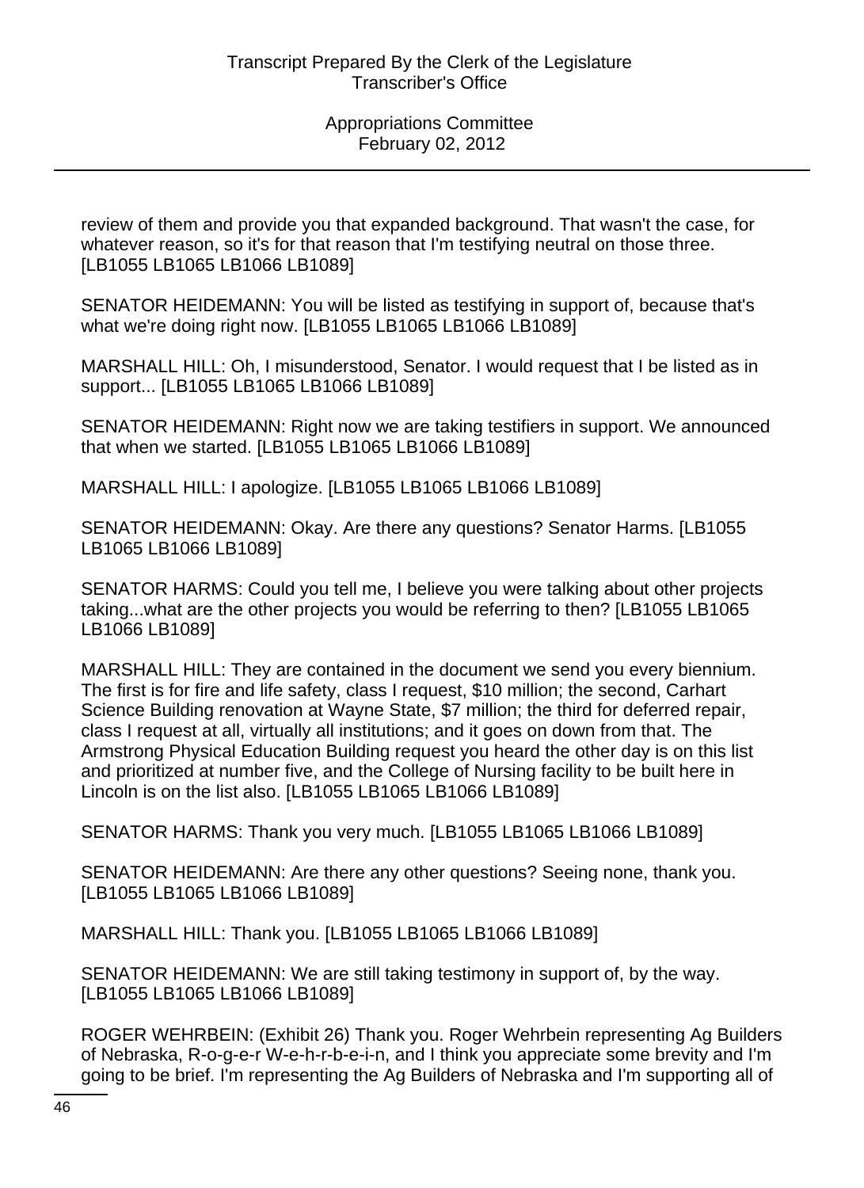review of them and provide you that expanded background. That wasn't the case, for whatever reason, so it's for that reason that I'm testifying neutral on those three. [LB1055 LB1065 LB1066 LB1089]

SENATOR HEIDEMANN: You will be listed as testifying in support of, because that's what we're doing right now. [LB1055 LB1065 LB1066 LB1089]

MARSHALL HILL: Oh, I misunderstood, Senator. I would request that I be listed as in support... [LB1055 LB1065 LB1066 LB1089]

SENATOR HEIDEMANN: Right now we are taking testifiers in support. We announced that when we started. [LB1055 LB1065 LB1066 LB1089]

MARSHALL HILL: I apologize. [LB1055 LB1065 LB1066 LB1089]

SENATOR HEIDEMANN: Okay. Are there any questions? Senator Harms. [LB1055 LB1065 LB1066 LB1089]

SENATOR HARMS: Could you tell me, I believe you were talking about other projects taking...what are the other projects you would be referring to then? [LB1055 LB1065 LB1066 LB1089]

MARSHALL HILL: They are contained in the document we send you every biennium. The first is for fire and life safety, class I request, $10 million; the second, Carhart Science Building renovation at Wayne State, $7 million; the third for deferred repair, class I request at all, virtually all institutions; and it goes on down from that. The Armstrong Physical Education Building request you heard the other day is on this list and prioritized at number five, and the College of Nursing facility to be built here in Lincoln is on the list also. [LB1055 LB1065 LB1066 LB1089]

SENATOR HARMS: Thank you very much. [LB1055 LB1065 LB1066 LB1089]

SENATOR HEIDEMANN: Are there any other questions? Seeing none, thank you. [LB1055 LB1065 LB1066 LB1089]

MARSHALL HILL: Thank you. [LB1055 LB1065 LB1066 LB1089]

SENATOR HEIDEMANN: We are still taking testimony in support of, by the way. [LB1055 LB1065 LB1066 LB1089]

ROGER WEHRBEIN: (Exhibit 26) Thank you. Roger Wehrbein representing Ag Builders of Nebraska, R-o-g-e-r W-e-h-r-b-e-i-n, and I think you appreciate some brevity and I'm going to be brief. I'm representing the Ag Builders of Nebraska and I'm supporting all of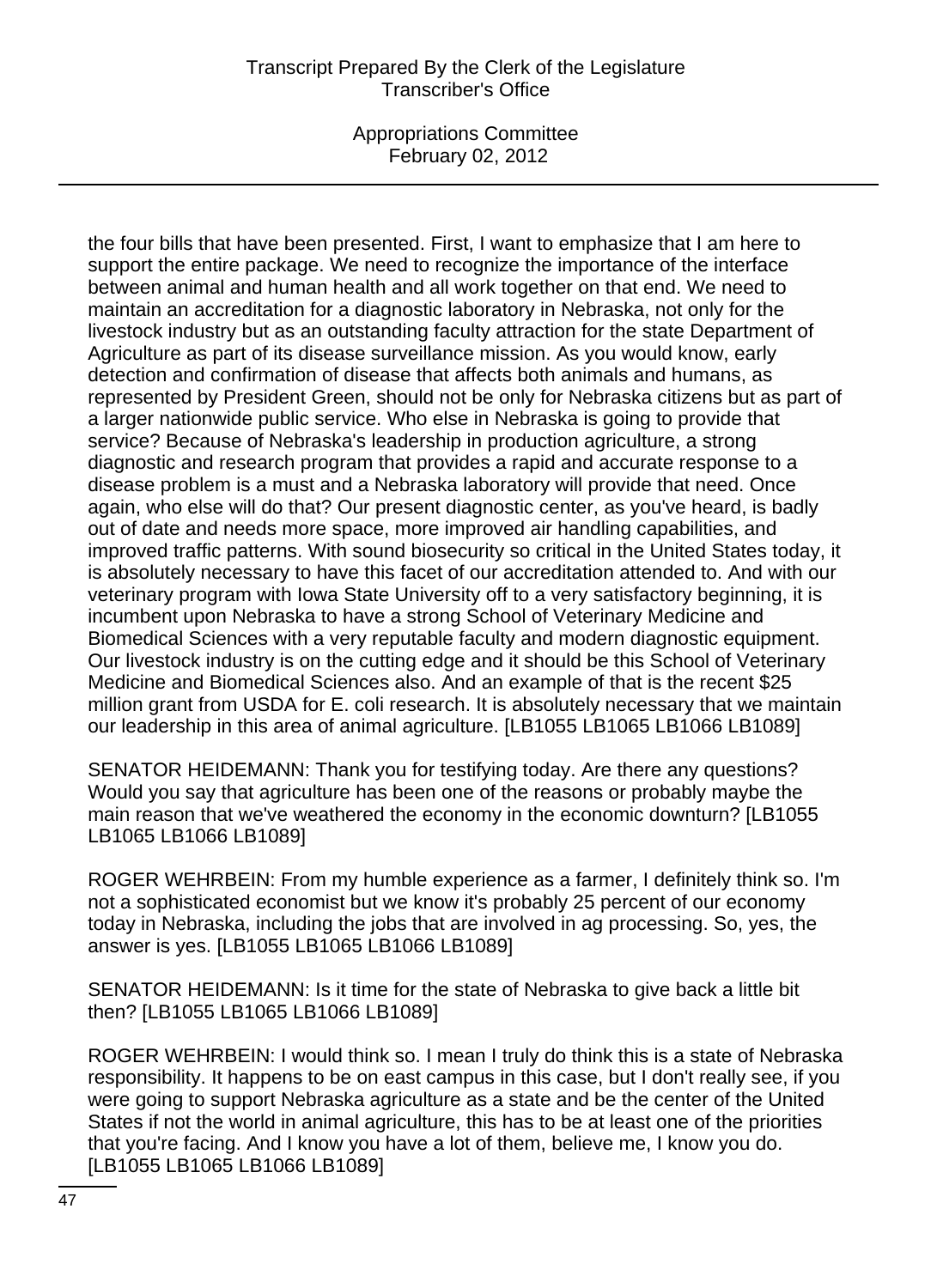the four bills that have been presented. First, I want to emphasize that I am here to support the entire package. We need to recognize the importance of the interface between animal and human health and all work together on that end. We need to maintain an accreditation for a diagnostic laboratory in Nebraska, not only for the livestock industry but as an outstanding faculty attraction for the state Department of Agriculture as part of its disease surveillance mission. As you would know, early detection and confirmation of disease that affects both animals and humans, as represented by President Green, should not be only for Nebraska citizens but as part of a larger nationwide public service. Who else in Nebraska is going to provide that service? Because of Nebraska's leadership in production agriculture, a strong diagnostic and research program that provides a rapid and accurate response to a disease problem is a must and a Nebraska laboratory will provide that need. Once again, who else will do that? Our present diagnostic center, as you've heard, is badly out of date and needs more space, more improved air handling capabilities, and improved traffic patterns. With sound biosecurity so critical in the United States today, it is absolutely necessary to have this facet of our accreditation attended to. And with our veterinary program with Iowa State University off to a very satisfactory beginning, it is incumbent upon Nebraska to have a strong School of Veterinary Medicine and Biomedical Sciences with a very reputable faculty and modern diagnostic equipment. Our livestock industry is on the cutting edge and it should be this School of Veterinary Medicine and Biomedical Sciences also. And an example of that is the recent $25 million grant from USDA for E. coli research. It is absolutely necessary that we maintain our leadership in this area of animal agriculture. [LB1055 LB1065 LB1066 LB1089]

SENATOR HEIDEMANN: Thank you for testifying today. Are there any questions? Would you say that agriculture has been one of the reasons or probably maybe the main reason that we've weathered the economy in the economic downturn? [LB1055 LB1065 LB1066 LB1089]

ROGER WEHRBEIN: From my humble experience as a farmer, I definitely think so. I'm not a sophisticated economist but we know it's probably 25 percent of our economy today in Nebraska, including the jobs that are involved in ag processing. So, yes, the answer is yes. [LB1055 LB1065 LB1066 LB1089]

SENATOR HEIDEMANN: Is it time for the state of Nebraska to give back a little bit then? [LB1055 LB1065 LB1066 LB1089]

ROGER WEHRBEIN: I would think so. I mean I truly do think this is a state of Nebraska responsibility. It happens to be on east campus in this case, but I don't really see, if you were going to support Nebraska agriculture as a state and be the center of the United States if not the world in animal agriculture, this has to be at least one of the priorities that you're facing. And I know you have a lot of them, believe me, I know you do. [LB1055 LB1065 LB1066 LB1089]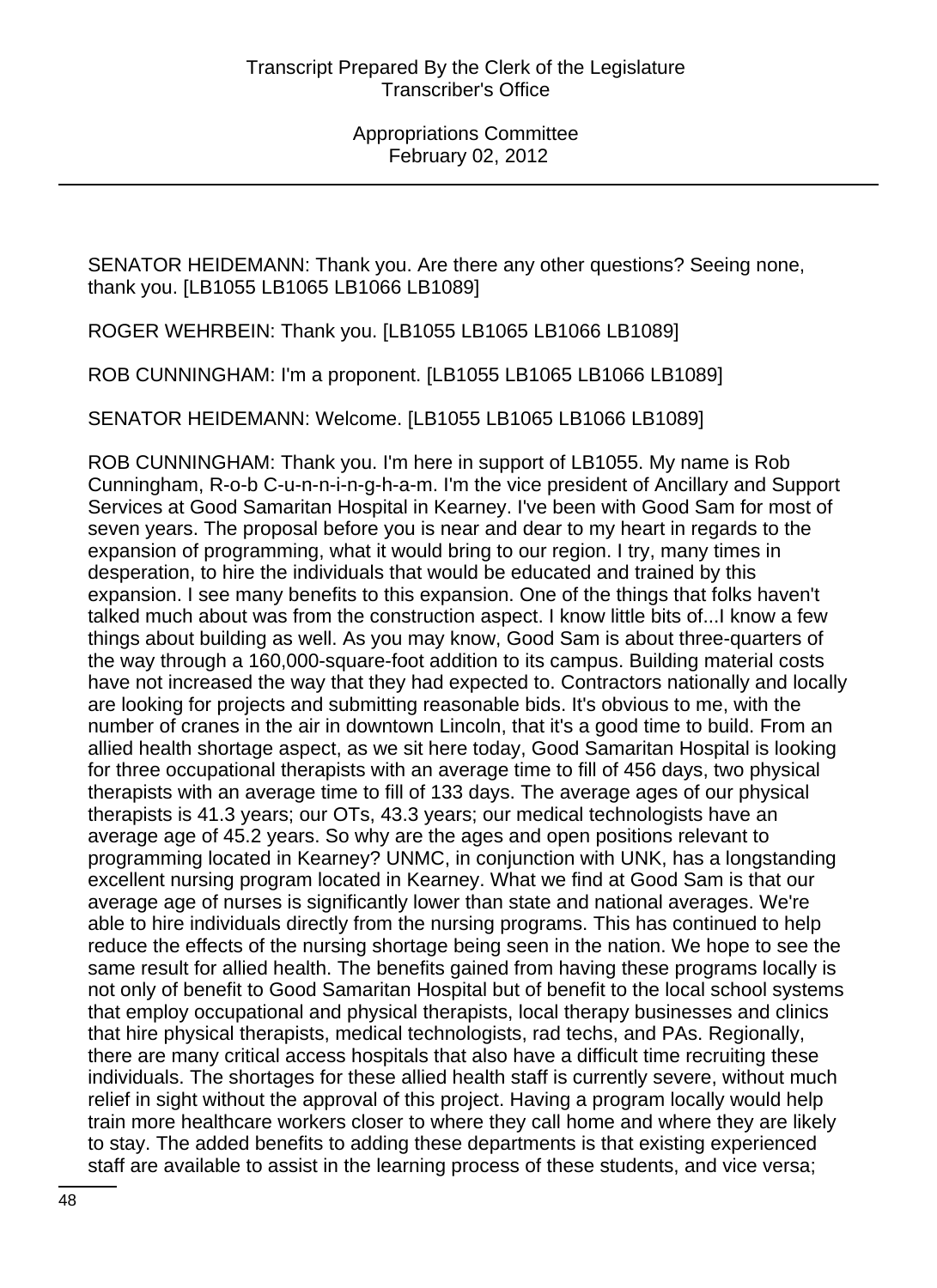SENATOR HEIDEMANN: Thank you. Are there any other questions? Seeing none, thank you. [LB1055 LB1065 LB1066 LB1089]

ROGER WEHRBEIN: Thank you. [LB1055 LB1065 LB1066 LB1089]

ROB CUNNINGHAM: I'm a proponent. [LB1055 LB1065 LB1066 LB1089]

SENATOR HEIDEMANN: Welcome. [LB1055 LB1065 LB1066 LB1089]

ROB CUNNINGHAM: Thank you. I'm here in support of LB1055. My name is Rob Cunningham, R-o-b C-u-n-n-i-n-g-h-a-m. I'm the vice president of Ancillary and Support Services at Good Samaritan Hospital in Kearney. I've been with Good Sam for most of seven years. The proposal before you is near and dear to my heart in regards to the expansion of programming, what it would bring to our region. I try, many times in desperation, to hire the individuals that would be educated and trained by this expansion. I see many benefits to this expansion. One of the things that folks haven't talked much about was from the construction aspect. I know little bits of...I know a few things about building as well. As you may know, Good Sam is about three-quarters of the way through a 160,000-square-foot addition to its campus. Building material costs have not increased the way that they had expected to. Contractors nationally and locally are looking for projects and submitting reasonable bids. It's obvious to me, with the number of cranes in the air in downtown Lincoln, that it's a good time to build. From an allied health shortage aspect, as we sit here today, Good Samaritan Hospital is looking for three occupational therapists with an average time to fill of 456 days, two physical therapists with an average time to fill of 133 days. The average ages of our physical therapists is 41.3 years; our OTs, 43.3 years; our medical technologists have an average age of 45.2 years. So why are the ages and open positions relevant to programming located in Kearney? UNMC, in conjunction with UNK, has a longstanding excellent nursing program located in Kearney. What we find at Good Sam is that our average age of nurses is significantly lower than state and national averages. We're able to hire individuals directly from the nursing programs. This has continued to help reduce the effects of the nursing shortage being seen in the nation. We hope to see the same result for allied health. The benefits gained from having these programs locally is not only of benefit to Good Samaritan Hospital but of benefit to the local school systems that employ occupational and physical therapists, local therapy businesses and clinics that hire physical therapists, medical technologists, rad techs, and PAs. Regionally, there are many critical access hospitals that also have a difficult time recruiting these individuals. The shortages for these allied health staff is currently severe, without much relief in sight without the approval of this project. Having a program locally would help train more healthcare workers closer to where they call home and where they are likely to stay. The added benefits to adding these departments is that existing experienced staff are available to assist in the learning process of these students, and vice versa;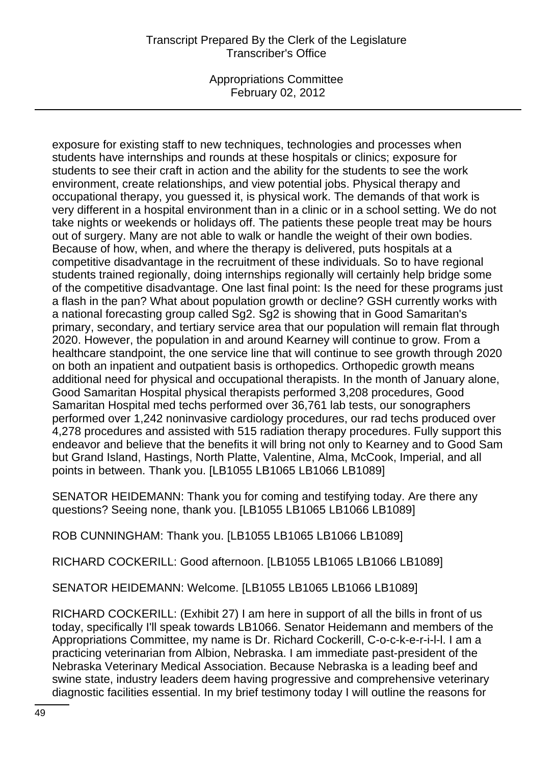exposure for existing staff to new techniques, technologies and processes when students have internships and rounds at these hospitals or clinics; exposure for students to see their craft in action and the ability for the students to see the work environment, create relationships, and view potential jobs. Physical therapy and occupational therapy, you guessed it, is physical work. The demands of that work is very different in a hospital environment than in a clinic or in a school setting. We do not take nights or weekends or holidays off. The patients these people treat may be hours out of surgery. Many are not able to walk or handle the weight of their own bodies. Because of how, when, and where the therapy is delivered, puts hospitals at a competitive disadvantage in the recruitment of these individuals. So to have regional students trained regionally, doing internships regionally will certainly help bridge some of the competitive disadvantage. One last final point: Is the need for these programs just a flash in the pan? What about population growth or decline? GSH currently works with a national forecasting group called Sg2. Sg2 is showing that in Good Samaritan's primary, secondary, and tertiary service area that our population will remain flat through 2020. However, the population in and around Kearney will continue to grow. From a healthcare standpoint, the one service line that will continue to see growth through 2020 on both an inpatient and outpatient basis is orthopedics. Orthopedic growth means additional need for physical and occupational therapists. In the month of January alone, Good Samaritan Hospital physical therapists performed 3,208 procedures, Good Samaritan Hospital med techs performed over 36,761 lab tests, our sonographers performed over 1,242 noninvasive cardiology procedures, our rad techs produced over 4,278 procedures and assisted with 515 radiation therapy procedures. Fully support this endeavor and believe that the benefits it will bring not only to Kearney and to Good Sam but Grand Island, Hastings, North Platte, Valentine, Alma, McCook, Imperial, and all points in between. Thank you. [LB1055 LB1065 LB1066 LB1089]

SENATOR HEIDEMANN: Thank you for coming and testifying today. Are there any questions? Seeing none, thank you. [LB1055 LB1065 LB1066 LB1089]

ROB CUNNINGHAM: Thank you. [LB1055 LB1065 LB1066 LB1089]

RICHARD COCKERILL: Good afternoon. [LB1055 LB1065 LB1066 LB1089]

SENATOR HEIDEMANN: Welcome. [LB1055 LB1065 LB1066 LB1089]

RICHARD COCKERILL: (Exhibit 27) I am here in support of all the bills in front of us today, specifically I'll speak towards LB1066. Senator Heidemann and members of the Appropriations Committee, my name is Dr. Richard Cockerill, C-o-c-k-e-r-i-l-l. I am a practicing veterinarian from Albion, Nebraska. I am immediate past-president of the Nebraska Veterinary Medical Association. Because Nebraska is a leading beef and swine state, industry leaders deem having progressive and comprehensive veterinary diagnostic facilities essential. In my brief testimony today I will outline the reasons for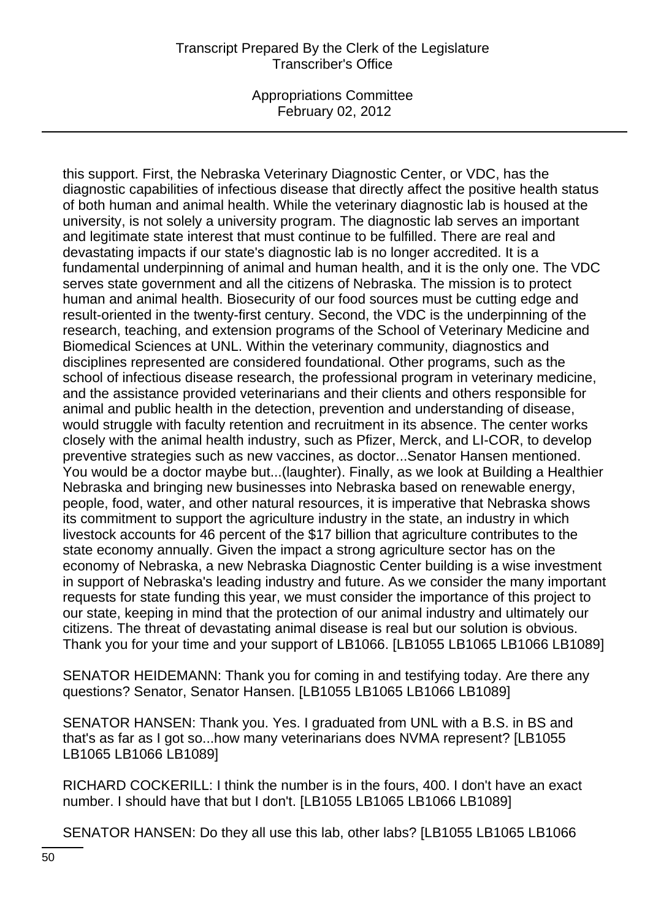this support. First, the Nebraska Veterinary Diagnostic Center, or VDC, has the diagnostic capabilities of infectious disease that directly affect the positive health status of both human and animal health. While the veterinary diagnostic lab is housed at the university, is not solely a university program. The diagnostic lab serves an important and legitimate state interest that must continue to be fulfilled. There are real and devastating impacts if our state's diagnostic lab is no longer accredited. It is a fundamental underpinning of animal and human health, and it is the only one. The VDC serves state government and all the citizens of Nebraska. The mission is to protect human and animal health. Biosecurity of our food sources must be cutting edge and result-oriented in the twenty-first century. Second, the VDC is the underpinning of the research, teaching, and extension programs of the School of Veterinary Medicine and Biomedical Sciences at UNL. Within the veterinary community, diagnostics and disciplines represented are considered foundational. Other programs, such as the school of infectious disease research, the professional program in veterinary medicine, and the assistance provided veterinarians and their clients and others responsible for animal and public health in the detection, prevention and understanding of disease, would struggle with faculty retention and recruitment in its absence. The center works closely with the animal health industry, such as Pfizer, Merck, and LI-COR, to develop preventive strategies such as new vaccines, as doctor...Senator Hansen mentioned. You would be a doctor maybe but...(laughter). Finally, as we look at Building a Healthier Nebraska and bringing new businesses into Nebraska based on renewable energy, people, food, water, and other natural resources, it is imperative that Nebraska shows its commitment to support the agriculture industry in the state, an industry in which livestock accounts for 46 percent of the $17 billion that agriculture contributes to the state economy annually. Given the impact a strong agriculture sector has on the economy of Nebraska, a new Nebraska Diagnostic Center building is a wise investment in support of Nebraska's leading industry and future. As we consider the many important requests for state funding this year, we must consider the importance of this project to our state, keeping in mind that the protection of our animal industry and ultimately our citizens. The threat of devastating animal disease is real but our solution is obvious. Thank you for your time and your support of LB1066. [LB1055 LB1065 LB1066 LB1089]

SENATOR HEIDEMANN: Thank you for coming in and testifying today. Are there any questions? Senator, Senator Hansen. [LB1055 LB1065 LB1066 LB1089]

SENATOR HANSEN: Thank you. Yes. I graduated from UNL with a B.S. in BS and that's as far as I got so...how many veterinarians does NVMA represent? [LB1055 LB1065 LB1066 LB1089]

RICHARD COCKERILL: I think the number is in the fours, 400. I don't have an exact number. I should have that but I don't. [LB1055 LB1065 LB1066 LB1089]

SENATOR HANSEN: Do they all use this lab, other labs? [LB1055 LB1065 LB1066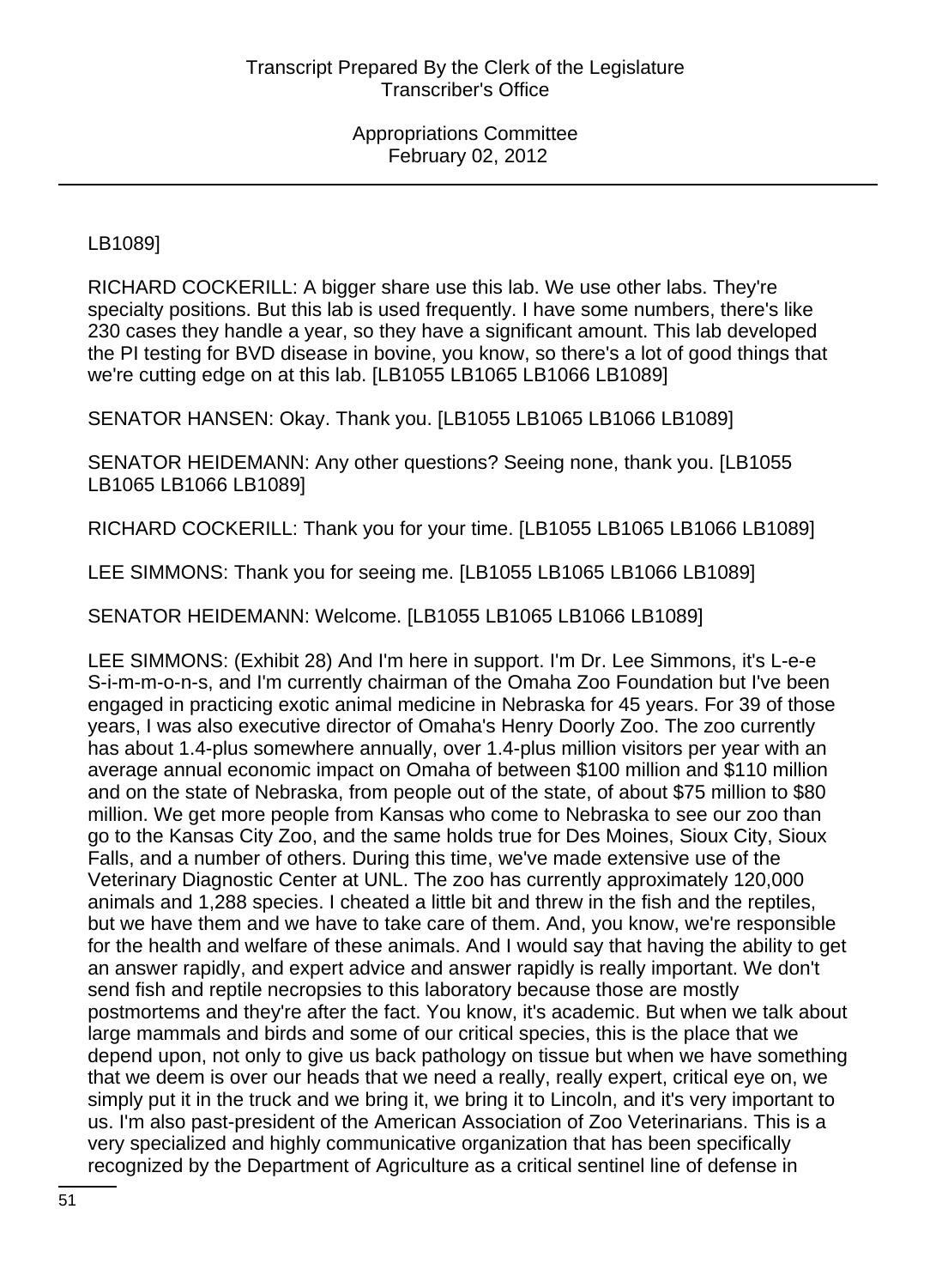LB1089]

RICHARD COCKERILL: A bigger share use this lab. We use other labs. They're specialty positions. But this lab is used frequently. I have some numbers, there's like 230 cases they handle a year, so they have a significant amount. This lab developed the PI testing for BVD disease in bovine, you know, so there's a lot of good things that we're cutting edge on at this lab. [LB1055 LB1065 LB1066 LB1089]

SENATOR HANSEN: Okay. Thank you. [LB1055 LB1065 LB1066 LB1089]

SENATOR HEIDEMANN: Any other questions? Seeing none, thank you. [LB1055 LB1065 LB1066 LB1089]

RICHARD COCKERILL: Thank you for your time. [LB1055 LB1065 LB1066 LB1089]

LEE SIMMONS: Thank you for seeing me. [LB1055 LB1065 LB1066 LB1089]

SENATOR HEIDEMANN: Welcome. [LB1055 LB1065 LB1066 LB1089]

LEE SIMMONS: (Exhibit 28) And I'm here in support. I'm Dr. Lee Simmons, it's L-e-e S-i-m-m-o-n-s, and I'm currently chairman of the Omaha Zoo Foundation but I've been engaged in practicing exotic animal medicine in Nebraska for 45 years. For 39 of those years, I was also executive director of Omaha's Henry Doorly Zoo. The zoo currently has about 1.4-plus somewhere annually, over 1.4-plus million visitors per year with an average annual economic impact on Omaha of between $100 million and $110 million and on the state of Nebraska, from people out of the state, of about $75 million to $80 million. We get more people from Kansas who come to Nebraska to see our zoo than go to the Kansas City Zoo, and the same holds true for Des Moines, Sioux City, Sioux Falls, and a number of others. During this time, we've made extensive use of the Veterinary Diagnostic Center at UNL. The zoo has currently approximately 120,000 animals and 1,288 species. I cheated a little bit and threw in the fish and the reptiles, but we have them and we have to take care of them. And, you know, we're responsible for the health and welfare of these animals. And I would say that having the ability to get an answer rapidly, and expert advice and answer rapidly is really important. We don't send fish and reptile necropsies to this laboratory because those are mostly postmortems and they're after the fact. You know, it's academic. But when we talk about large mammals and birds and some of our critical species, this is the place that we depend upon, not only to give us back pathology on tissue but when we have something that we deem is over our heads that we need a really, really expert, critical eye on, we simply put it in the truck and we bring it, we bring it to Lincoln, and it's very important to us. I'm also past-president of the American Association of Zoo Veterinarians. This is a very specialized and highly communicative organization that has been specifically recognized by the Department of Agriculture as a critical sentinel line of defense in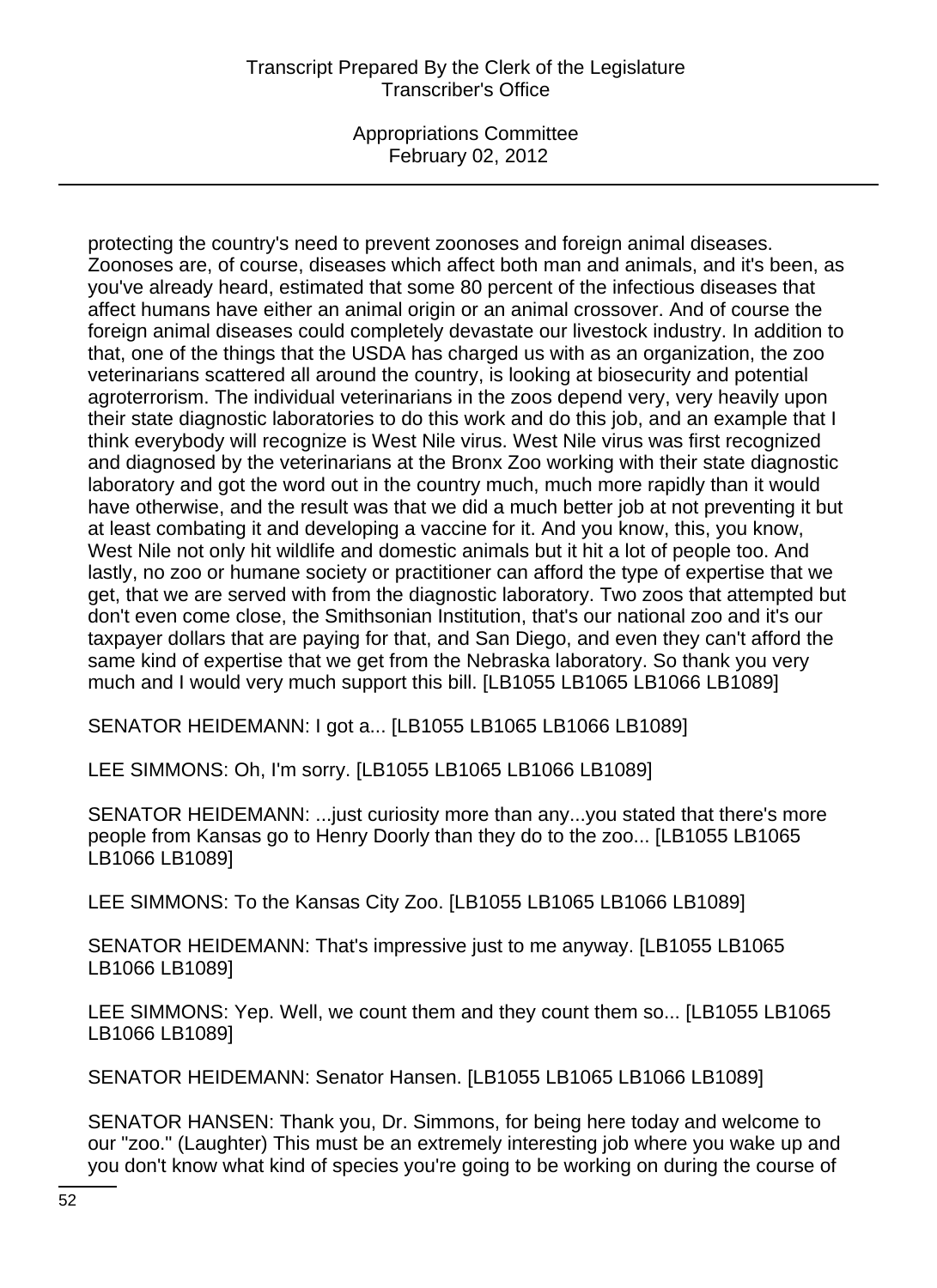protecting the country's need to prevent zoonoses and foreign animal diseases. Zoonoses are, of course, diseases which affect both man and animals, and it's been, as you've already heard, estimated that some 80 percent of the infectious diseases that affect humans have either an animal origin or an animal crossover. And of course the foreign animal diseases could completely devastate our livestock industry. In addition to that, one of the things that the USDA has charged us with as an organization, the zoo veterinarians scattered all around the country, is looking at biosecurity and potential agroterrorism. The individual veterinarians in the zoos depend very, very heavily upon their state diagnostic laboratories to do this work and do this job, and an example that I think everybody will recognize is West Nile virus. West Nile virus was first recognized and diagnosed by the veterinarians at the Bronx Zoo working with their state diagnostic laboratory and got the word out in the country much, much more rapidly than it would have otherwise, and the result was that we did a much better job at not preventing it but at least combating it and developing a vaccine for it. And you know, this, you know, West Nile not only hit wildlife and domestic animals but it hit a lot of people too. And lastly, no zoo or humane society or practitioner can afford the type of expertise that we get, that we are served with from the diagnostic laboratory. Two zoos that attempted but don't even come close, the Smithsonian Institution, that's our national zoo and it's our taxpayer dollars that are paying for that, and San Diego, and even they can't afford the same kind of expertise that we get from the Nebraska laboratory. So thank you very much and I would very much support this bill. [LB1055 LB1065 LB1066 LB1089]

SENATOR HEIDEMANN: I got a... [LB1055 LB1065 LB1066 LB1089]

LEE SIMMONS: Oh, I'm sorry. [LB1055 LB1065 LB1066 LB1089]

SENATOR HEIDEMANN: ...just curiosity more than any...you stated that there's more people from Kansas go to Henry Doorly than they do to the zoo... [LB1055 LB1065 LB1066 LB1089]

LEE SIMMONS: To the Kansas City Zoo. [LB1055 LB1065 LB1066 LB1089]

SENATOR HEIDEMANN: That's impressive just to me anyway. [LB1055 LB1065 LB1066 LB1089]

LEE SIMMONS: Yep. Well, we count them and they count them so... [LB1055 LB1065 LB1066 LB1089]

SENATOR HEIDEMANN: Senator Hansen. [LB1055 LB1065 LB1066 LB1089]

SENATOR HANSEN: Thank you, Dr. Simmons, for being here today and welcome to our "zoo." (Laughter) This must be an extremely interesting job where you wake up and you don't know what kind of species you're going to be working on during the course of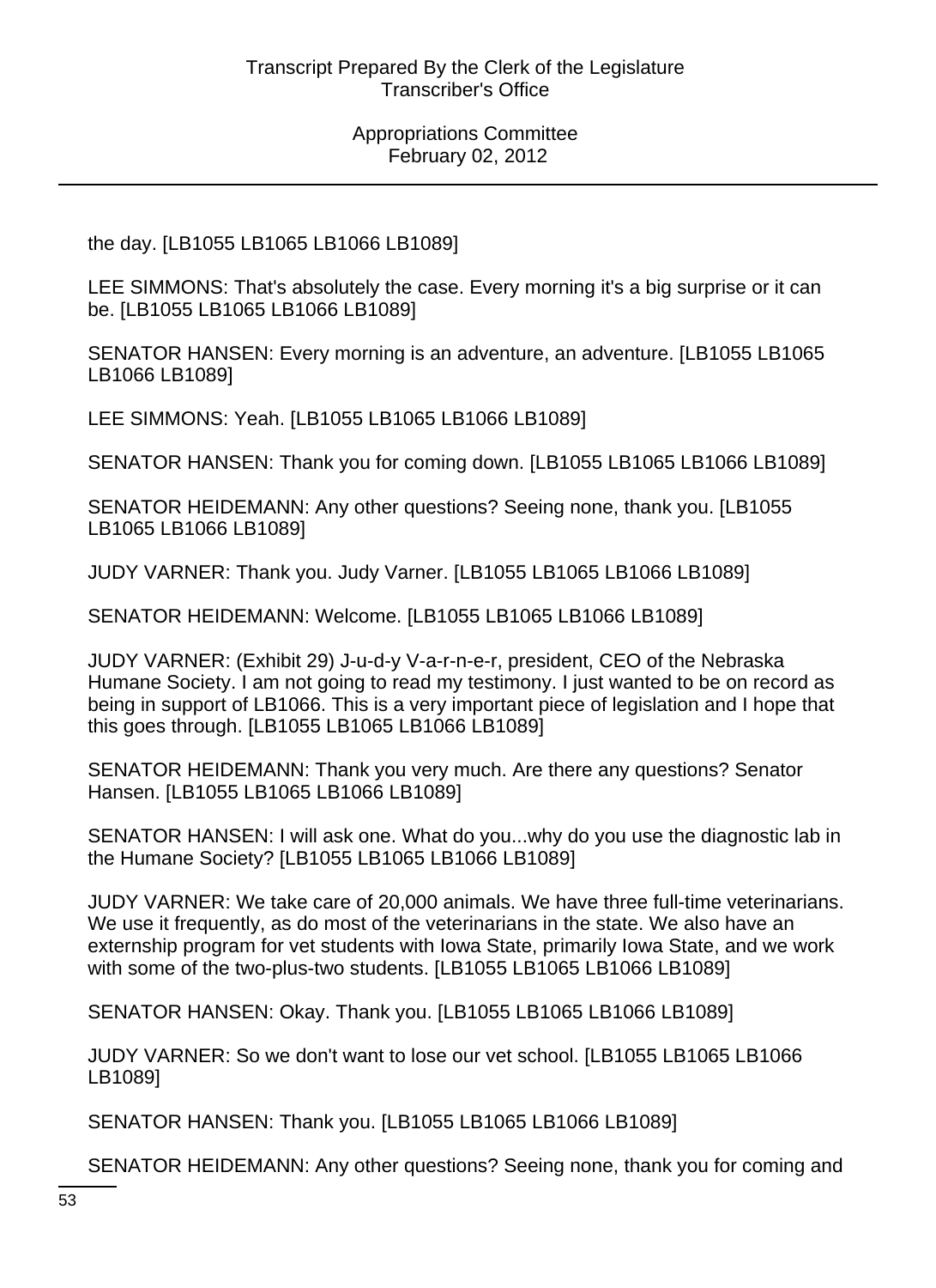the day. [LB1055 LB1065 LB1066 LB1089]

LEE SIMMONS: That's absolutely the case. Every morning it's a big surprise or it can be. [LB1055 LB1065 LB1066 LB1089]

SENATOR HANSEN: Every morning is an adventure, an adventure. [LB1055 LB1065 LB1066 LB1089]

LEE SIMMONS: Yeah. [LB1055 LB1065 LB1066 LB1089]

SENATOR HANSEN: Thank you for coming down. [LB1055 LB1065 LB1066 LB1089]

SENATOR HEIDEMANN: Any other questions? Seeing none, thank you. [LB1055 LB1065 LB1066 LB1089]

JUDY VARNER: Thank you. Judy Varner. [LB1055 LB1065 LB1066 LB1089]

SENATOR HEIDEMANN: Welcome. [LB1055 LB1065 LB1066 LB1089]

JUDY VARNER: (Exhibit 29) J-u-d-y V-a-r-n-e-r, president, CEO of the Nebraska Humane Society. I am not going to read my testimony. I just wanted to be on record as being in support of LB1066. This is a very important piece of legislation and I hope that this goes through. [LB1055 LB1065 LB1066 LB1089]

SENATOR HEIDEMANN: Thank you very much. Are there any questions? Senator Hansen. [LB1055 LB1065 LB1066 LB1089]

SENATOR HANSEN: I will ask one. What do you...why do you use the diagnostic lab in the Humane Society? [LB1055 LB1065 LB1066 LB1089]

JUDY VARNER: We take care of 20,000 animals. We have three full-time veterinarians. We use it frequently, as do most of the veterinarians in the state. We also have an externship program for vet students with Iowa State, primarily Iowa State, and we work with some of the two-plus-two students. [LB1055 LB1065 LB1066 LB1089]

SENATOR HANSEN: Okay. Thank you. [LB1055 LB1065 LB1066 LB1089]

JUDY VARNER: So we don't want to lose our vet school. [LB1055 LB1065 LB1066 LB1089]

SENATOR HANSEN: Thank you. [LB1055 LB1065 LB1066 LB1089]

SENATOR HEIDEMANN: Any other questions? Seeing none, thank you for coming and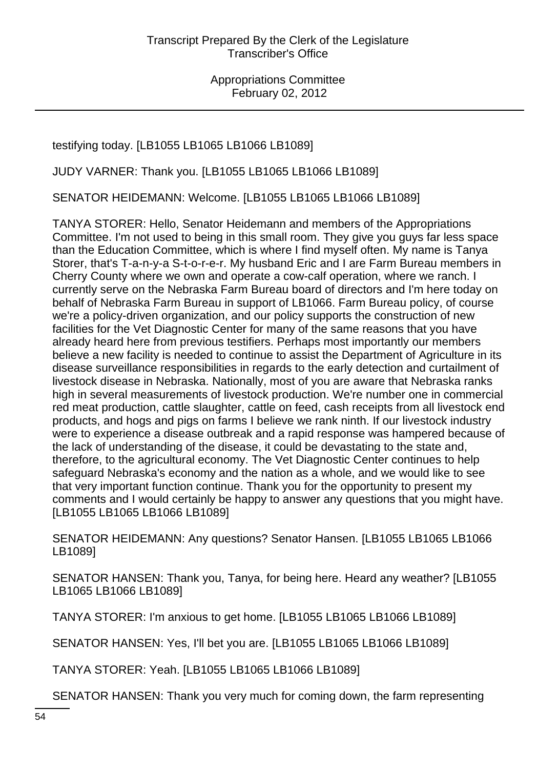testifying today. [LB1055 LB1065 LB1066 LB1089]

JUDY VARNER: Thank you. [LB1055 LB1065 LB1066 LB1089]

SENATOR HEIDEMANN: Welcome. [LB1055 LB1065 LB1066 LB1089]

TANYA STORER: Hello, Senator Heidemann and members of the Appropriations Committee. I'm not used to being in this small room. They give you guys far less space than the Education Committee, which is where I find myself often. My name is Tanya Storer, that's T-a-n-y-a S-t-o-r-e-r. My husband Eric and I are Farm Bureau members in Cherry County where we own and operate a cow-calf operation, where we ranch. I currently serve on the Nebraska Farm Bureau board of directors and I'm here today on behalf of Nebraska Farm Bureau in support of LB1066. Farm Bureau policy, of course we're a policy-driven organization, and our policy supports the construction of new facilities for the Vet Diagnostic Center for many of the same reasons that you have already heard here from previous testifiers. Perhaps most importantly our members believe a new facility is needed to continue to assist the Department of Agriculture in its disease surveillance responsibilities in regards to the early detection and curtailment of livestock disease in Nebraska. Nationally, most of you are aware that Nebraska ranks high in several measurements of livestock production. We're number one in commercial red meat production, cattle slaughter, cattle on feed, cash receipts from all livestock end products, and hogs and pigs on farms I believe we rank ninth. If our livestock industry were to experience a disease outbreak and a rapid response was hampered because of the lack of understanding of the disease, it could be devastating to the state and, therefore, to the agricultural economy. The Vet Diagnostic Center continues to help safeguard Nebraska's economy and the nation as a whole, and we would like to see that very important function continue. Thank you for the opportunity to present my comments and I would certainly be happy to answer any questions that you might have. [LB1055 LB1065 LB1066 LB1089]

SENATOR HEIDEMANN: Any questions? Senator Hansen. [LB1055 LB1065 LB1066 LB1089]

SENATOR HANSEN: Thank you, Tanya, for being here. Heard any weather? [LB1055 LB1065 LB1066 LB1089]

TANYA STORER: I'm anxious to get home. [LB1055 LB1065 LB1066 LB1089]

SENATOR HANSEN: Yes, I'll bet you are. [LB1055 LB1065 LB1066 LB1089]

TANYA STORER: Yeah. [LB1055 LB1065 LB1066 LB1089]

SENATOR HANSEN: Thank you very much for coming down, the farm representing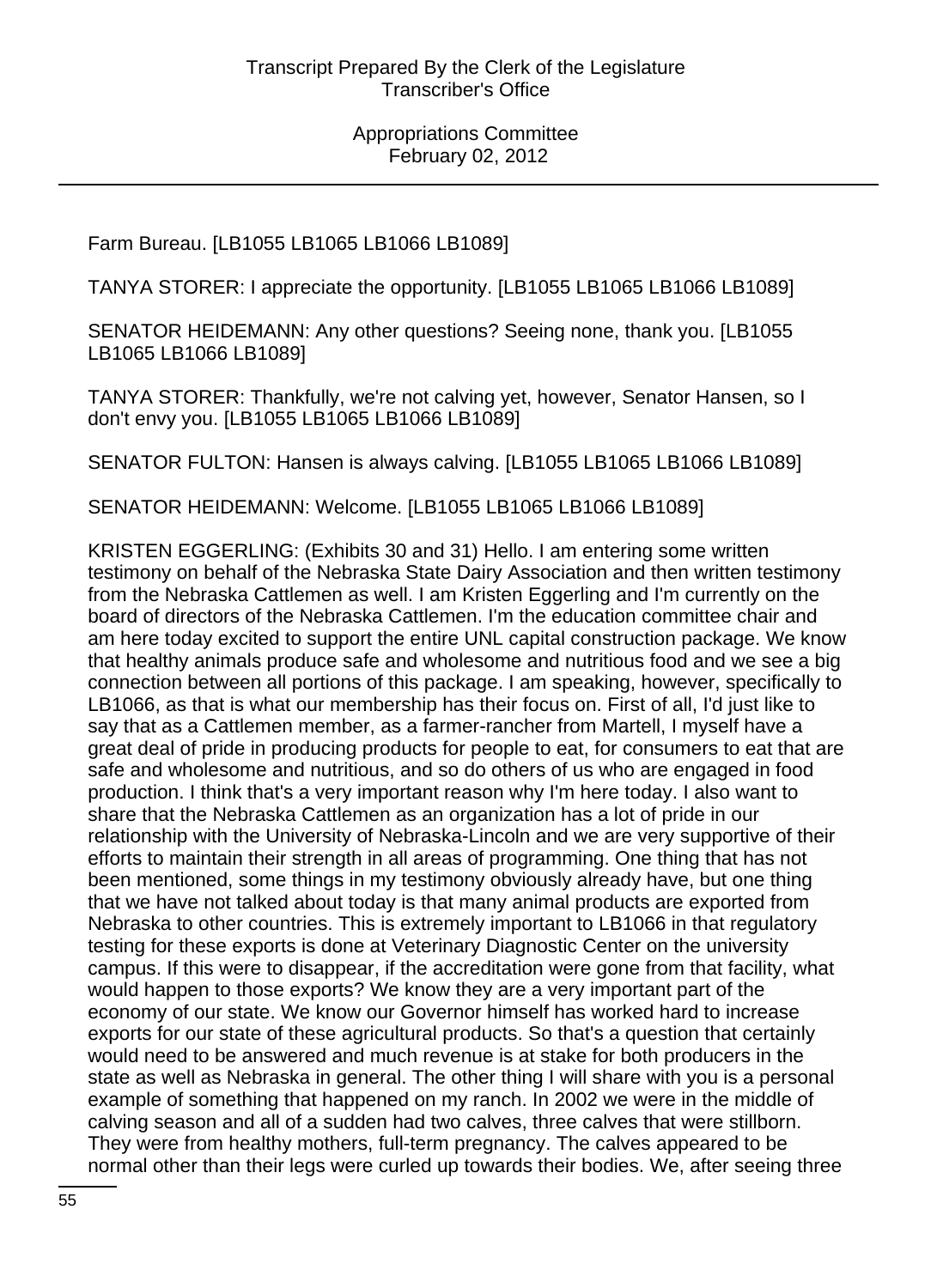Farm Bureau. [LB1055 LB1065 LB1066 LB1089]

TANYA STORER: I appreciate the opportunity. [LB1055 LB1065 LB1066 LB1089]

SENATOR HEIDEMANN: Any other questions? Seeing none, thank you. [LB1055 LB1065 LB1066 LB1089]

TANYA STORER: Thankfully, we're not calving yet, however, Senator Hansen, so I don't envy you. [LB1055 LB1065 LB1066 LB1089]

SENATOR FULTON: Hansen is always calving. [LB1055 LB1065 LB1066 LB1089]

SENATOR HEIDEMANN: Welcome. [LB1055 LB1065 LB1066 LB1089]

KRISTEN EGGERLING: (Exhibits 30 and 31) Hello. I am entering some written testimony on behalf of the Nebraska State Dairy Association and then written testimony from the Nebraska Cattlemen as well. I am Kristen Eggerling and I'm currently on the board of directors of the Nebraska Cattlemen. I'm the education committee chair and am here today excited to support the entire UNL capital construction package. We know that healthy animals produce safe and wholesome and nutritious food and we see a big connection between all portions of this package. I am speaking, however, specifically to LB1066, as that is what our membership has their focus on. First of all, I'd just like to say that as a Cattlemen member, as a farmer-rancher from Martell, I myself have a great deal of pride in producing products for people to eat, for consumers to eat that are safe and wholesome and nutritious, and so do others of us who are engaged in food production. I think that's a very important reason why I'm here today. I also want to share that the Nebraska Cattlemen as an organization has a lot of pride in our relationship with the University of Nebraska-Lincoln and we are very supportive of their efforts to maintain their strength in all areas of programming. One thing that has not been mentioned, some things in my testimony obviously already have, but one thing that we have not talked about today is that many animal products are exported from Nebraska to other countries. This is extremely important to LB1066 in that regulatory testing for these exports is done at Veterinary Diagnostic Center on the university campus. If this were to disappear, if the accreditation were gone from that facility, what would happen to those exports? We know they are a very important part of the economy of our state. We know our Governor himself has worked hard to increase exports for our state of these agricultural products. So that's a question that certainly would need to be answered and much revenue is at stake for both producers in the state as well as Nebraska in general. The other thing I will share with you is a personal example of something that happened on my ranch. In 2002 we were in the middle of calving season and all of a sudden had two calves, three calves that were stillborn. They were from healthy mothers, full-term pregnancy. The calves appeared to be normal other than their legs were curled up towards their bodies. We, after seeing three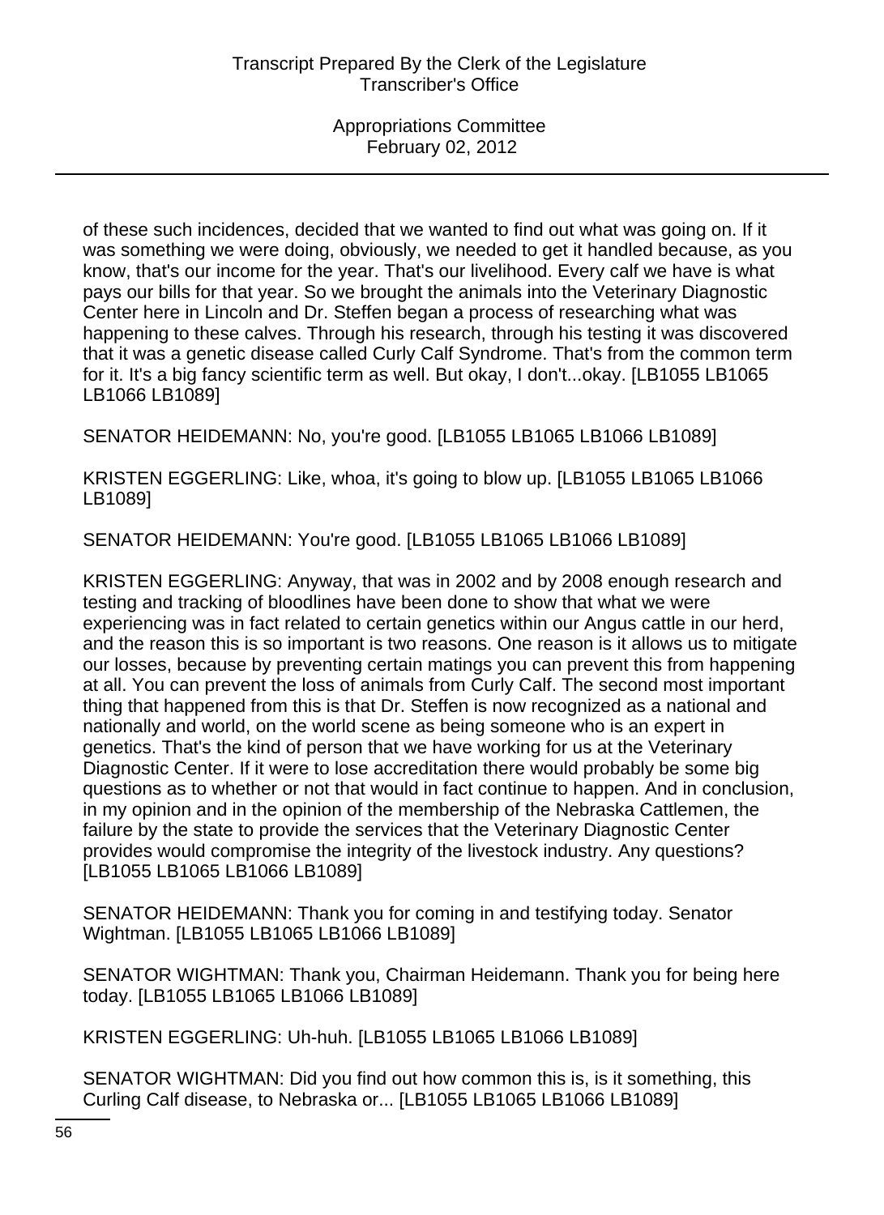of these such incidences, decided that we wanted to find out what was going on. If it was something we were doing, obviously, we needed to get it handled because, as you know, that's our income for the year. That's our livelihood. Every calf we have is what pays our bills for that year. So we brought the animals into the Veterinary Diagnostic Center here in Lincoln and Dr. Steffen began a process of researching what was happening to these calves. Through his research, through his testing it was discovered that it was a genetic disease called Curly Calf Syndrome. That's from the common term for it. It's a big fancy scientific term as well. But okay, I don't...okay. [LB1055 LB1065 LB1066 LB1089]

SENATOR HEIDEMANN: No, you're good. [LB1055 LB1065 LB1066 LB1089]

KRISTEN EGGERLING: Like, whoa, it's going to blow up. [LB1055 LB1065 LB1066 LB1089]

SENATOR HEIDEMANN: You're good. [LB1055 LB1065 LB1066 LB1089]

KRISTEN EGGERLING: Anyway, that was in 2002 and by 2008 enough research and testing and tracking of bloodlines have been done to show that what we were experiencing was in fact related to certain genetics within our Angus cattle in our herd, and the reason this is so important is two reasons. One reason is it allows us to mitigate our losses, because by preventing certain matings you can prevent this from happening at all. You can prevent the loss of animals from Curly Calf. The second most important thing that happened from this is that Dr. Steffen is now recognized as a national and nationally and world, on the world scene as being someone who is an expert in genetics. That's the kind of person that we have working for us at the Veterinary Diagnostic Center. If it were to lose accreditation there would probably be some big questions as to whether or not that would in fact continue to happen. And in conclusion, in my opinion and in the opinion of the membership of the Nebraska Cattlemen, the failure by the state to provide the services that the Veterinary Diagnostic Center provides would compromise the integrity of the livestock industry. Any questions? [LB1055 LB1065 LB1066 LB1089]

SENATOR HEIDEMANN: Thank you for coming in and testifying today. Senator Wightman. [LB1055 LB1065 LB1066 LB1089]

SENATOR WIGHTMAN: Thank you, Chairman Heidemann. Thank you for being here today. [LB1055 LB1065 LB1066 LB1089]

KRISTEN EGGERLING: Uh-huh. [LB1055 LB1065 LB1066 LB1089]

SENATOR WIGHTMAN: Did you find out how common this is, is it something, this Curling Calf disease, to Nebraska or... [LB1055 LB1065 LB1066 LB1089]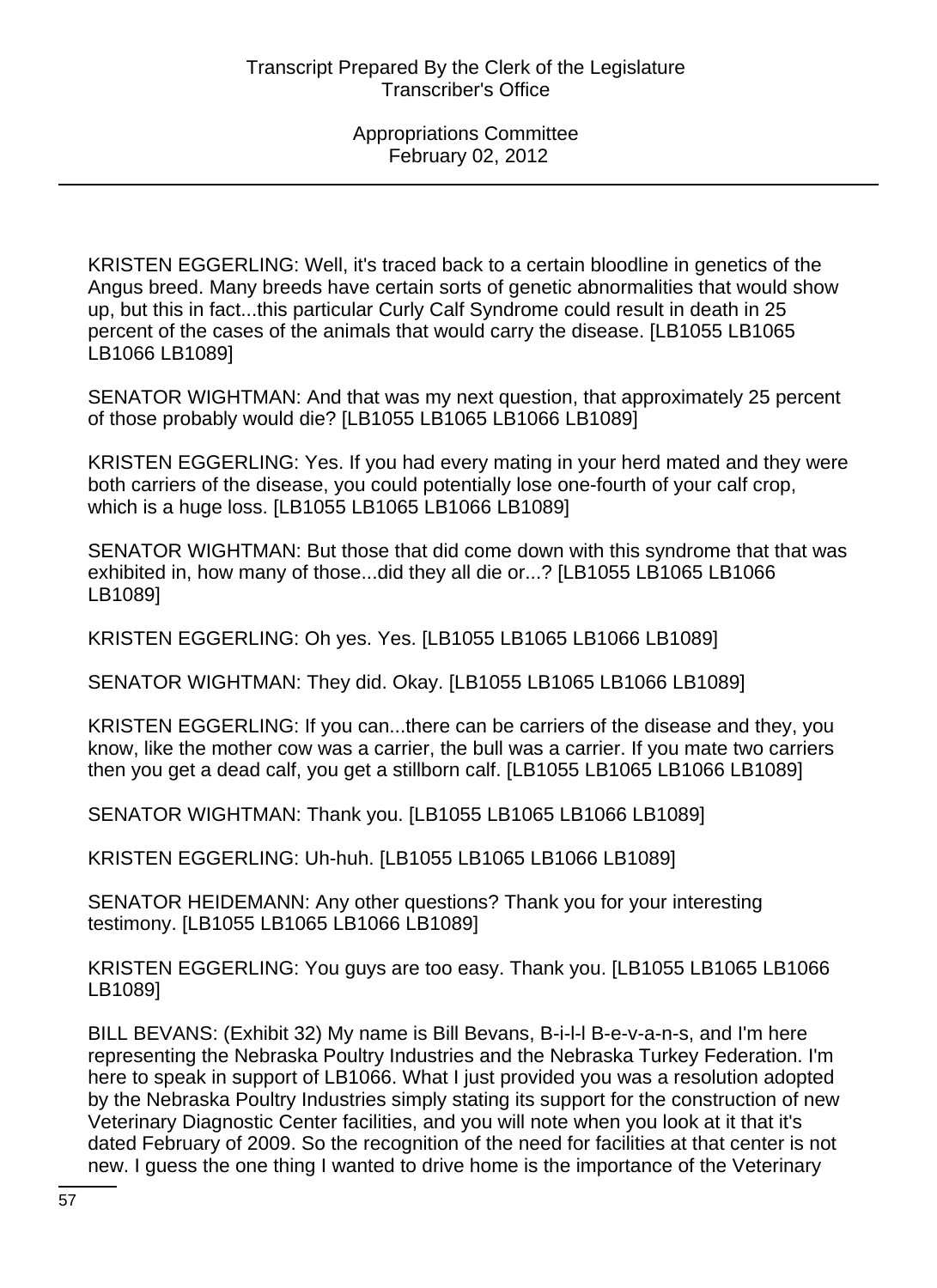KRISTEN EGGERLING: Well, it's traced back to a certain bloodline in genetics of the Angus breed. Many breeds have certain sorts of genetic abnormalities that would show up, but this in fact...this particular Curly Calf Syndrome could result in death in 25 percent of the cases of the animals that would carry the disease. [LB1055 LB1065 LB1066 LB1089]

SENATOR WIGHTMAN: And that was my next question, that approximately 25 percent of those probably would die? [LB1055 LB1065 LB1066 LB1089]

KRISTEN EGGERLING: Yes. If you had every mating in your herd mated and they were both carriers of the disease, you could potentially lose one-fourth of your calf crop, which is a huge loss. [LB1055 LB1065 LB1066 LB1089]

SENATOR WIGHTMAN: But those that did come down with this syndrome that that was exhibited in, how many of those...did they all die or...? [LB1055 LB1065 LB1066 LB1089]

KRISTEN EGGERLING: Oh yes. Yes. [LB1055 LB1065 LB1066 LB1089]

SENATOR WIGHTMAN: They did. Okay. [LB1055 LB1065 LB1066 LB1089]

KRISTEN EGGERLING: If you can...there can be carriers of the disease and they, you know, like the mother cow was a carrier, the bull was a carrier. If you mate two carriers then you get a dead calf, you get a stillborn calf. [LB1055 LB1065 LB1066 LB1089]

SENATOR WIGHTMAN: Thank you. [LB1055 LB1065 LB1066 LB1089]

KRISTEN EGGERLING: Uh-huh. [LB1055 LB1065 LB1066 LB1089]

SENATOR HEIDEMANN: Any other questions? Thank you for your interesting testimony. [LB1055 LB1065 LB1066 LB1089]

KRISTEN EGGERLING: You guys are too easy. Thank you. [LB1055 LB1065 LB1066 LB1089]

BILL BEVANS: (Exhibit 32) My name is Bill Bevans, B-i-l-l B-e-v-a-n-s, and I'm here representing the Nebraska Poultry Industries and the Nebraska Turkey Federation. I'm here to speak in support of LB1066. What I just provided you was a resolution adopted by the Nebraska Poultry Industries simply stating its support for the construction of new Veterinary Diagnostic Center facilities, and you will note when you look at it that it's dated February of 2009. So the recognition of the need for facilities at that center is not new. I guess the one thing I wanted to drive home is the importance of the Veterinary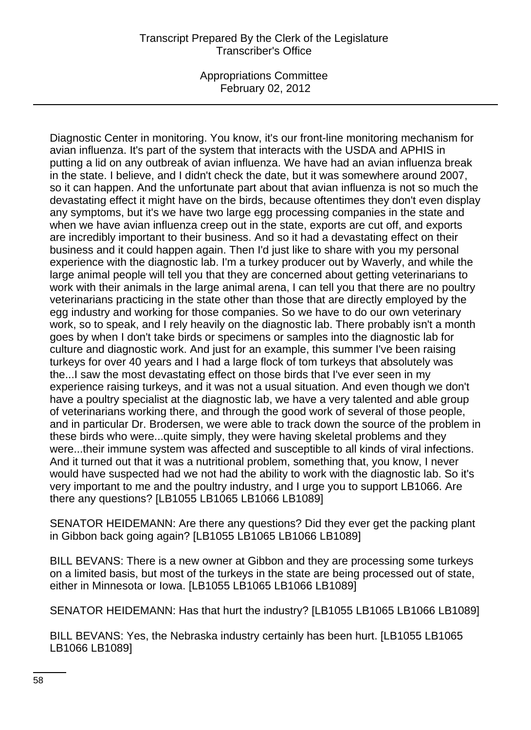Diagnostic Center in monitoring. You know, it's our front-line monitoring mechanism for avian influenza. It's part of the system that interacts with the USDA and APHIS in putting a lid on any outbreak of avian influenza. We have had an avian influenza break in the state. I believe, and I didn't check the date, but it was somewhere around 2007, so it can happen. And the unfortunate part about that avian influenza is not so much the devastating effect it might have on the birds, because oftentimes they don't even display any symptoms, but it's we have two large egg processing companies in the state and when we have avian influenza creep out in the state, exports are cut off, and exports are incredibly important to their business. And so it had a devastating effect on their business and it could happen again. Then I'd just like to share with you my personal experience with the diagnostic lab. I'm a turkey producer out by Waverly, and while the large animal people will tell you that they are concerned about getting veterinarians to work with their animals in the large animal arena, I can tell you that there are no poultry veterinarians practicing in the state other than those that are directly employed by the egg industry and working for those companies. So we have to do our own veterinary work, so to speak, and I rely heavily on the diagnostic lab. There probably isn't a month goes by when I don't take birds or specimens or samples into the diagnostic lab for culture and diagnostic work. And just for an example, this summer I've been raising turkeys for over 40 years and I had a large flock of tom turkeys that absolutely was the...I saw the most devastating effect on those birds that I've ever seen in my experience raising turkeys, and it was not a usual situation. And even though we don't have a poultry specialist at the diagnostic lab, we have a very talented and able group of veterinarians working there, and through the good work of several of those people, and in particular Dr. Brodersen, we were able to track down the source of the problem in these birds who were...quite simply, they were having skeletal problems and they were...their immune system was affected and susceptible to all kinds of viral infections. And it turned out that it was a nutritional problem, something that, you know, I never would have suspected had we not had the ability to work with the diagnostic lab. So it's very important to me and the poultry industry, and I urge you to support LB1066. Are there any questions? [LB1055 LB1065 LB1066 LB1089]

SENATOR HEIDEMANN: Are there any questions? Did they ever get the packing plant in Gibbon back going again? [LB1055 LB1065 LB1066 LB1089]

BILL BEVANS: There is a new owner at Gibbon and they are processing some turkeys on a limited basis, but most of the turkeys in the state are being processed out of state, either in Minnesota or Iowa. [LB1055 LB1065 LB1066 LB1089]

SENATOR HEIDEMANN: Has that hurt the industry? [LB1055 LB1065 LB1066 LB1089]

BILL BEVANS: Yes, the Nebraska industry certainly has been hurt. [LB1055 LB1065 LB1066 LB1089]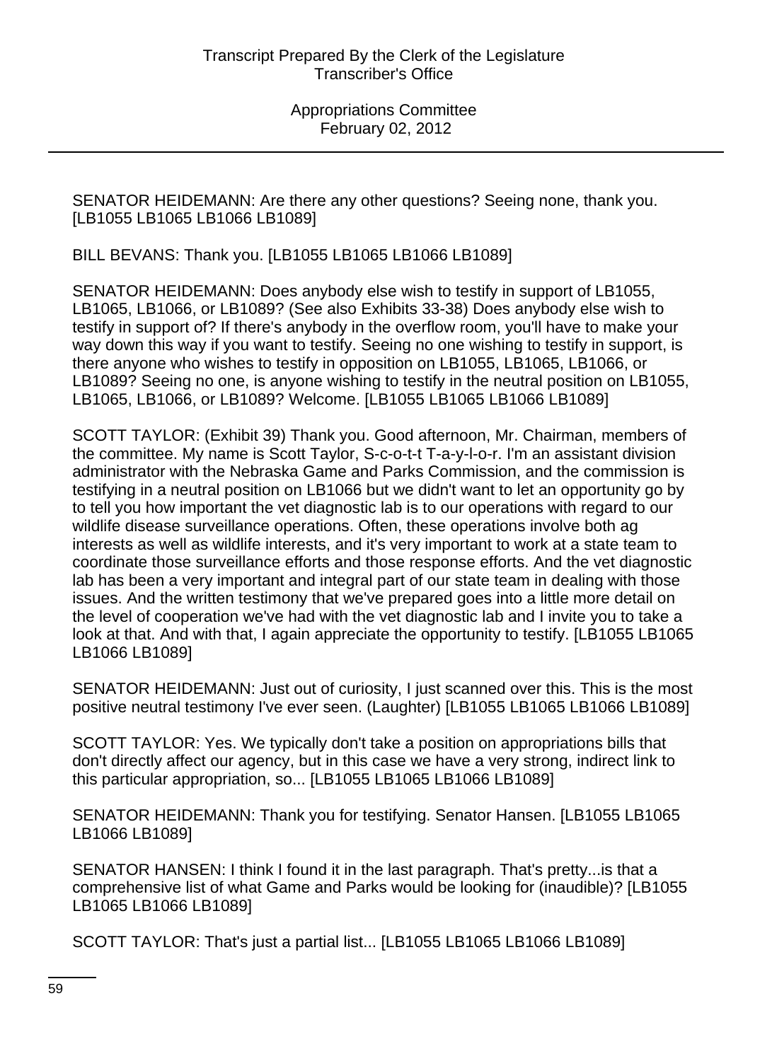SENATOR HEIDEMANN: Are there any other questions? Seeing none, thank you. [LB1055 LB1065 LB1066 LB1089]

BILL BEVANS: Thank you. [LB1055 LB1065 LB1066 LB1089]

SENATOR HEIDEMANN: Does anybody else wish to testify in support of LB1055, LB1065, LB1066, or LB1089? (See also Exhibits 33-38) Does anybody else wish to testify in support of? If there's anybody in the overflow room, you'll have to make your way down this way if you want to testify. Seeing no one wishing to testify in support, is there anyone who wishes to testify in opposition on LB1055, LB1065, LB1066, or LB1089? Seeing no one, is anyone wishing to testify in the neutral position on LB1055, LB1065, LB1066, or LB1089? Welcome. [LB1055 LB1065 LB1066 LB1089]

SCOTT TAYLOR: (Exhibit 39) Thank you. Good afternoon, Mr. Chairman, members of the committee. My name is Scott Taylor, S-c-o-t-t T-a-y-l-o-r. I'm an assistant division administrator with the Nebraska Game and Parks Commission, and the commission is testifying in a neutral position on LB1066 but we didn't want to let an opportunity go by to tell you how important the vet diagnostic lab is to our operations with regard to our wildlife disease surveillance operations. Often, these operations involve both ag interests as well as wildlife interests, and it's very important to work at a state team to coordinate those surveillance efforts and those response efforts. And the vet diagnostic lab has been a very important and integral part of our state team in dealing with those issues. And the written testimony that we've prepared goes into a little more detail on the level of cooperation we've had with the vet diagnostic lab and I invite you to take a look at that. And with that, I again appreciate the opportunity to testify. [LB1055 LB1065 LB1066 LB1089]

SENATOR HEIDEMANN: Just out of curiosity, I just scanned over this. This is the most positive neutral testimony I've ever seen. (Laughter) [LB1055 LB1065 LB1066 LB1089]

SCOTT TAYLOR: Yes. We typically don't take a position on appropriations bills that don't directly affect our agency, but in this case we have a very strong, indirect link to this particular appropriation, so... [LB1055 LB1065 LB1066 LB1089]

SENATOR HEIDEMANN: Thank you for testifying. Senator Hansen. [LB1055 LB1065 LB1066 LB1089]

SENATOR HANSEN: I think I found it in the last paragraph. That's pretty...is that a comprehensive list of what Game and Parks would be looking for (inaudible)? [LB1055 LB1065 LB1066 LB1089]

SCOTT TAYLOR: That's just a partial list... [LB1055 LB1065 LB1066 LB1089]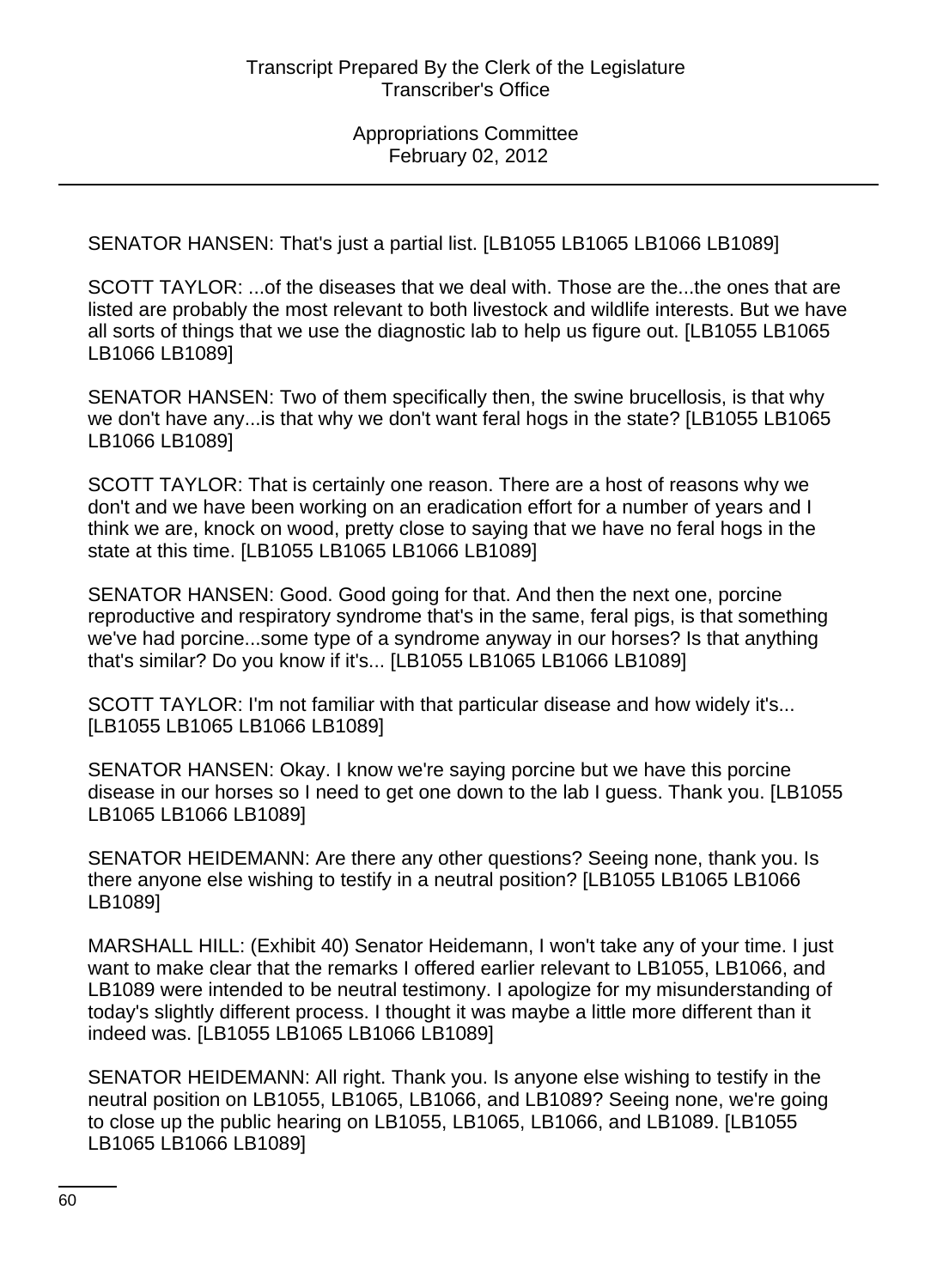SENATOR HANSEN: That's just a partial list. [LB1055 LB1065 LB1066 LB1089]

SCOTT TAYLOR: ...of the diseases that we deal with. Those are the...the ones that are listed are probably the most relevant to both livestock and wildlife interests. But we have all sorts of things that we use the diagnostic lab to help us figure out. [LB1055 LB1065 LB1066 LB1089]

SENATOR HANSEN: Two of them specifically then, the swine brucellosis, is that why we don't have any...is that why we don't want feral hogs in the state? [LB1055 LB1065 LB1066 LB1089]

SCOTT TAYLOR: That is certainly one reason. There are a host of reasons why we don't and we have been working on an eradication effort for a number of years and I think we are, knock on wood, pretty close to saying that we have no feral hogs in the state at this time. [LB1055 LB1065 LB1066 LB1089]

SENATOR HANSEN: Good. Good going for that. And then the next one, porcine reproductive and respiratory syndrome that's in the same, feral pigs, is that something we've had porcine...some type of a syndrome anyway in our horses? Is that anything that's similar? Do you know if it's... [LB1055 LB1065 LB1066 LB1089]

SCOTT TAYLOR: I'm not familiar with that particular disease and how widely it's... [LB1055 LB1065 LB1066 LB1089]

SENATOR HANSEN: Okay. I know we're saying porcine but we have this porcine disease in our horses so I need to get one down to the lab I guess. Thank you. [LB1055 LB1065 LB1066 LB1089]

SENATOR HEIDEMANN: Are there any other questions? Seeing none, thank you. Is there anyone else wishing to testify in a neutral position? [LB1055 LB1065 LB1066 LB1089]

MARSHALL HILL: (Exhibit 40) Senator Heidemann, I won't take any of your time. I just want to make clear that the remarks I offered earlier relevant to LB1055, LB1066, and LB1089 were intended to be neutral testimony. I apologize for my misunderstanding of today's slightly different process. I thought it was maybe a little more different than it indeed was. [LB1055 LB1065 LB1066 LB1089]

SENATOR HEIDEMANN: All right. Thank you. Is anyone else wishing to testify in the neutral position on LB1055, LB1065, LB1066, and LB1089? Seeing none, we're going to close up the public hearing on LB1055, LB1065, LB1066, and LB1089. [LB1055 LB1065 LB1066 LB1089]